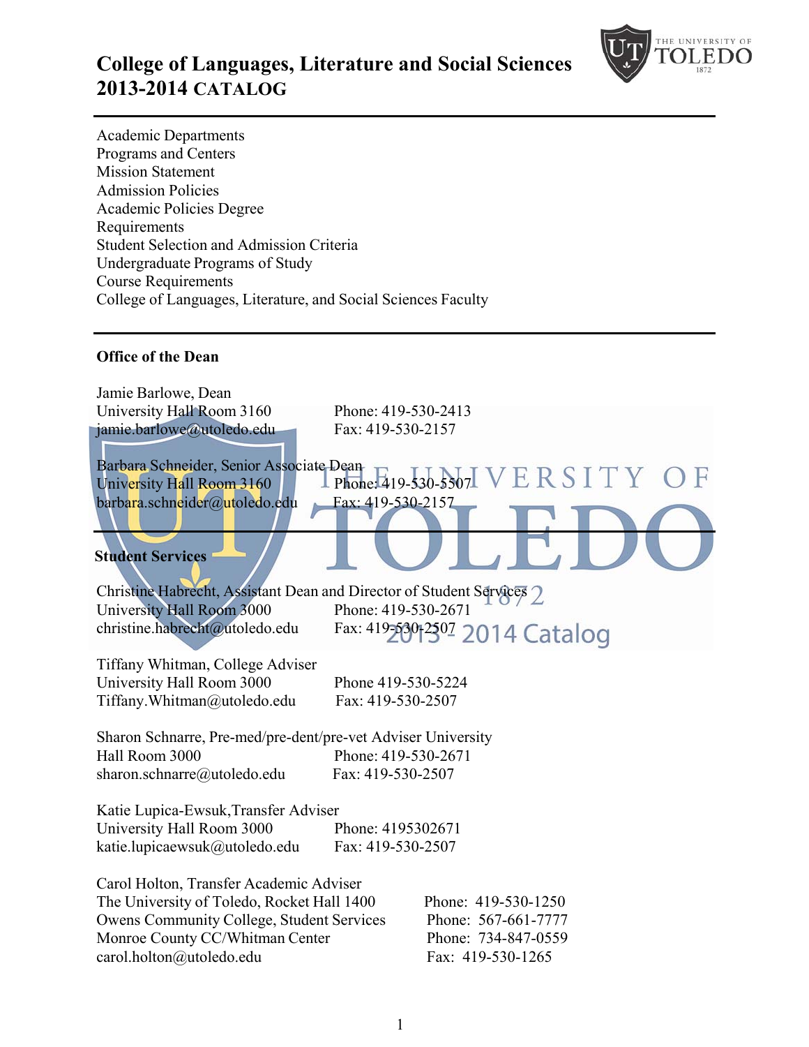# College of Languages, Literature and Social Sciences 2013-2014 CATALOG

Academic Departments
Programs and Centers
Mission Statement
Admission Policies
Academic Policies Degree
Requirements
Student Selection and Admission Criteria
Undergraduate Programs of Study
Course Requirements
College of Languages, Literature, and Social Sciences Faculty

## Office of the Dean

Jamie Barlowe, Dean
University Hall Room 3160 — Phone: 419-530-2413
jamie.barlowe@utoledo.edu — Fax: 419-530-2157

Barbara Schneider, Senior Associate Dean
University Hall Room 3160 — Phone: 419-530-5507
barbara.schneider@utoledo.edu — Fax: 419-530-2157

## Student Services

Christine Habrecht, Assistant Dean and Director of Student Services
University Hall Room 3000 — Phone: 419-530-2671
christine.habrecht@utoledo.edu — Fax: 419-530-2507

Tiffany Whitman, College Adviser
University Hall Room 3000 — Phone 419-530-5224
Tiffany.Whitman@utoledo.edu — Fax: 419-530-2507

Sharon Schnarre, Pre-med/pre-dent/pre-vet Adviser University
Hall Room 3000 — Phone: 419-530-2671
sharon.schnarre@utoledo.edu — Fax: 419-530-2507

Katie Lupica-Ewsuk,Transfer Adviser
University Hall Room 3000 — Phone: 4195302671
katie.lupicaewsuk@utoledo.edu — Fax: 419-530-2507

Carol Holton, Transfer Academic Adviser
The University of Toledo, Rocket Hall 1400 — Phone: 419-530-1250
Owens Community College, Student Services — Phone: 567-661-7777
Monroe County CC/Whitman Center — Phone: 734-847-0559
carol.holton@utoledo.edu — Fax: 419-530-1265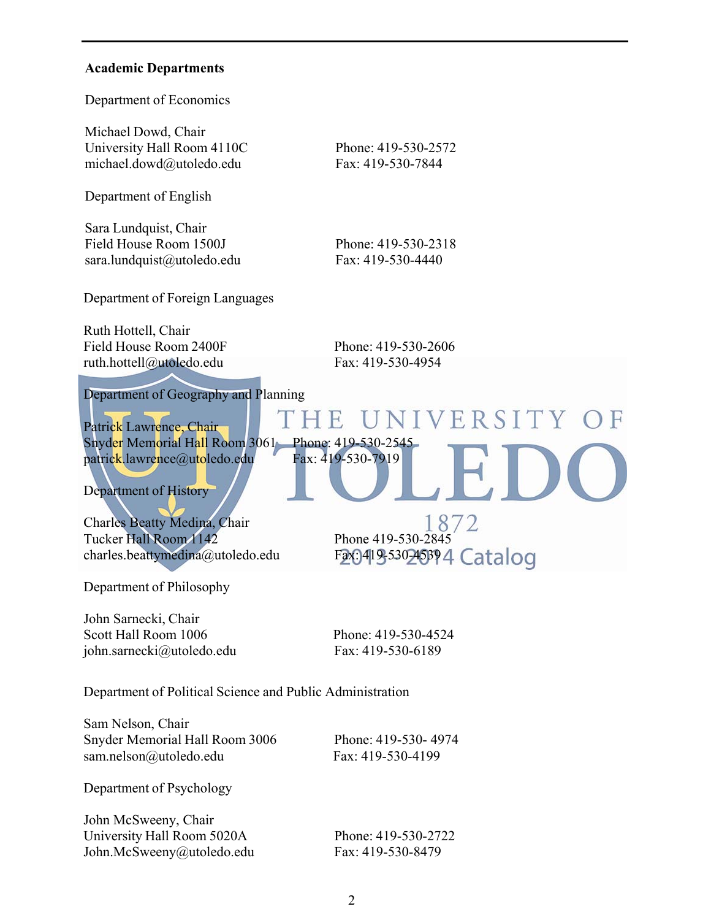**Academic Departments**

Department of Economics

Michael Dowd, Chair
University Hall Room 4110C
michael.dowd@utoledo.edu
Phone: 419-530-2572
Fax: 419-530-7844

Department of English

Sara Lundquist, Chair
Field House Room 1500J
sara.lundquist@utoledo.edu
Phone: 419-530-2318
Fax: 419-530-4440

Department of Foreign Languages

Ruth Hottell, Chair
Field House Room 2400F
ruth.hottell@utoledo.edu
Phone: 419-530-2606
Fax: 419-530-4954

Department of Geography and Planning

Patrick Lawrence, Chair
Snyder Memorial Hall Room 3061
patrick.lawrence@utoledo.edu
Phone: 419-530-2545
Fax: 419-530-7919

Department of History

Charles Beatty Medina, Chair
Tucker Hall Room 1142
charles.beattymedina@utoledo.edu
Phone 419-530-2845
Fax: 419-530-4539

Department of Philosophy

John Sarnecki, Chair
Scott Hall Room 1006
john.sarnecki@utoledo.edu
Phone: 419-530-4524
Fax: 419-530-6189

Department of Political Science and Public Administration

Sam Nelson, Chair
Snyder Memorial Hall Room 3006
sam.nelson@utoledo.edu
Phone: 419-530- 4974
Fax: 419-530-4199

Department of Psychology

John McSweeny, Chair
University Hall Room 5020A
John.McSweeny@utoledo.edu
Phone: 419-530-2722
Fax: 419-530-8479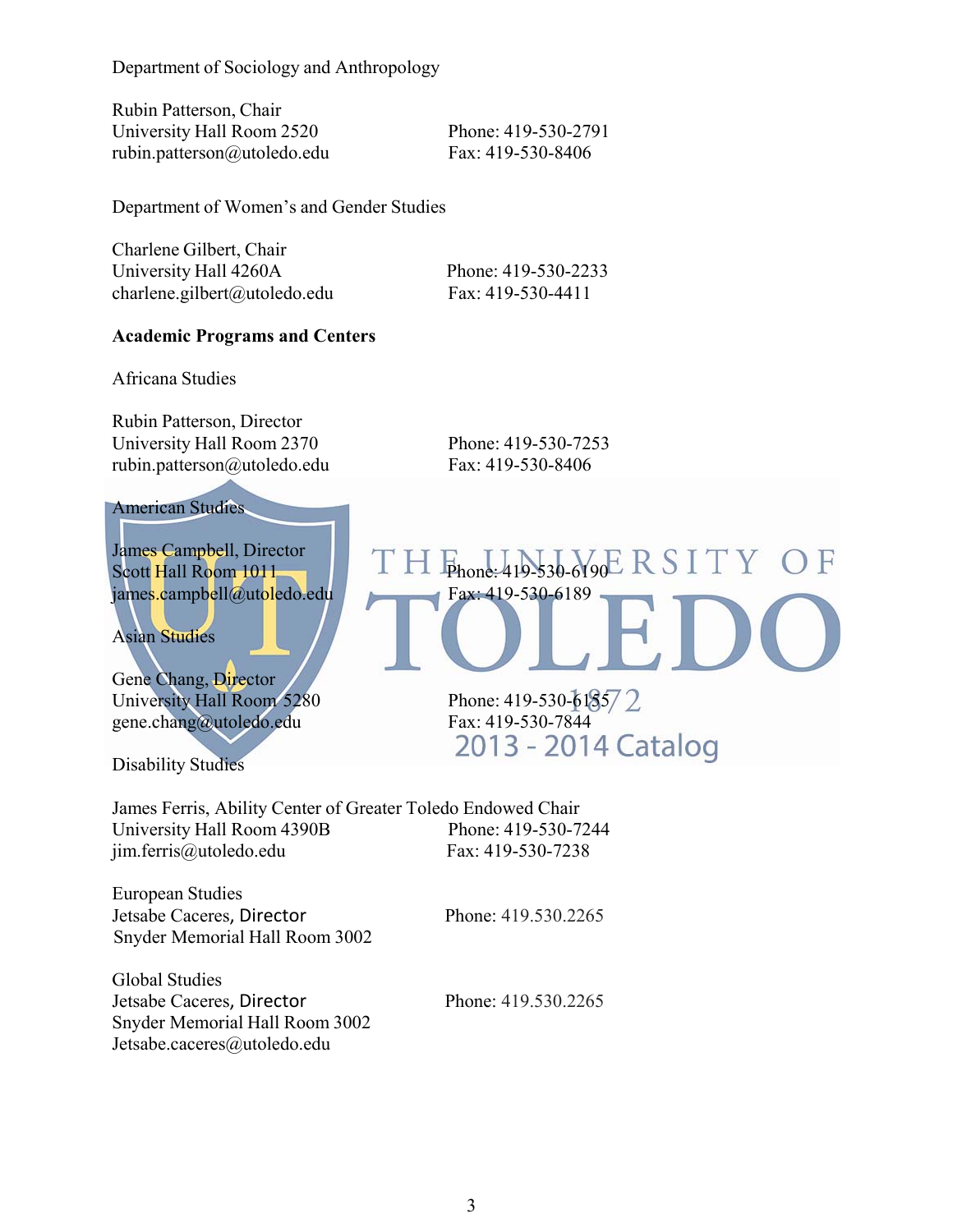Department of Sociology and Anthropology

Rubin Patterson, Chair
University Hall Room 2520
rubin.patterson@utoledo.edu

Phone: 419-530-2791
Fax: 419-530-8406

Department of Women's and Gender Studies

Charlene Gilbert, Chair
University Hall 4260A
charlene.gilbert@utoledo.edu

Phone: 419-530-2233
Fax: 419-530-4411

**Academic Programs and Centers**

Africana Studies

Rubin Patterson, Director
University Hall Room 2370
rubin.patterson@utoledo.edu

Phone: 419-530-7253
Fax: 419-530-8406

American Studies

James Campbell, Director
Scott Hall Room 1011
james.campbell@utoledo.edu

Phone: 419-530-6190
Fax: 419-530-6189

Asian Studies

Gene Chang, Director
University Hall Room 5280
gene.chang@utoledo.edu

Phone: 419-530-6155
Fax: 419-530-7844

Disability Studies

James Ferris, Ability Center of Greater Toledo Endowed Chair
University Hall Room 4390B
jim.ferris@utoledo.edu

Phone: 419-530-7244
Fax: 419-530-7238

European Studies
Jetsabe Caceres, Director
Snyder Memorial Hall Room 3002

Phone: 419.530.2265

Global Studies
Jetsabe Caceres, Director
Snyder Memorial Hall Room 3002
Jetsabe.caceres@utoledo.edu

Phone: 419.530.2265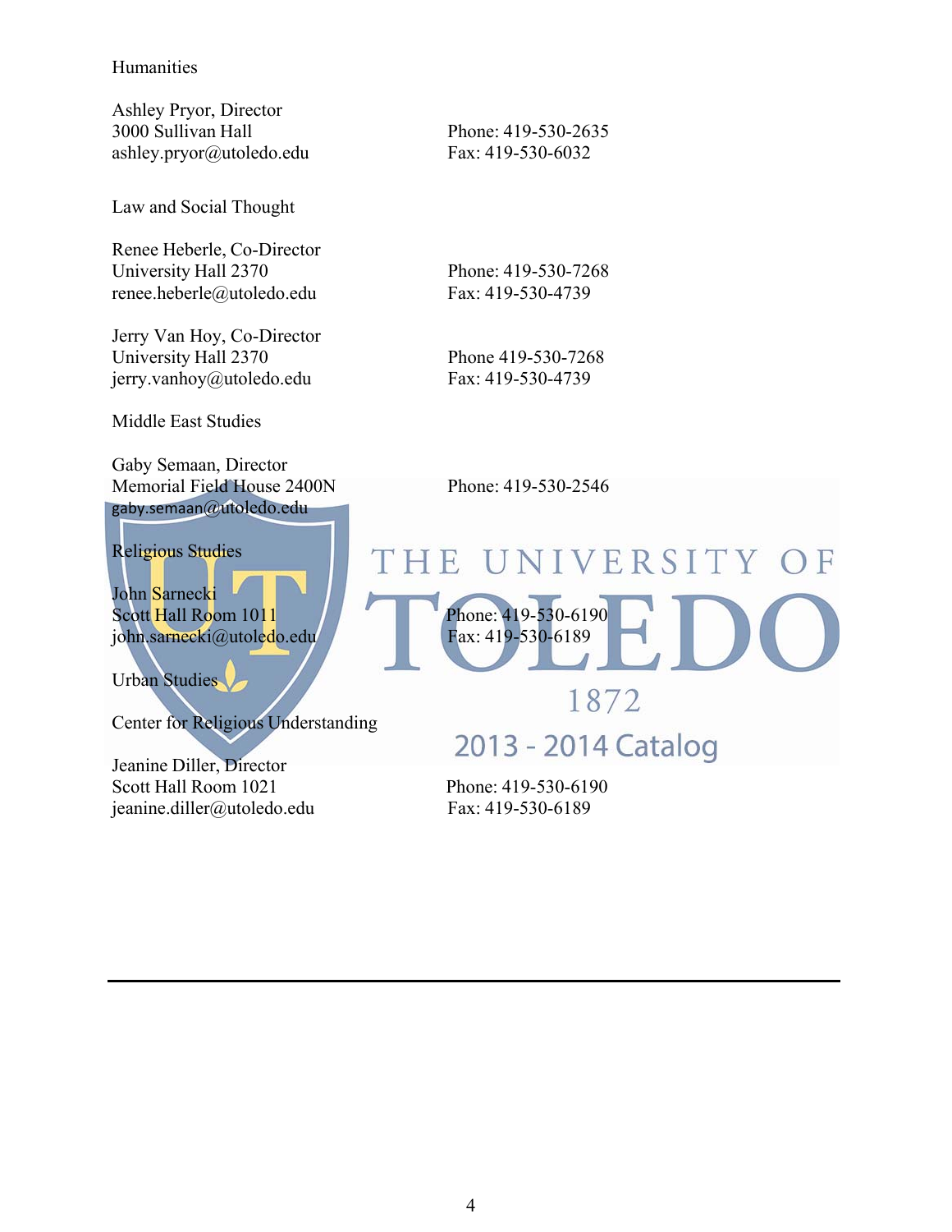Humanities

Ashley Pryor, Director
3000 Sullivan Hall
ashley.pryor@utoledo.edu

Phone: 419-530-2635
Fax: 419-530-6032

Law and Social Thought

Renee Heberle, Co-Director
University Hall 2370
renee.heberle@utoledo.edu

Phone: 419-530-7268
Fax: 419-530-4739

Jerry Van Hoy, Co-Director
University Hall 2370
jerry.vanhoy@utoledo.edu

Phone 419-530-7268
Fax: 419-530-4739

Middle East Studies

Gaby Semaan, Director
Memorial Field House 2400N
gaby.semaan@utoledo.edu

Phone: 419-530-2546

Religious Studies

John Sarnecki
Scott Hall Room 1011
john.sarnecki@utoledo.edu

Phone: 419-530-6190
Fax: 419-530-6189

Urban Studies

Center for Religious Understanding

Jeanine Diller, Director
Scott Hall Room 1021
jeanine.diller@utoledo.edu

Phone: 419-530-6190
Fax: 419-530-6189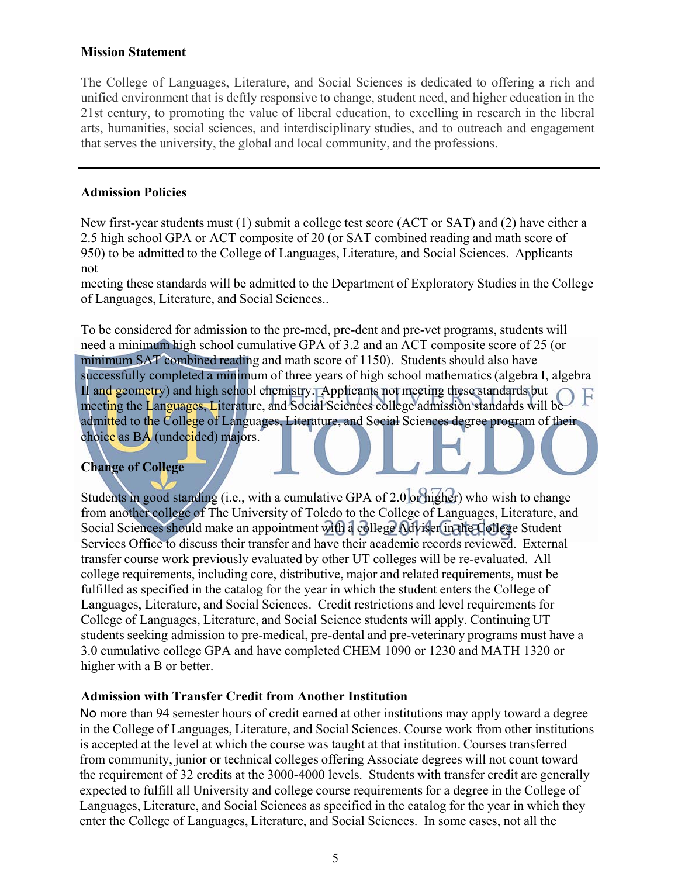## Mission Statement

The College of Languages, Literature, and Social Sciences is dedicated to offering a rich and unified environment that is deftly responsive to change, student need, and higher education in the 21st century, to promoting the value of liberal education, to excelling in research in the liberal arts, humanities, social sciences, and interdisciplinary studies, and to outreach and engagement that serves the university, the global and local community, and the professions.

---

## Admission Policies

New first-year students must (1) submit a college test score (ACT or SAT) and (2) have either a 2.5 high school GPA or ACT composite of 20 (or SAT combined reading and math score of 950) to be admitted to the College of Languages, Literature, and Social Sciences. Applicants not meeting these standards will be admitted to the Department of Exploratory Studies in the College of Languages, Literature, and Social Sciences..

To be considered for admission to the pre-med, pre-dent and pre-vet programs, students will need a minimum high school cumulative GPA of 3.2 and an ACT composite score of 25 (or minimum SAT combined reading and math score of 1150). Students should also have successfully completed a minimum of three years of high school mathematics (algebra I, algebra II and geometry) and high school chemistry. Applicants not meeting these standards but meeting the Languages, Literature, and Social Sciences college admission standards will be admitted to the College of Languages, Literature, and Social Sciences degree program of their choice as BA (undecided) majors.

## Change of College

Students in good standing (i.e., with a cumulative GPA of 2.0 or higher) who wish to change from another college of The University of Toledo to the College of Languages, Literature, and Social Sciences should make an appointment with a college Adviser in the College Student Services Office to discuss their transfer and have their academic records reviewed. External transfer course work previously evaluated by other UT colleges will be re-evaluated. All college requirements, including core, distributive, major and related requirements, must be fulfilled as specified in the catalog for the year in which the student enters the College of Languages, Literature, and Social Sciences. Credit restrictions and level requirements for College of Languages, Literature, and Social Science students will apply. Continuing UT students seeking admission to pre-medical, pre-dental and pre-veterinary programs must have a 3.0 cumulative college GPA and have completed CHEM 1090 or 1230 and MATH 1320 or higher with a B or better.

## Admission with Transfer Credit from Another Institution

No more than 94 semester hours of credit earned at other institutions may apply toward a degree in the College of Languages, Literature, and Social Sciences. Course work from other institutions is accepted at the level at which the course was taught at that institution. Courses transferred from community, junior or technical colleges offering Associate degrees will not count toward the requirement of 32 credits at the 3000-4000 levels. Students with transfer credit are generally expected to fulfill all University and college course requirements for a degree in the College of Languages, Literature, and Social Sciences as specified in the catalog for the year in which they enter the College of Languages, Literature, and Social Sciences. In some cases, not all the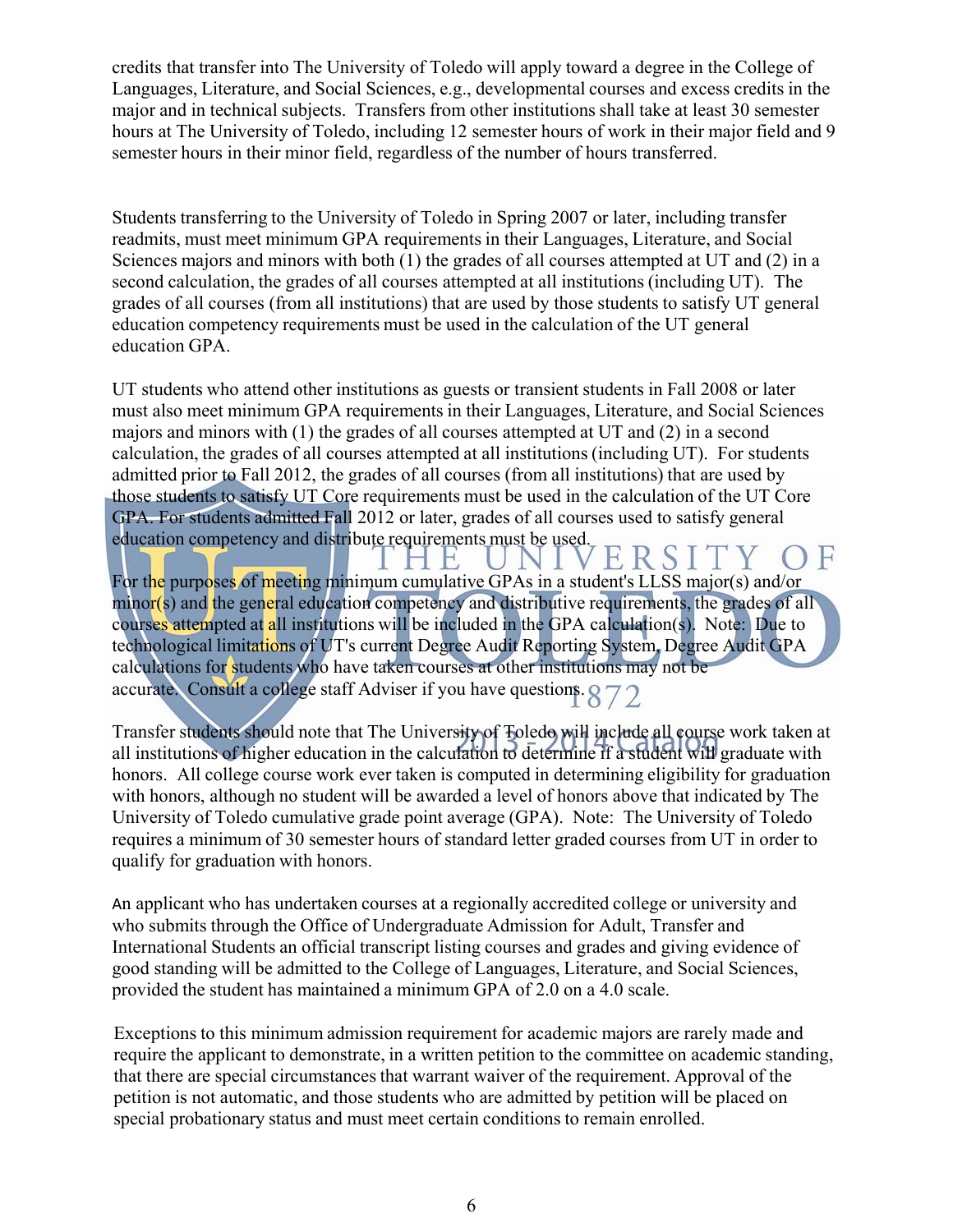credits that transfer into The University of Toledo will apply toward a degree in the College of Languages, Literature, and Social Sciences, e.g., developmental courses and excess credits in the major and in technical subjects. Transfers from other institutions shall take at least 30 semester hours at The University of Toledo, including 12 semester hours of work in their major field and 9 semester hours in their minor field, regardless of the number of hours transferred.

Students transferring to the University of Toledo in Spring 2007 or later, including transfer readmits, must meet minimum GPA requirements in their Languages, Literature, and Social Sciences majors and minors with both (1) the grades of all courses attempted at UT and (2) in a second calculation, the grades of all courses attempted at all institutions (including UT). The grades of all courses (from all institutions) that are used by those students to satisfy UT general education competency requirements must be used in the calculation of the UT general education GPA.

UT students who attend other institutions as guests or transient students in Fall 2008 or later must also meet minimum GPA requirements in their Languages, Literature, and Social Sciences majors and minors with (1) the grades of all courses attempted at UT and (2) in a second calculation, the grades of all courses attempted at all institutions (including UT). For students admitted prior to Fall 2012, the grades of all courses (from all institutions) that are used by those students to satisfy UT Core requirements must be used in the calculation of the UT Core GPA. For students admitted Fall 2012 or later, grades of all courses used to satisfy general education competency and distribute requirements must be used.

For the purposes of meeting minimum cumulative GPAs in a student's LLSS major(s) and/or minor(s) and the general education competency and distributive requirements, the grades of all courses attempted at all institutions will be included in the GPA calculation(s). Note: Due to technological limitations of UT's current Degree Audit Reporting System, Degree Audit GPA calculations for students who have taken courses at other institutions may not be accurate. Consult a college staff Adviser if you have questions.

Transfer students should note that The University of Toledo will include all course work taken at all institutions of higher education in the calculation to determine if a student will graduate with honors. All college course work ever taken is computed in determining eligibility for graduation with honors, although no student will be awarded a level of honors above that indicated by The University of Toledo cumulative grade point average (GPA). Note: The University of Toledo requires a minimum of 30 semester hours of standard letter graded courses from UT in order to qualify for graduation with honors.

An applicant who has undertaken courses at a regionally accredited college or university and who submits through the Office of Undergraduate Admission for Adult, Transfer and International Students an official transcript listing courses and grades and giving evidence of good standing will be admitted to the College of Languages, Literature, and Social Sciences, provided the student has maintained a minimum GPA of 2.0 on a 4.0 scale.

Exceptions to this minimum admission requirement for academic majors are rarely made and require the applicant to demonstrate, in a written petition to the committee on academic standing, that there are special circumstances that warrant waiver of the requirement. Approval of the petition is not automatic, and those students who are admitted by petition will be placed on special probationary status and must meet certain conditions to remain enrolled.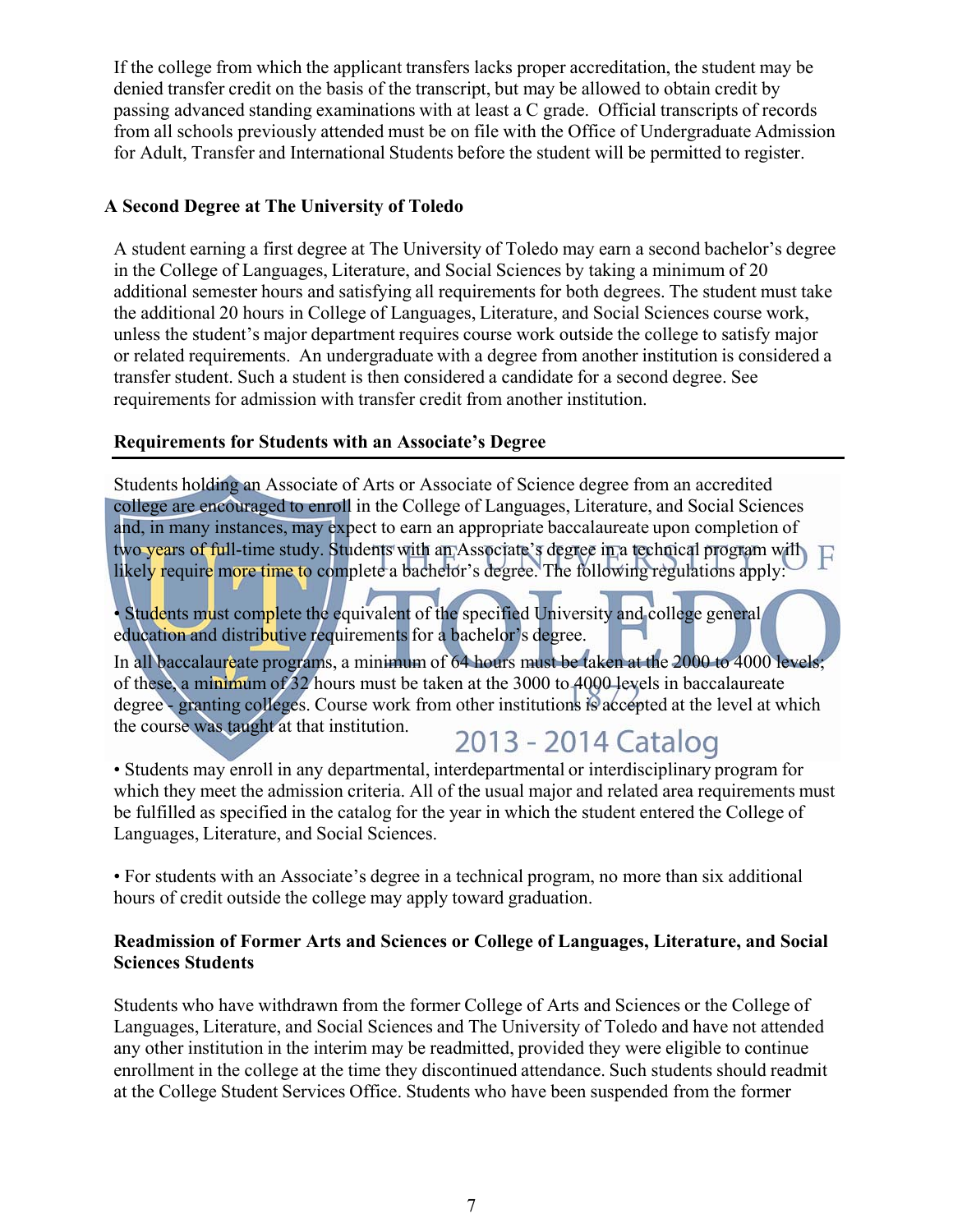If the college from which the applicant transfers lacks proper accreditation, the student may be denied transfer credit on the basis of the transcript, but may be allowed to obtain credit by passing advanced standing examinations with at least a C grade. Official transcripts of records from all schools previously attended must be on file with the Office of Undergraduate Admission for Adult, Transfer and International Students before the student will be permitted to register.

### A Second Degree at The University of Toledo

A student earning a first degree at The University of Toledo may earn a second bachelor's degree in the College of Languages, Literature, and Social Sciences by taking a minimum of 20 additional semester hours and satisfying all requirements for both degrees. The student must take the additional 20 hours in College of Languages, Literature, and Social Sciences course work, unless the student's major department requires course work outside the college to satisfy major or related requirements. An undergraduate with a degree from another institution is considered a transfer student. Such a student is then considered a candidate for a second degree. See requirements for admission with transfer credit from another institution.

### Requirements for Students with an Associate's Degree

Students holding an Associate of Arts or Associate of Science degree from an accredited college are encouraged to enroll in the College of Languages, Literature, and Social Sciences and, in many instances, may expect to earn an appropriate baccalaureate upon completion of two years of full-time study. Students with an Associate's degree in a technical program will likely require more time to complete a bachelor's degree. The following regulations apply:

• Students must complete the equivalent of the specified University and college general education and distributive requirements for a bachelor's degree.
In all baccalaureate programs, a minimum of 64 hours must be taken at the 2000 to 4000 levels; of these, a minimum of 32 hours must be taken at the 3000 to 4000 levels in baccalaureate degree - granting colleges. Course work from other institutions is accepted at the level at which the course was taught at that institution.

• Students may enroll in any departmental, interdepartmental or interdisciplinary program for which they meet the admission criteria. All of the usual major and related area requirements must be fulfilled as specified in the catalog for the year in which the student entered the College of Languages, Literature, and Social Sciences.

• For students with an Associate's degree in a technical program, no more than six additional hours of credit outside the college may apply toward graduation.

### Readmission of Former Arts and Sciences or College of Languages, Literature, and Social Sciences Students

Students who have withdrawn from the former College of Arts and Sciences or the College of Languages, Literature, and Social Sciences and The University of Toledo and have not attended any other institution in the interim may be readmitted, provided they were eligible to continue enrollment in the college at the time they discontinued attendance. Such students should readmit at the College Student Services Office. Students who have been suspended from the former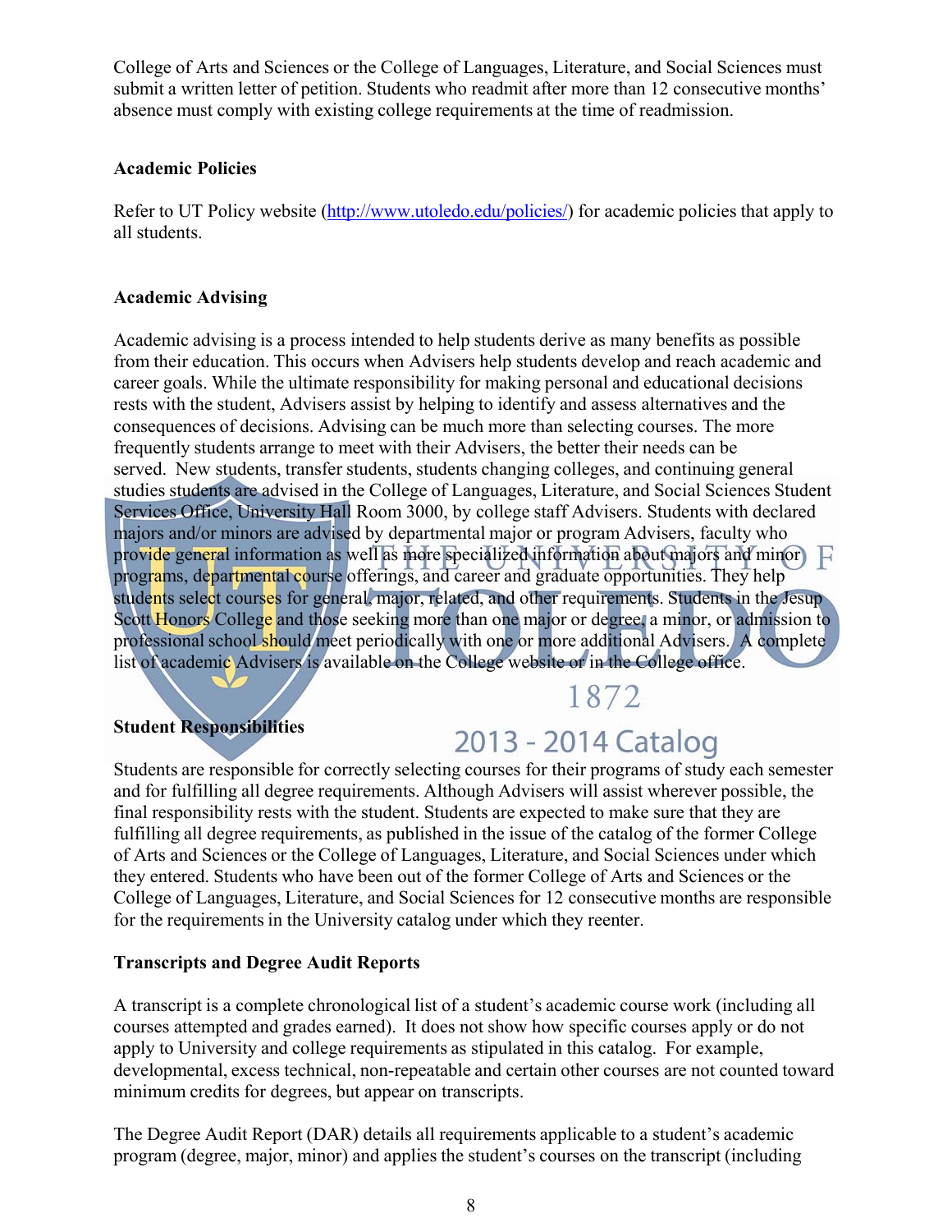College of Arts and Sciences or the College of Languages, Literature, and Social Sciences must submit a written letter of petition. Students who readmit after more than 12 consecutive months' absence must comply with existing college requirements at the time of readmission.

**Academic Policies**

Refer to UT Policy website (http://www.utoledo.edu/policies/) for academic policies that apply to all students.

**Academic Advising**

Academic advising is a process intended to help students derive as many benefits as possible from their education. This occurs when Advisers help students develop and reach academic and career goals. While the ultimate responsibility for making personal and educational decisions rests with the student, Advisers assist by helping to identify and assess alternatives and the consequences of decisions. Advising can be much more than selecting courses. The more frequently students arrange to meet with their Advisers, the better their needs can be served. New students, transfer students, students changing colleges, and continuing general studies students are advised in the College of Languages, Literature, and Social Sciences Student Services Office, University Hall Room 3000, by college staff Advisers. Students with declared majors and/or minors are advised by departmental major or program Advisers, faculty who provide general information as well as more specialized information about majors and minor programs, departmental course offerings, and career and graduate opportunities. They help students select courses for general, major, related, and other requirements. Students in the Jesup Scott Honors College and those seeking more than one major or degree, a minor, or admission to professional school should meet periodically with one or more additional Advisers. A complete list of academic Advisers is available on the College website or in the College office.

**Student Responsibilities**

Students are responsible for correctly selecting courses for their programs of study each semester and for fulfilling all degree requirements. Although Advisers will assist wherever possible, the final responsibility rests with the student. Students are expected to make sure that they are fulfilling all degree requirements, as published in the issue of the catalog of the former College of Arts and Sciences or the College of Languages, Literature, and Social Sciences under which they entered. Students who have been out of the former College of Arts and Sciences or the College of Languages, Literature, and Social Sciences for 12 consecutive months are responsible for the requirements in the University catalog under which they reenter.

**Transcripts and Degree Audit Reports**

A transcript is a complete chronological list of a student's academic course work (including all courses attempted and grades earned). It does not show how specific courses apply or do not apply to University and college requirements as stipulated in this catalog. For example, developmental, excess technical, non-repeatable and certain other courses are not counted toward minimum credits for degrees, but appear on transcripts.

The Degree Audit Report (DAR) details all requirements applicable to a student's academic program (degree, major, minor) and applies the student's courses on the transcript (including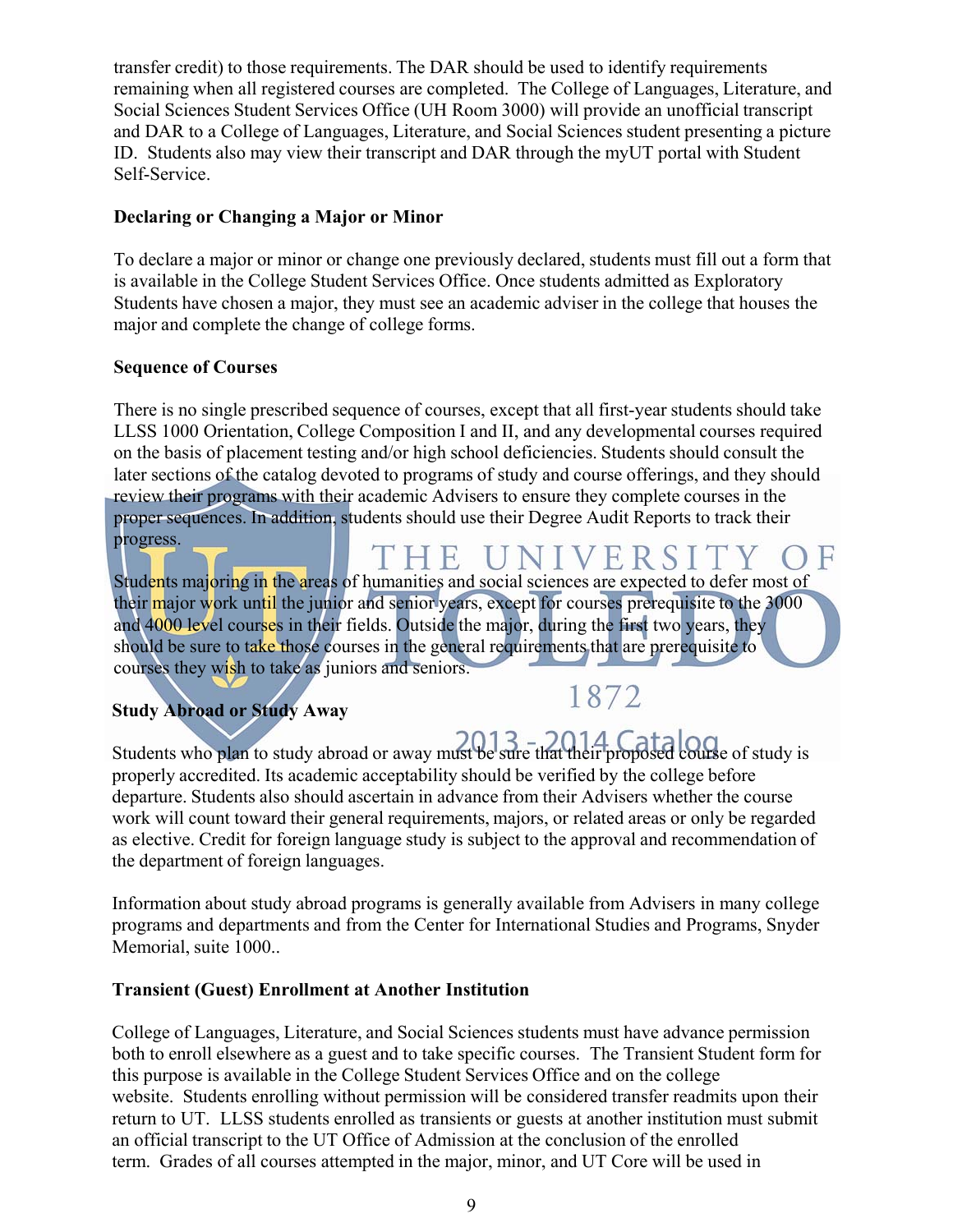transfer credit) to those requirements. The DAR should be used to identify requirements remaining when all registered courses are completed. The College of Languages, Literature, and Social Sciences Student Services Office (UH Room 3000) will provide an unofficial transcript and DAR to a College of Languages, Literature, and Social Sciences student presenting a picture ID. Students also may view their transcript and DAR through the myUT portal with Student Self-Service.

**Declaring or Changing a Major or Minor**

To declare a major or minor or change one previously declared, students must fill out a form that is available in the College Student Services Office. Once students admitted as Exploratory Students have chosen a major, they must see an academic adviser in the college that houses the major and complete the change of college forms.

**Sequence of Courses**

There is no single prescribed sequence of courses, except that all first-year students should take LLSS 1000 Orientation, College Composition I and II, and any developmental courses required on the basis of placement testing and/or high school deficiencies. Students should consult the later sections of the catalog devoted to programs of study and course offerings, and they should review their programs with their academic Advisers to ensure they complete courses in the proper sequences. In addition, students should use their Degree Audit Reports to track their progress.

Students majoring in the areas of humanities and social sciences are expected to defer most of their major work until the junior and senior years, except for courses prerequisite to the 3000 and 4000 level courses in their fields. Outside the major, during the first two years, they should be sure to take those courses in the general requirements that are prerequisite to courses they wish to take as juniors and seniors.

**Study Abroad or Study Away**

Students who plan to study abroad or away must be sure that their proposed course of study is properly accredited. Its academic acceptability should be verified by the college before departure. Students also should ascertain in advance from their Advisers whether the course work will count toward their general requirements, majors, or related areas or only be regarded as elective. Credit for foreign language study is subject to the approval and recommendation of the department of foreign languages.

Information about study abroad programs is generally available from Advisers in many college programs and departments and from the Center for International Studies and Programs, Snyder Memorial, suite 1000..

**Transient (Guest) Enrollment at Another Institution**

College of Languages, Literature, and Social Sciences students must have advance permission both to enroll elsewhere as a guest and to take specific courses. The Transient Student form for this purpose is available in the College Student Services Office and on the college website. Students enrolling without permission will be considered transfer readmits upon their return to UT. LLSS students enrolled as transients or guests at another institution must submit an official transcript to the UT Office of Admission at the conclusion of the enrolled term. Grades of all courses attempted in the major, minor, and UT Core will be used in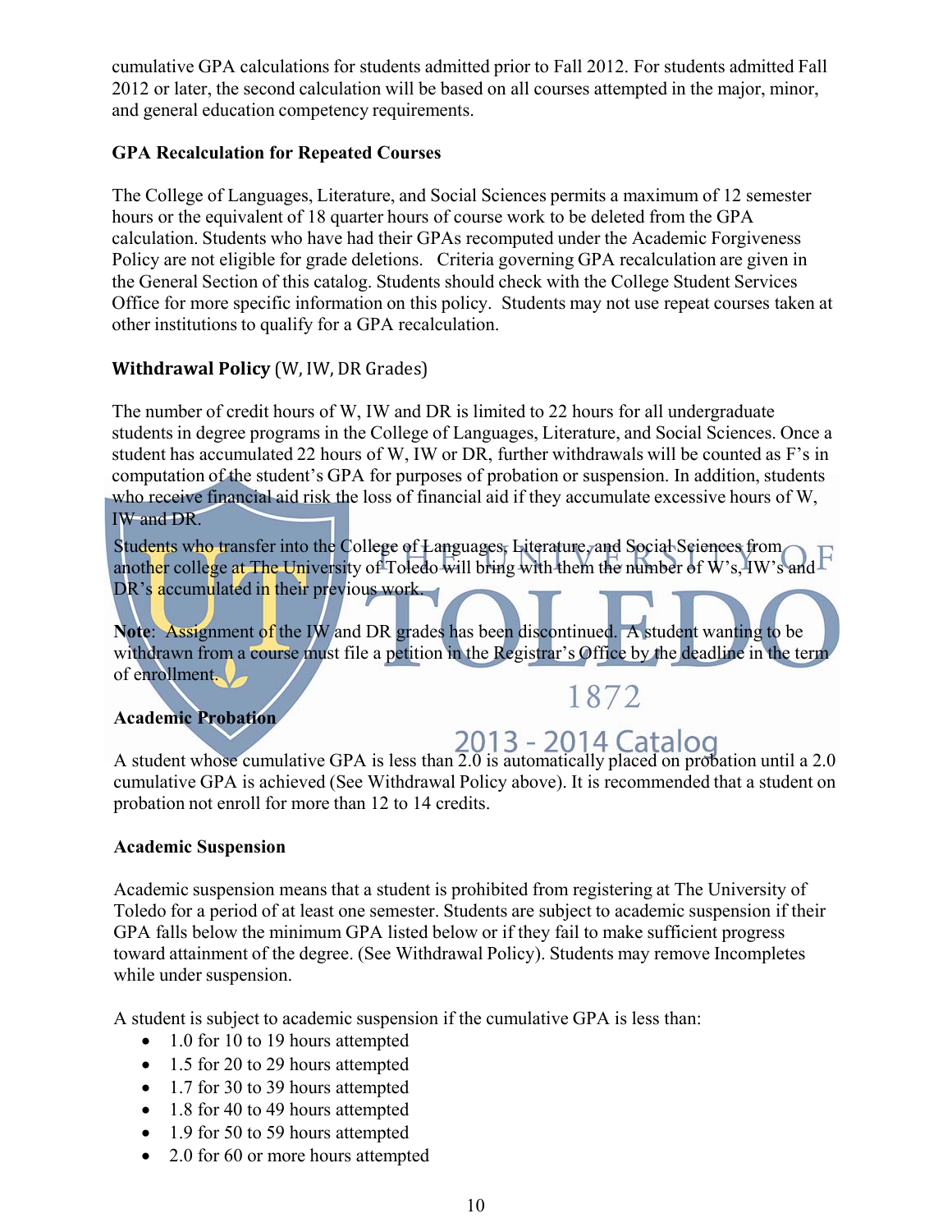cumulative GPA calculations for students admitted prior to Fall 2012. For students admitted Fall 2012 or later, the second calculation will be based on all courses attempted in the major, minor, and general education competency requirements.

**GPA Recalculation for Repeated Courses**

The College of Languages, Literature, and Social Sciences permits a maximum of 12 semester hours or the equivalent of 18 quarter hours of course work to be deleted from the GPA calculation. Students who have had their GPAs recomputed under the Academic Forgiveness Policy are not eligible for grade deletions. Criteria governing GPA recalculation are given in the General Section of this catalog. Students should check with the College Student Services Office for more specific information on this policy. Students may not use repeat courses taken at other institutions to qualify for a GPA recalculation.

**Withdrawal Policy** (W, IW, DR Grades)

The number of credit hours of W, IW and DR is limited to 22 hours for all undergraduate students in degree programs in the College of Languages, Literature, and Social Sciences. Once a student has accumulated 22 hours of W, IW or DR, further withdrawals will be counted as F's in computation of the student's GPA for purposes of probation or suspension. In addition, students who receive financial aid risk the loss of financial aid if they accumulate excessive hours of W, IW and DR.

Students who transfer into the College of Languages, Literature, and Social Sciences from another college at The University of Toledo will bring with them the number of W's, IW's and DR's accumulated in their previous work.

**Note**: Assignment of the IW and DR grades has been discontinued. A student wanting to be withdrawn from a course must file a petition in the Registrar's Office by the deadline in the term of enrollment.

**Academic Probation**

A student whose cumulative GPA is less than 2.0 is automatically placed on probation until a 2.0 cumulative GPA is achieved (See Withdrawal Policy above). It is recommended that a student on probation not enroll for more than 12 to 14 credits.

**Academic Suspension**

Academic suspension means that a student is prohibited from registering at The University of Toledo for a period of at least one semester. Students are subject to academic suspension if their GPA falls below the minimum GPA listed below or if they fail to make sufficient progress toward attainment of the degree. (See Withdrawal Policy). Students may remove Incompletes while under suspension.

A student is subject to academic suspension if the cumulative GPA is less than:

- 1.0 for 10 to 19 hours attempted
- 1.5 for 20 to 29 hours attempted
- 1.7 for 30 to 39 hours attempted
- 1.8 for 40 to 49 hours attempted
- 1.9 for 50 to 59 hours attempted
- 2.0 for 60 or more hours attempted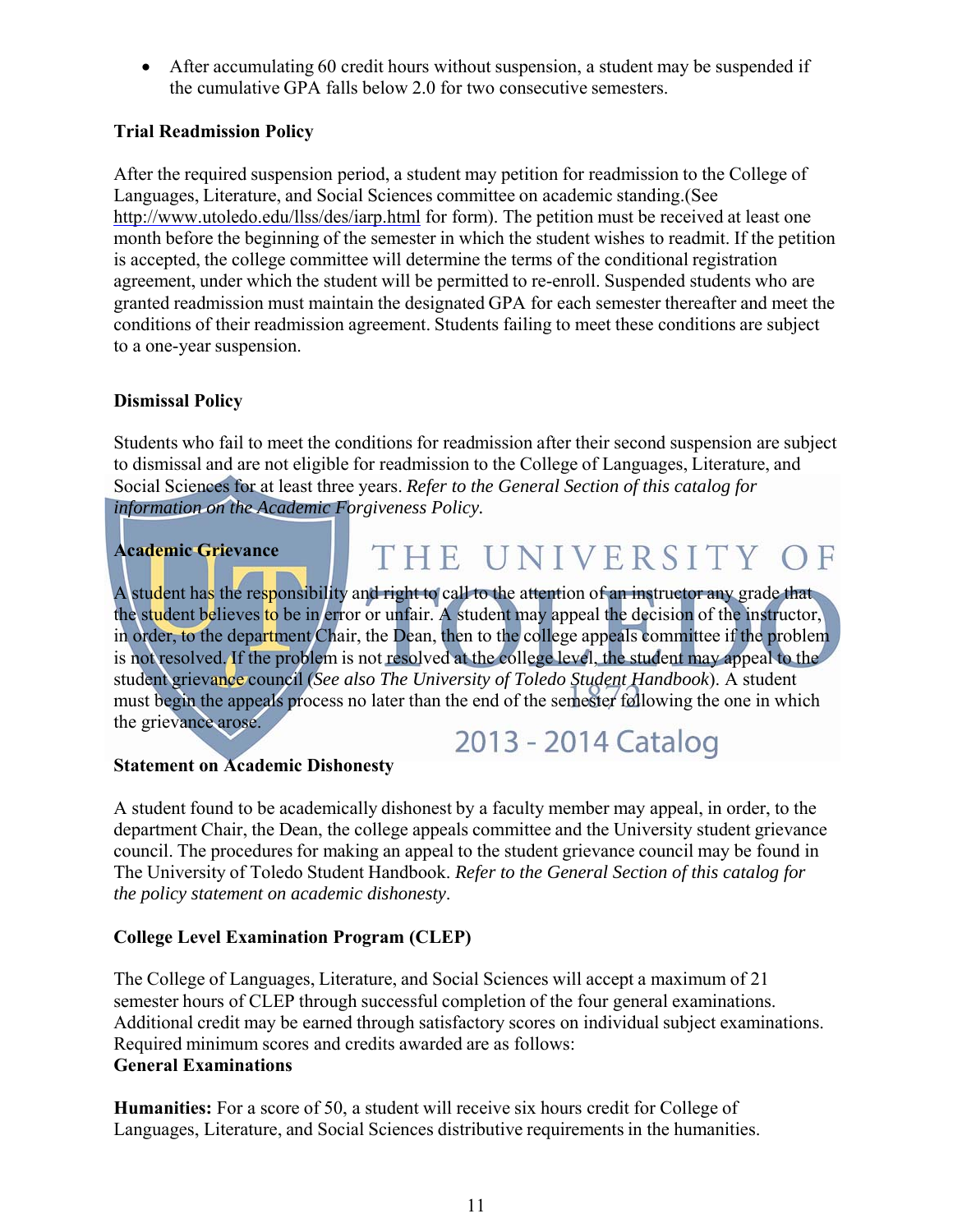- After accumulating 60 credit hours without suspension, a student may be suspended if the cumulative GPA falls below 2.0 for two consecutive semesters.

**Trial Readmission Policy**

After the required suspension period, a student may petition for readmission to the College of Languages, Literature, and Social Sciences committee on academic standing.(See http://www.utoledo.edu/llss/des/iarp.html for form). The petition must be received at least one month before the beginning of the semester in which the student wishes to readmit. If the petition is accepted, the college committee will determine the terms of the conditional registration agreement, under which the student will be permitted to re-enroll. Suspended students who are granted readmission must maintain the designated GPA for each semester thereafter and meet the conditions of their readmission agreement. Students failing to meet these conditions are subject to a one-year suspension.

**Dismissal Policy**

Students who fail to meet the conditions for readmission after their second suspension are subject to dismissal and are not eligible for readmission to the College of Languages, Literature, and Social Sciences for at least three years. *Refer to the General Section of this catalog for information on the Academic Forgiveness Policy.*

**Academic Grievance**

A student has the responsibility and right to call to the attention of an instructor any grade that the student believes to be in error or unfair. A student may appeal the decision of the instructor, in order, to the department Chair, the Dean, then to the college appeals committee if the problem is not resolved. If the problem is not resolved at the college level, the student may appeal to the student grievance council (*See also The University of Toledo Student Handbook*). A student must begin the appeals process no later than the end of the semester following the one in which the grievance arose.

**Statement on Academic Dishonesty**

A student found to be academically dishonest by a faculty member may appeal, in order, to the department Chair, the Dean, the college appeals committee and the University student grievance council. The procedures for making an appeal to the student grievance council may be found in The University of Toledo Student Handbook. *Refer to the General Section of this catalog for the policy statement on academic dishonesty*.

**College Level Examination Program (CLEP)**

The College of Languages, Literature, and Social Sciences will accept a maximum of 21 semester hours of CLEP through successful completion of the four general examinations. Additional credit may be earned through satisfactory scores on individual subject examinations. Required minimum scores and credits awarded are as follows:

**General Examinations**

**Humanities:** For a score of 50, a student will receive six hours credit for College of Languages, Literature, and Social Sciences distributive requirements in the humanities.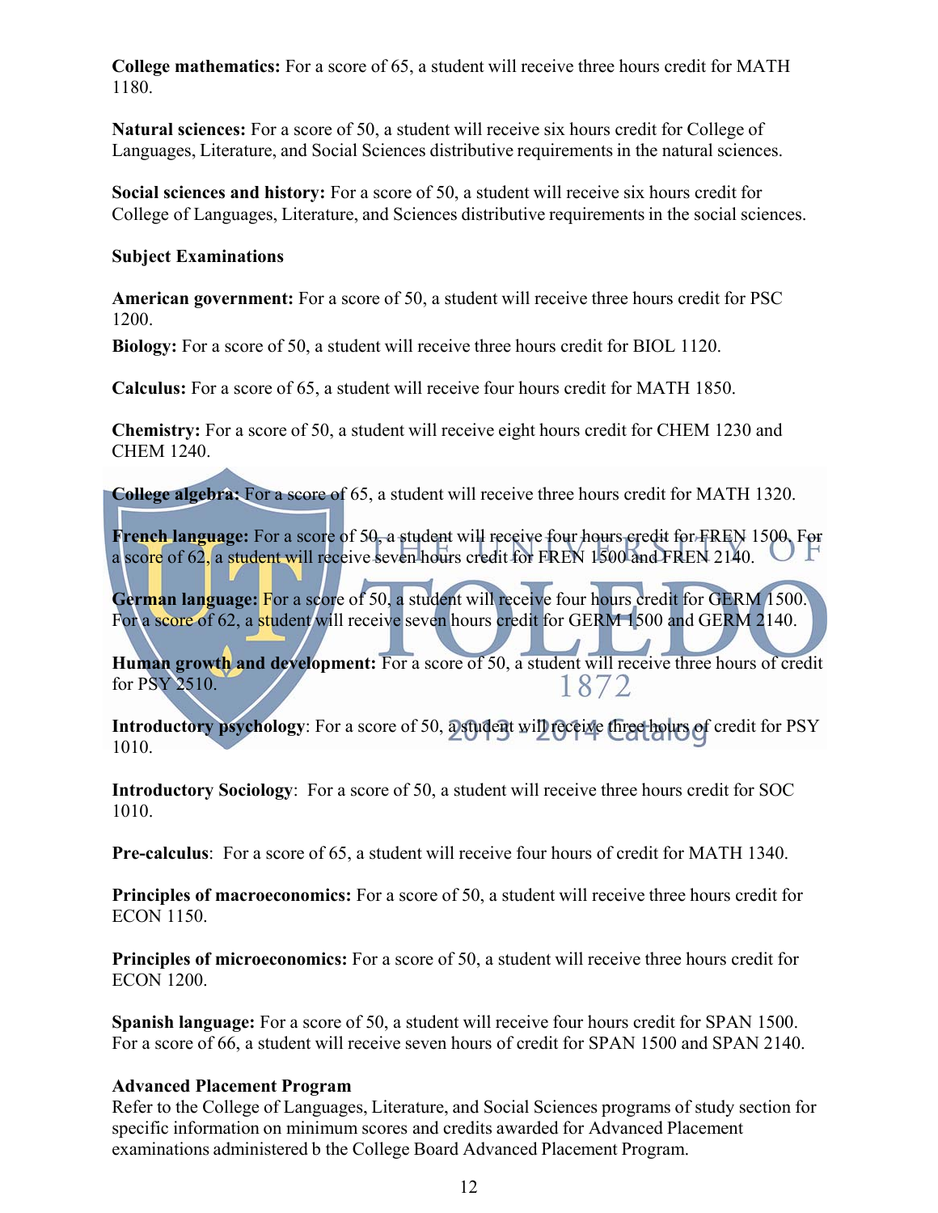**College mathematics:** For a score of 65, a student will receive three hours credit for MATH 1180.

**Natural sciences:** For a score of 50, a student will receive six hours credit for College of Languages, Literature, and Social Sciences distributive requirements in the natural sciences.

**Social sciences and history:** For a score of 50, a student will receive six hours credit for College of Languages, Literature, and Sciences distributive requirements in the social sciences.

**Subject Examinations**

**American government:** For a score of 50, a student will receive three hours credit for PSC 1200.

**Biology:** For a score of 50, a student will receive three hours credit for BIOL 1120.

**Calculus:** For a score of 65, a student will receive four hours credit for MATH 1850.

**Chemistry:** For a score of 50, a student will receive eight hours credit for CHEM 1230 and CHEM 1240.

**College algebra:** For a score of 65, a student will receive three hours credit for MATH 1320.

**French language:** For a score of 50, a student will receive four hours credit for FREN 1500. For a score of 62, a student will receive seven hours credit for FREN 1500 and FREN 2140.

**German language:** For a score of 50, a student will receive four hours credit for GERM 1500. For a score of 62, a student will receive seven hours credit for GERM 1500 and GERM 2140.

**Human growth and development:** For a score of 50, a student will receive three hours of credit for PSY 2510.

**Introductory psychology**: For a score of 50, a student will receive three hours of credit for PSY 1010.

**Introductory Sociology**: For a score of 50, a student will receive three hours credit for SOC 1010.

**Pre-calculus**: For a score of 65, a student will receive four hours of credit for MATH 1340.

**Principles of macroeconomics:** For a score of 50, a student will receive three hours credit for ECON 1150.

**Principles of microeconomics:** For a score of 50, a student will receive three hours credit for ECON 1200.

**Spanish language:** For a score of 50, a student will receive four hours credit for SPAN 1500. For a score of 66, a student will receive seven hours of credit for SPAN 1500 and SPAN 2140.

**Advanced Placement Program**

Refer to the College of Languages, Literature, and Social Sciences programs of study section for specific information on minimum scores and credits awarded for Advanced Placement examinations administered b the College Board Advanced Placement Program.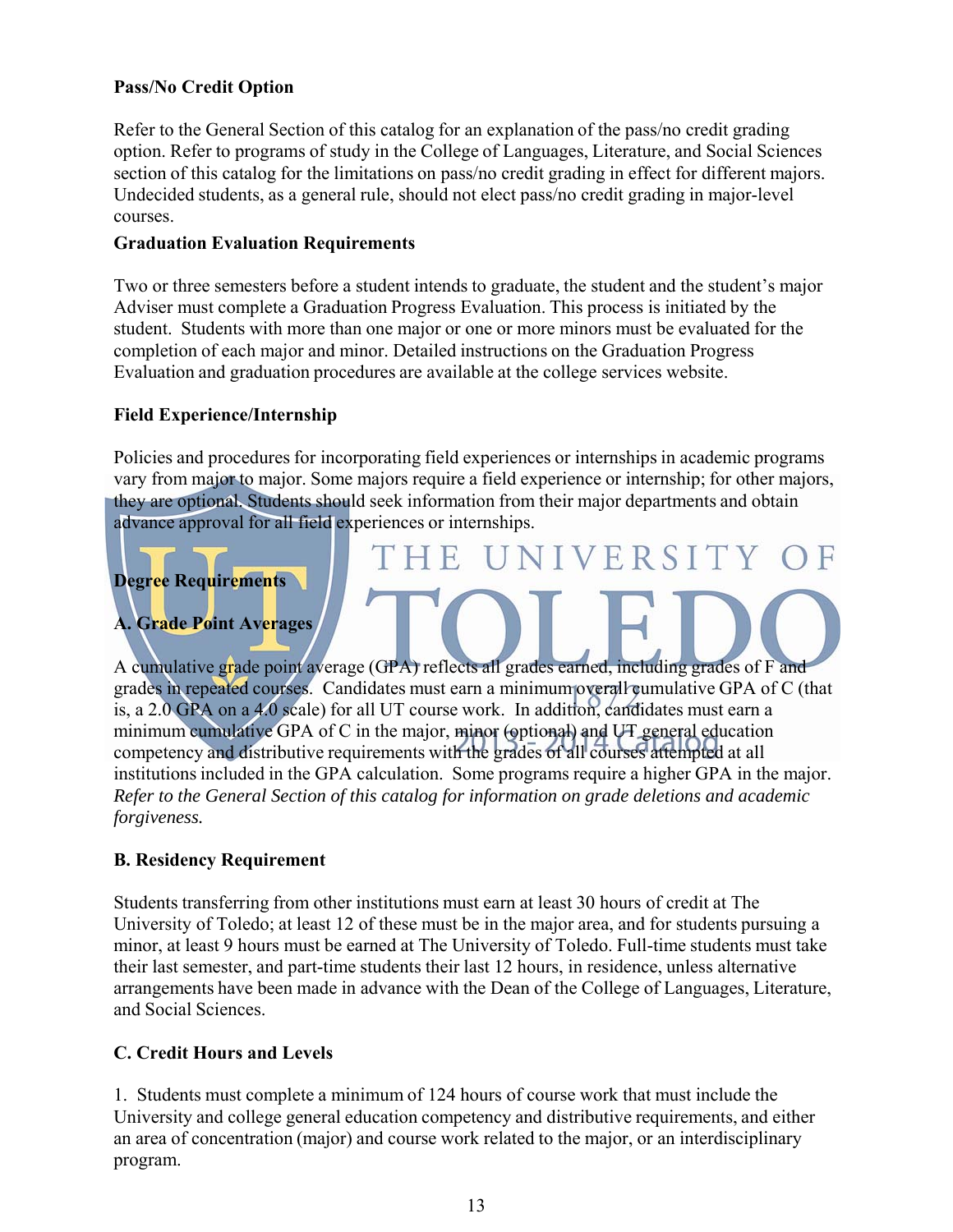**Pass/No Credit Option**

Refer to the General Section of this catalog for an explanation of the pass/no credit grading option. Refer to programs of study in the College of Languages, Literature, and Social Sciences section of this catalog for the limitations on pass/no credit grading in effect for different majors. Undecided students, as a general rule, should not elect pass/no credit grading in major-level courses.

**Graduation Evaluation Requirements**

Two or three semesters before a student intends to graduate, the student and the student's major Adviser must complete a Graduation Progress Evaluation. This process is initiated by the student. Students with more than one major or one or more minors must be evaluated for the completion of each major and minor. Detailed instructions on the Graduation Progress Evaluation and graduation procedures are available at the college services website.

**Field Experience/Internship**

Policies and procedures for incorporating field experiences or internships in academic programs vary from major to major. Some majors require a field experience or internship; for other majors, they are optional. Students should seek information from their major departments and obtain advance approval for all field experiences or internships.

**Degree Requirements**

**A. Grade Point Averages**

A cumulative grade point average (GPA) reflects all grades earned, including grades of F and grades in repeated courses. Candidates must earn a minimum overall cumulative GPA of C (that is, a 2.0 GPA on a 4.0 scale) for all UT course work. In addition, candidates must earn a minimum cumulative GPA of C in the major, minor (optional) and UT general education competency and distributive requirements with the grades of all courses attempted at all institutions included in the GPA calculation. Some programs require a higher GPA in the major. *Refer to the General Section of this catalog for information on grade deletions and academic forgiveness.*

**B. Residency Requirement**

Students transferring from other institutions must earn at least 30 hours of credit at The University of Toledo; at least 12 of these must be in the major area, and for students pursuing a minor, at least 9 hours must be earned at The University of Toledo. Full-time students must take their last semester, and part-time students their last 12 hours, in residence, unless alternative arrangements have been made in advance with the Dean of the College of Languages, Literature, and Social Sciences.

**C. Credit Hours and Levels**

1. Students must complete a minimum of 124 hours of course work that must include the University and college general education competency and distributive requirements, and either an area of concentration (major) and course work related to the major, or an interdisciplinary program.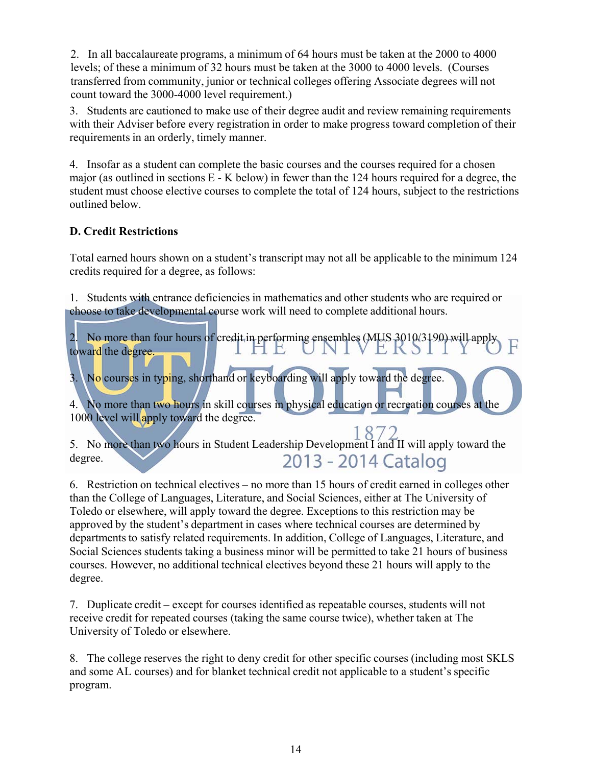2. In all baccalaureate programs, a minimum of 64 hours must be taken at the 2000 to 4000 levels; of these a minimum of 32 hours must be taken at the 3000 to 4000 levels. (Courses transferred from community, junior or technical colleges offering Associate degrees will not count toward the 3000-4000 level requirement.)

3. Students are cautioned to make use of their degree audit and review remaining requirements with their Adviser before every registration in order to make progress toward completion of their requirements in an orderly, timely manner.

4. Insofar as a student can complete the basic courses and the courses required for a chosen major (as outlined in sections E - K below) in fewer than the 124 hours required for a degree, the student must choose elective courses to complete the total of 124 hours, subject to the restrictions outlined below.

**D. Credit Restrictions**

Total earned hours shown on a student's transcript may not all be applicable to the minimum 124 credits required for a degree, as follows:

1. Students with entrance deficiencies in mathematics and other students who are required or choose to take developmental course work will need to complete additional hours.

2. No more than four hours of credit in performing ensembles (MUS 3010/3190) will apply toward the degree.

3. No courses in typing, shorthand or keyboarding will apply toward the degree.

4. No more than two hours in skill courses in physical education or recreation courses at the 1000 level will apply toward the degree.

5. No more than two hours in Student Leadership Development I and II will apply toward the degree.

6. Restriction on technical electives – no more than 15 hours of credit earned in colleges other than the College of Languages, Literature, and Social Sciences, either at The University of Toledo or elsewhere, will apply toward the degree. Exceptions to this restriction may be approved by the student's department in cases where technical courses are determined by departments to satisfy related requirements. In addition, College of Languages, Literature, and Social Sciences students taking a business minor will be permitted to take 21 hours of business courses. However, no additional technical electives beyond these 21 hours will apply to the degree.

7. Duplicate credit – except for courses identified as repeatable courses, students will not receive credit for repeated courses (taking the same course twice), whether taken at The University of Toledo or elsewhere.

8. The college reserves the right to deny credit for other specific courses (including most SKLS and some AL courses) and for blanket technical credit not applicable to a student's specific program.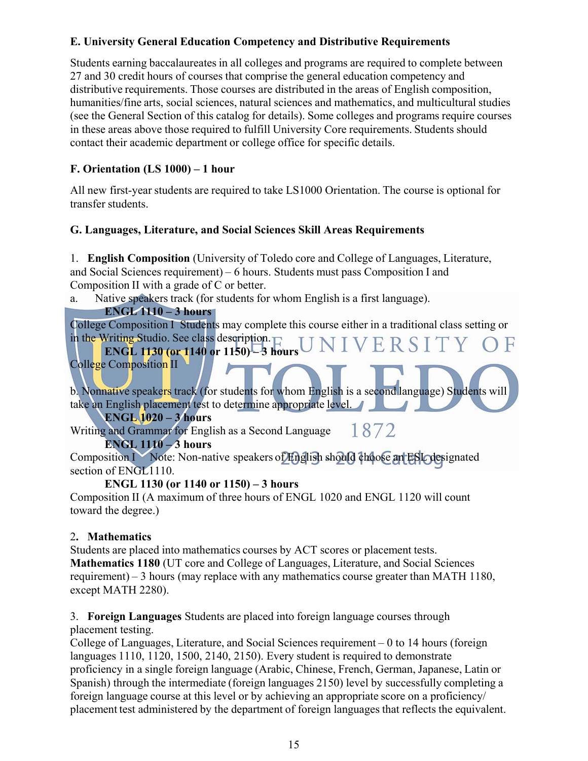**E. University General Education Competency and Distributive Requirements**

Students earning baccalaureates in all colleges and programs are required to complete between 27 and 30 credit hours of courses that comprise the general education competency and distributive requirements. Those courses are distributed in the areas of English composition, humanities/fine arts, social sciences, natural sciences and mathematics, and multicultural studies (see the General Section of this catalog for details). Some colleges and programs require courses in these areas above those required to fulfill University Core requirements. Students should contact their academic department or college office for specific details.

**F. Orientation (LS 1000) – 1 hour**

All new first-year students are required to take LS1000 Orientation. The course is optional for transfer students.

**G. Languages, Literature, and Social Sciences Skill Areas Requirements**

1. **English Composition** (University of Toledo core and College of Languages, Literature, and Social Sciences requirement) – 6 hours. Students must pass Composition I and Composition II with a grade of C or better.

a. Native speakers track (for students for whom English is a first language).

**ENGL 1110 – 3 hours**
College Composition I Students may complete this course either in a traditional class setting or in the Writing Studio. See class description.

**ENGL 1130 (or 1140 or 1150) – 3 hours**
College Composition II

b. Nonnative speakers track (for students for whom English is a second language) Students will take an English placement test to determine appropriate level.

**ENGL 1020 – 3 hours**
Writing and Grammar for English as a Second Language

**ENGL 1110 – 3 hours**
Composition I Note: Non-native speakers of English should choose an ESL designated section of ENGL1110.

**ENGL 1130 (or 1140 or 1150) – 3 hours**
Composition II (A maximum of three hours of ENGL 1020 and ENGL 1120 will count toward the degree.)

2. **Mathematics**
Students are placed into mathematics courses by ACT scores or placement tests.
**Mathematics 1180** (UT core and College of Languages, Literature, and Social Sciences requirement) – 3 hours (may replace with any mathematics course greater than MATH 1180, except MATH 2280).

3. **Foreign Languages** Students are placed into foreign language courses through placement testing.
College of Languages, Literature, and Social Sciences requirement – 0 to 14 hours (foreign languages 1110, 1120, 1500, 2140, 2150). Every student is required to demonstrate proficiency in a single foreign language (Arabic, Chinese, French, German, Japanese, Latin or Spanish) through the intermediate (foreign languages 2150) level by successfully completing a foreign language course at this level or by achieving an appropriate score on a proficiency/placement test administered by the department of foreign languages that reflects the equivalent.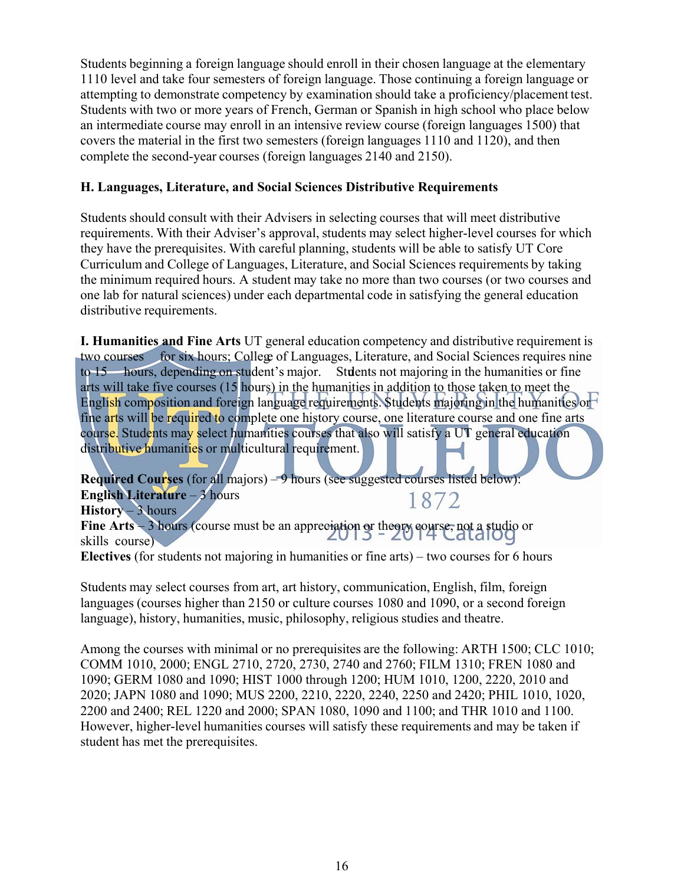Students beginning a foreign language should enroll in their chosen language at the elementary 1110 level and take four semesters of foreign language. Those continuing a foreign language or attempting to demonstrate competency by examination should take a proficiency/placement test. Students with two or more years of French, German or Spanish in high school who place below an intermediate course may enroll in an intensive review course (foreign languages 1500) that covers the material in the first two semesters (foreign languages 1110 and 1120), and then complete the second-year courses (foreign languages 2140 and 2150).

**H. Languages, Literature, and Social Sciences Distributive Requirements**

Students should consult with their Advisers in selecting courses that will meet distributive requirements. With their Adviser's approval, students may select higher-level courses for which they have the prerequisites. With careful planning, students will be able to satisfy UT Core Curriculum and College of Languages, Literature, and Social Sciences requirements by taking the minimum required hours. A student may take no more than two courses (or two courses and one lab for natural sciences) under each departmental code in satisfying the general education distributive requirements.

**I. Humanities and Fine Arts** UT general education competency and distributive requirement is two courses for six hours; College of Languages, Literature, and Social Sciences requires nine to 15 hours, depending on student's major. Students not majoring in the humanities or fine arts will take five courses (15 hours) in the humanities in addition to those taken to meet the English composition and foreign language requirements. Students majoring in the humanities or fine arts will be required to complete one history course, one literature course and one fine arts course. Students may select humanities courses that also will satisfy a UT general education distributive humanities or multicultural requirement.

**Required Courses** (for all majors) – 9 hours (see suggested courses listed below):
**English Literature** – 3 hours
**History** – 3 hours
**Fine Arts** – 3 hours (course must be an appreciation or theory course, not a studio or skills course)
**Electives** (for students not majoring in humanities or fine arts) – two courses for 6 hours

Students may select courses from art, art history, communication, English, film, foreign languages (courses higher than 2150 or culture courses 1080 and 1090, or a second foreign language), history, humanities, music, philosophy, religious studies and theatre.

Among the courses with minimal or no prerequisites are the following: ARTH 1500; CLC 1010; COMM 1010, 2000; ENGL 2710, 2720, 2730, 2740 and 2760; FILM 1310; FREN 1080 and 1090; GERM 1080 and 1090; HIST 1000 through 1200; HUM 1010, 1200, 2220, 2010 and 2020; JAPN 1080 and 1090; MUS 2200, 2210, 2220, 2240, 2250 and 2420; PHIL 1010, 1020, 2200 and 2400; REL 1220 and 2000; SPAN 1080, 1090 and 1100; and THR 1010 and 1100. However, higher-level humanities courses will satisfy these requirements and may be taken if student has met the prerequisites.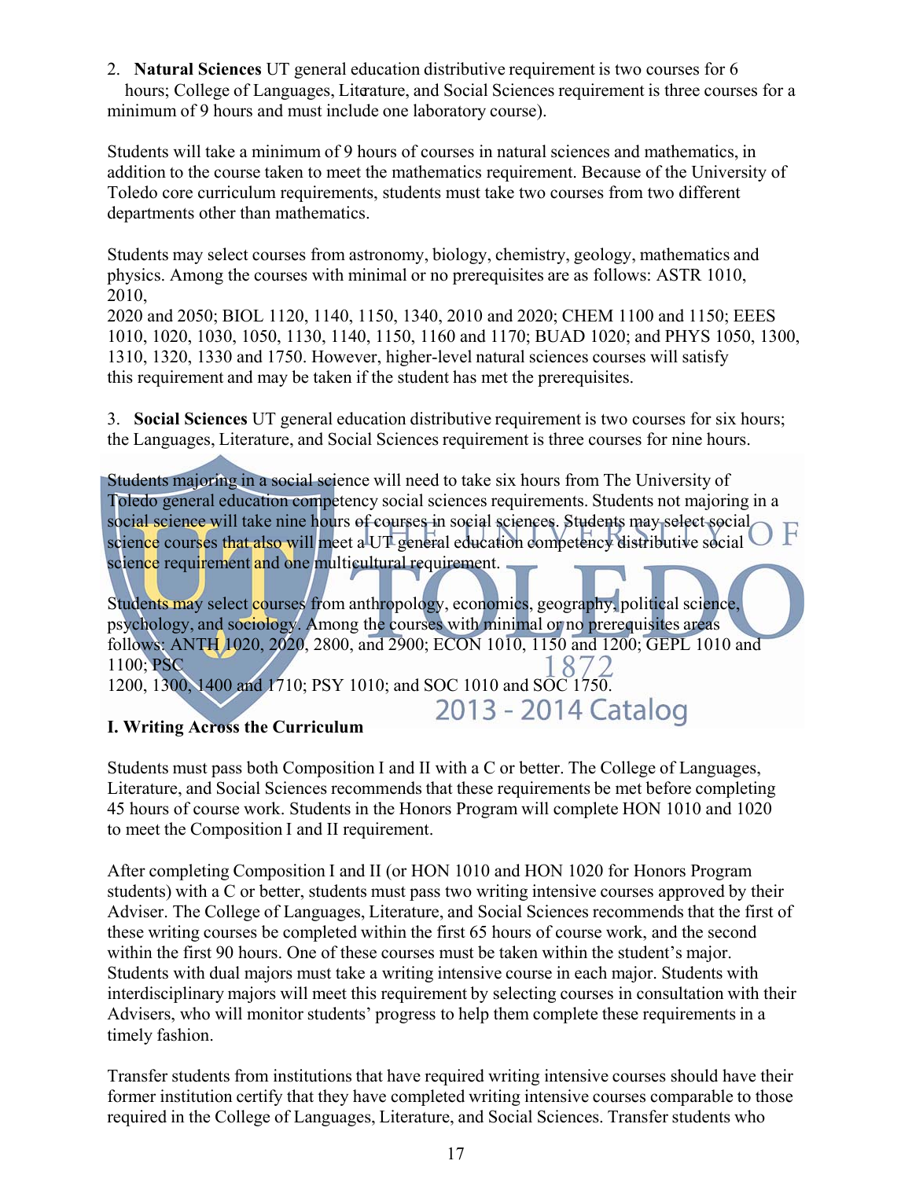2. **Natural Sciences** UT general education distributive requirement is two courses for 6 hours; College of Languages, Literature, and Social Sciences requirement is three courses for a minimum of 9 hours and must include one laboratory course).

Students will take a minimum of 9 hours of courses in natural sciences and mathematics, in addition to the course taken to meet the mathematics requirement. Because of the University of Toledo core curriculum requirements, students must take two courses from two different departments other than mathematics.

Students may select courses from astronomy, biology, chemistry, geology, mathematics and physics. Among the courses with minimal or no prerequisites are as follows: ASTR 1010, 2010, 2020 and 2050; BIOL 1120, 1140, 1150, 1340, 2010 and 2020; CHEM 1100 and 1150; EEES 1010, 1020, 1030, 1050, 1130, 1140, 1150, 1160 and 1170; BUAD 1020; and PHYS 1050, 1300, 1310, 1320, 1330 and 1750. However, higher-level natural sciences courses will satisfy this requirement and may be taken if the student has met the prerequisites.

3. **Social Sciences** UT general education distributive requirement is two courses for six hours; the Languages, Literature, and Social Sciences requirement is three courses for nine hours.

Students majoring in a social science will need to take six hours from The University of Toledo general education competency social sciences requirements. Students not majoring in a social science will take nine hours of courses in social sciences. Students may select social science courses that also will meet a UT general education competency distributive social science requirement and one multicultural requirement.

Students may select courses from anthropology, economics, geography, political science, psychology, and sociology. Among the courses with minimal or no prerequisites areas follows: ANTH 1020, 2020, 2800, and 2900; ECON 1010, 1150 and 1200; GEPL 1010 and 1100; PSC 1200, 1300, 1400 and 1710; PSY 1010; and SOC 1010 and SOC 1750.

## I. Writing Across the Curriculum

Students must pass both Composition I and II with a C or better. The College of Languages, Literature, and Social Sciences recommends that these requirements be met before completing 45 hours of course work. Students in the Honors Program will complete HON 1010 and 1020 to meet the Composition I and II requirement.

After completing Composition I and II (or HON 1010 and HON 1020 for Honors Program students) with a C or better, students must pass two writing intensive courses approved by their Adviser. The College of Languages, Literature, and Social Sciences recommends that the first of these writing courses be completed within the first 65 hours of course work, and the second within the first 90 hours. One of these courses must be taken within the student's major. Students with dual majors must take a writing intensive course in each major. Students with interdisciplinary majors will meet this requirement by selecting courses in consultation with their Advisers, who will monitor students' progress to help them complete these requirements in a timely fashion.

Transfer students from institutions that have required writing intensive courses should have their former institution certify that they have completed writing intensive courses comparable to those required in the College of Languages, Literature, and Social Sciences. Transfer students who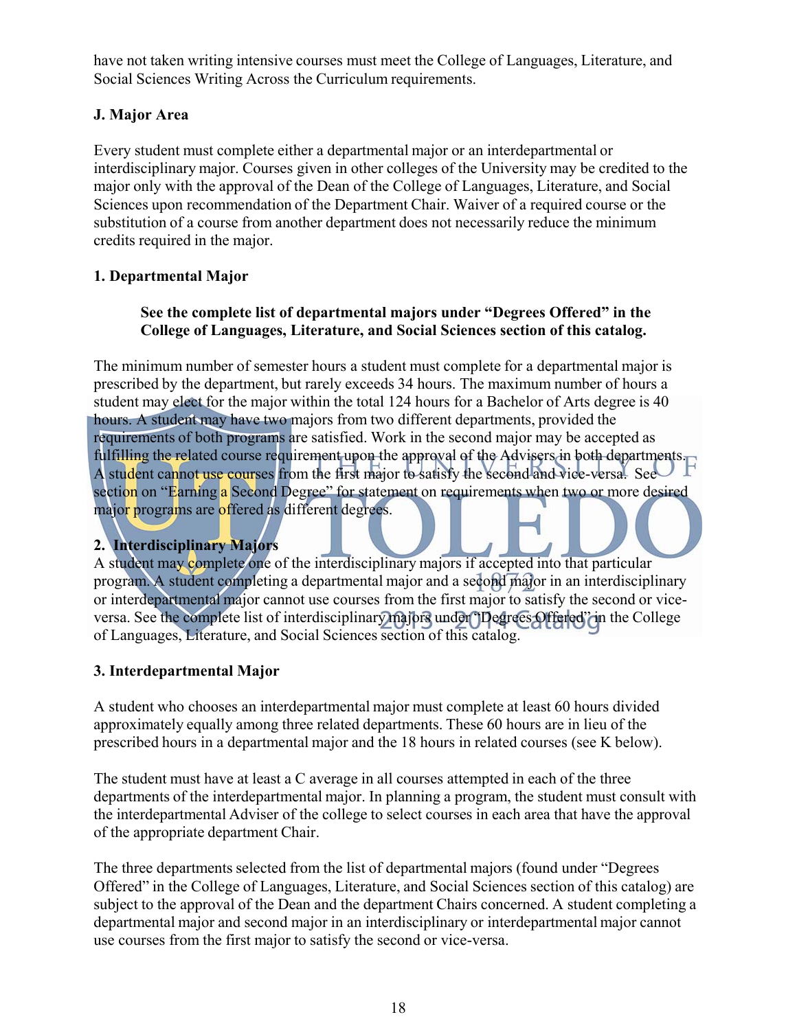have not taken writing intensive courses must meet the College of Languages, Literature, and Social Sciences Writing Across the Curriculum requirements.

### J. Major Area

Every student must complete either a departmental major or an interdepartmental or interdisciplinary major. Courses given in other colleges of the University may be credited to the major only with the approval of the Dean of the College of Languages, Literature, and Social Sciences upon recommendation of the Department Chair. Waiver of a required course or the substitution of a course from another department does not necessarily reduce the minimum credits required in the major.

#### 1. Departmental Major

**See the complete list of departmental majors under "Degrees Offered" in the College of Languages, Literature, and Social Sciences section of this catalog.**

The minimum number of semester hours a student must complete for a departmental major is prescribed by the department, but rarely exceeds 34 hours. The maximum number of hours a student may elect for the major within the total 124 hours for a Bachelor of Arts degree is 40 hours. A student may have two majors from two different departments, provided the requirements of both programs are satisfied. Work in the second major may be accepted as fulfilling the related course requirement upon the approval of the Advisers in both departments. A student cannot use courses from the first major to satisfy the second and vice-versa. See section on "Earning a Second Degree" for statement on requirements when two or more desired major programs are offered as different degrees.

#### 2. Interdisciplinary Majors

A student may complete one of the interdisciplinary majors if accepted into that particular program. A student completing a departmental major and a second major in an interdisciplinary or interdepartmental major cannot use courses from the first major to satisfy the second or vice-versa. See the complete list of interdisciplinary majors under "Degrees Offered" in the College of Languages, Literature, and Social Sciences section of this catalog.

#### 3. Interdepartmental Major

A student who chooses an interdepartmental major must complete at least 60 hours divided approximately equally among three related departments. These 60 hours are in lieu of the prescribed hours in a departmental major and the 18 hours in related courses (see K below).

The student must have at least a C average in all courses attempted in each of the three departments of the interdepartmental major. In planning a program, the student must consult with the interdepartmental Adviser of the college to select courses in each area that have the approval of the appropriate department Chair.

The three departments selected from the list of departmental majors (found under "Degrees Offered" in the College of Languages, Literature, and Social Sciences section of this catalog) are subject to the approval of the Dean and the department Chairs concerned. A student completing a departmental major and second major in an interdisciplinary or interdepartmental major cannot use courses from the first major to satisfy the second or vice-versa.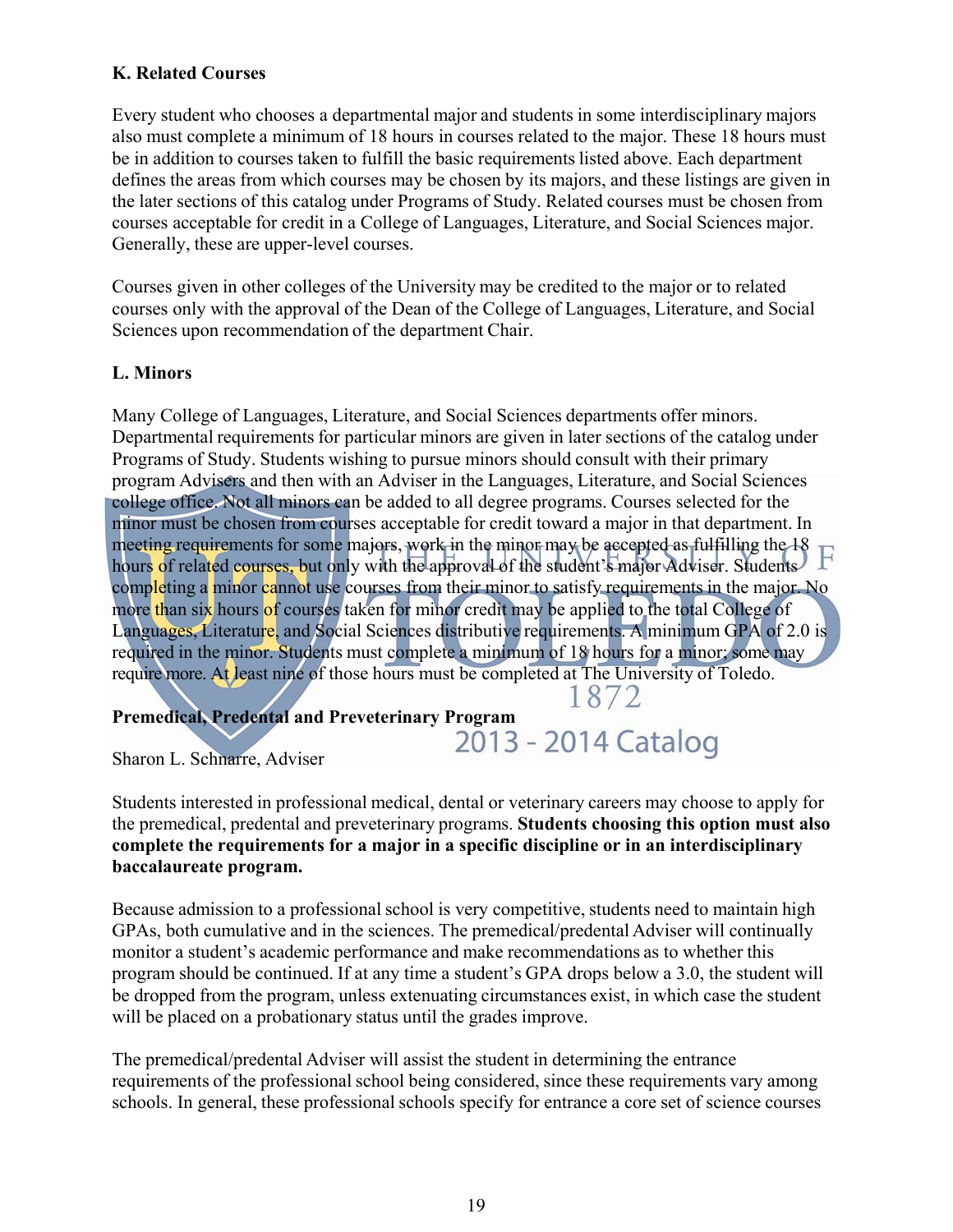### K. Related Courses

Every student who chooses a departmental major and students in some interdisciplinary majors also must complete a minimum of 18 hours in courses related to the major. These 18 hours must be in addition to courses taken to fulfill the basic requirements listed above. Each department defines the areas from which courses may be chosen by its majors, and these listings are given in the later sections of this catalog under Programs of Study. Related courses must be chosen from courses acceptable for credit in a College of Languages, Literature, and Social Sciences major. Generally, these are upper-level courses.

Courses given in other colleges of the University may be credited to the major or to related courses only with the approval of the Dean of the College of Languages, Literature, and Social Sciences upon recommendation of the department Chair.

### L. Minors

Many College of Languages, Literature, and Social Sciences departments offer minors. Departmental requirements for particular minors are given in later sections of the catalog under Programs of Study. Students wishing to pursue minors should consult with their primary program Advisers and then with an Adviser in the Languages, Literature, and Social Sciences college office. Not all minors can be added to all degree programs. Courses selected for the minor must be chosen from courses acceptable for credit toward a major in that department. In meeting requirements for some majors, work in the minor may be accepted as fulfilling the 18 hours of related courses, but only with the approval of the student's major Adviser. Students completing a minor cannot use courses from their minor to satisfy requirements in the major. No more than six hours of courses taken for minor credit may be applied to the total College of Languages, Literature, and Social Sciences distributive requirements. A minimum GPA of 2.0 is required in the minor. Students must complete a minimum of 18 hours for a minor; some may require more. At least nine of those hours must be completed at The University of Toledo.

### Premedical, Predental and Preveterinary Program

Sharon L. Schnarre, Adviser

Students interested in professional medical, dental or veterinary careers may choose to apply for the premedical, predental and preveterinary programs. **Students choosing this option must also complete the requirements for a major in a specific discipline or in an interdisciplinary baccalaureate program.**

Because admission to a professional school is very competitive, students need to maintain high GPAs, both cumulative and in the sciences. The premedical/predental Adviser will continually monitor a student's academic performance and make recommendations as to whether this program should be continued. If at any time a student's GPA drops below a 3.0, the student will be dropped from the program, unless extenuating circumstances exist, in which case the student will be placed on a probationary status until the grades improve.

The premedical/predental Adviser will assist the student in determining the entrance requirements of the professional school being considered, since these requirements vary among schools. In general, these professional schools specify for entrance a core set of science courses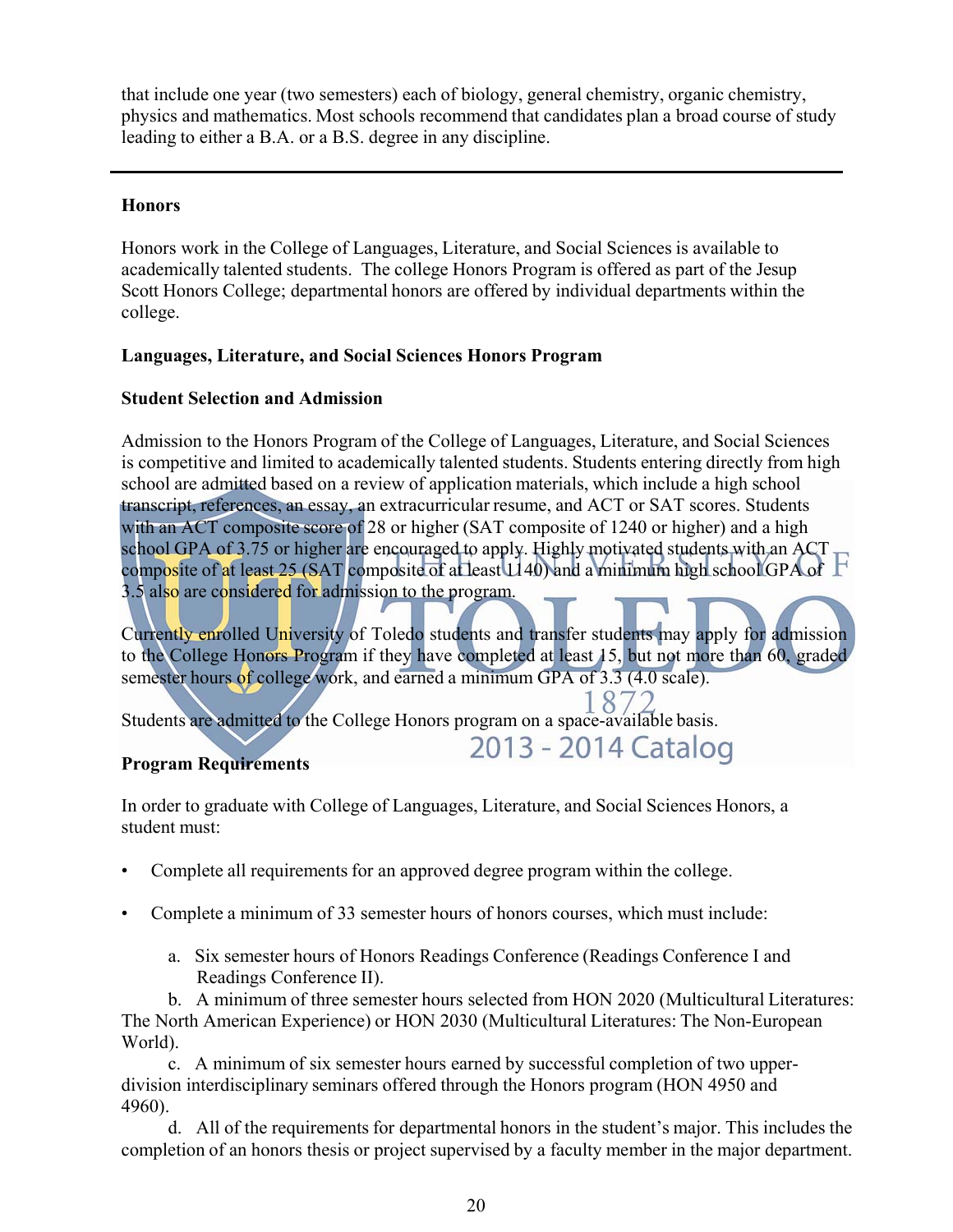that include one year (two semesters) each of biology, general chemistry, organic chemistry, physics and mathematics. Most schools recommend that candidates plan a broad course of study leading to either a B.A. or a B.S. degree in any discipline.

---

### Honors

Honors work in the College of Languages, Literature, and Social Sciences is available to academically talented students. The college Honors Program is offered as part of the Jesup Scott Honors College; departmental honors are offered by individual departments within the college.

#### Languages, Literature, and Social Sciences Honors Program

#### Student Selection and Admission

Admission to the Honors Program of the College of Languages, Literature, and Social Sciences is competitive and limited to academically talented students. Students entering directly from high school are admitted based on a review of application materials, which include a high school transcript, references, an essay, an extracurricular resume, and ACT or SAT scores. Students with an ACT composite score of 28 or higher (SAT composite of 1240 or higher) and a high school GPA of 3.75 or higher are encouraged to apply. Highly motivated students with an ACT composite of at least 25 (SAT composite of at least 1140) and a minimum high school GPA of 3.5 also are considered for admission to the program.

Currently enrolled University of Toledo students and transfer students may apply for admission to the College Honors Program if they have completed at least 15, but not more than 60, graded semester hours of college work, and earned a minimum GPA of 3.3 (4.0 scale).

Students are admitted to the College Honors program on a space-available basis.

#### Program Requirements

In order to graduate with College of Languages, Literature, and Social Sciences Honors, a student must:

- Complete all requirements for an approved degree program within the college.
- Complete a minimum of 33 semester hours of honors courses, which must include:

  a. Six semester hours of Honors Readings Conference (Readings Conference I and Readings Conference II).

  b. A minimum of three semester hours selected from HON 2020 (Multicultural Literatures: The North American Experience) or HON 2030 (Multicultural Literatures: The Non-European World).

  c. A minimum of six semester hours earned by successful completion of two upper-division interdisciplinary seminars offered through the Honors program (HON 4950 and 4960).

  d. All of the requirements for departmental honors in the student's major. This includes the completion of an honors thesis or project supervised by a faculty member in the major department.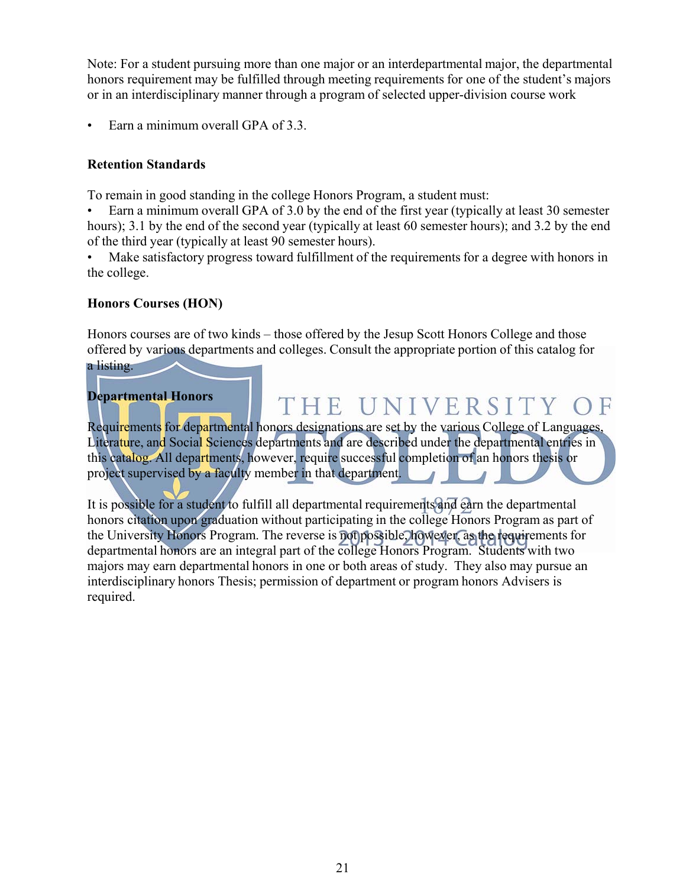Note: For a student pursuing more than one major or an interdepartmental major, the departmental honors requirement may be fulfilled through meeting requirements for one of the student's majors or in an interdisciplinary manner through a program of selected upper-division course work

- Earn a minimum overall GPA of 3.3.

**Retention Standards**

To remain in good standing in the college Honors Program, a student must:

- Earn a minimum overall GPA of 3.0 by the end of the first year (typically at least 30 semester hours); 3.1 by the end of the second year (typically at least 60 semester hours); and 3.2 by the end of the third year (typically at least 90 semester hours).
- Make satisfactory progress toward fulfillment of the requirements for a degree with honors in the college.

**Honors Courses (HON)**

Honors courses are of two kinds – those offered by the Jesup Scott Honors College and those offered by various departments and colleges. Consult the appropriate portion of this catalog for a listing.

**Departmental Honors**

Requirements for departmental honors designations are set by the various College of Languages, Literature, and Social Sciences departments and are described under the departmental entries in this catalog. All departments, however, require successful completion of an honors thesis or project supervised by a faculty member in that department.

It is possible for a student to fulfill all departmental requirements and earn the departmental honors citation upon graduation without participating in the college Honors Program as part of the University Honors Program. The reverse is not possible, however, as the requirements for departmental honors are an integral part of the college Honors Program. Students with two majors may earn departmental honors in one or both areas of study. They also may pursue an interdisciplinary honors Thesis; permission of department or program honors Advisers is required.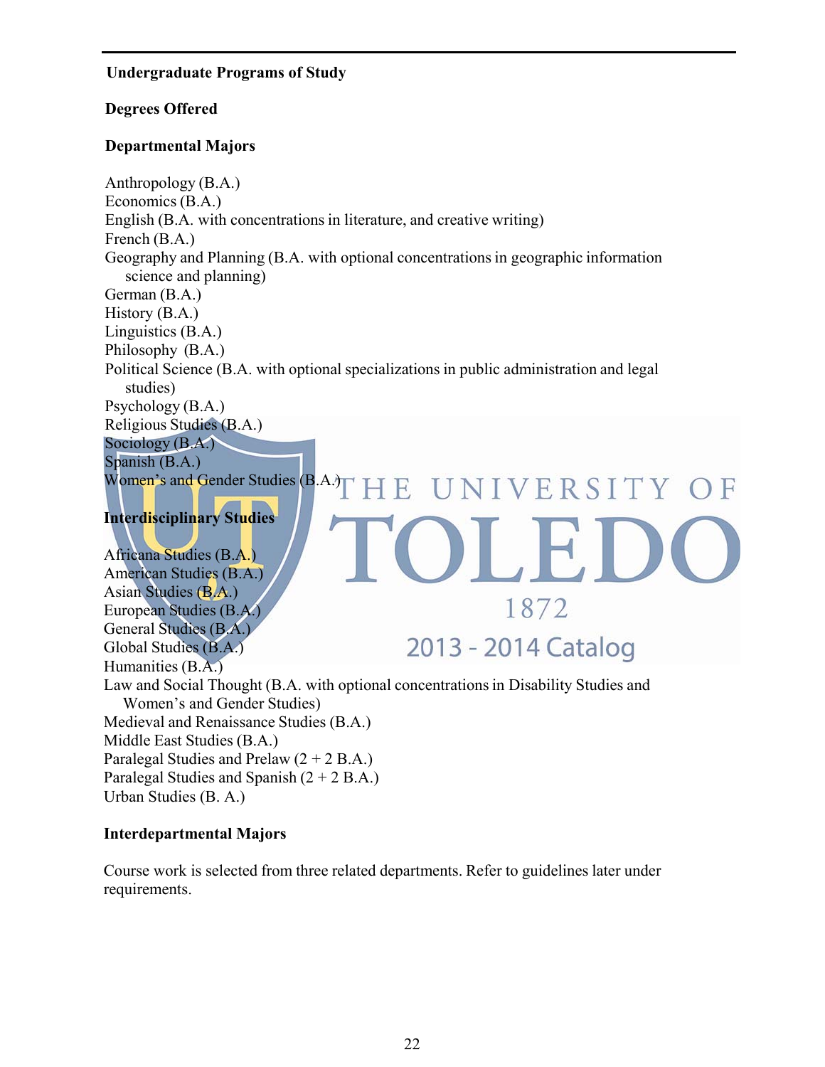## Undergraduate Programs of Study

### Degrees Offered

### Departmental Majors

Anthropology (B.A.)
Economics (B.A.)
English (B.A. with concentrations in literature, and creative writing)
French (B.A.)
Geography and Planning (B.A. with optional concentrations in geographic information science and planning)
German (B.A.)
History (B.A.)
Linguistics (B.A.)
Philosophy (B.A.)
Political Science (B.A. with optional specializations in public administration and legal studies)
Psychology (B.A.)
Religious Studies (B.A.)
Sociology (B.A.)
Spanish (B.A.)
Women's and Gender Studies (B.A.)

### Interdisciplinary Studies

Africana Studies (B.A.)
American Studies (B.A.)
Asian Studies (B.A.)
European Studies (B.A.)
General Studies (B.A.)
Global Studies (B.A.)
Humanities (B.A.)
Law and Social Thought (B.A. with optional concentrations in Disability Studies and Women's and Gender Studies)
Medieval and Renaissance Studies (B.A.)
Middle East Studies (B.A.)
Paralegal Studies and Prelaw (2 + 2 B.A.)
Paralegal Studies and Spanish (2 + 2 B.A.)
Urban Studies (B. A.)

### Interdepartmental Majors

Course work is selected from three related departments. Refer to guidelines later under requirements.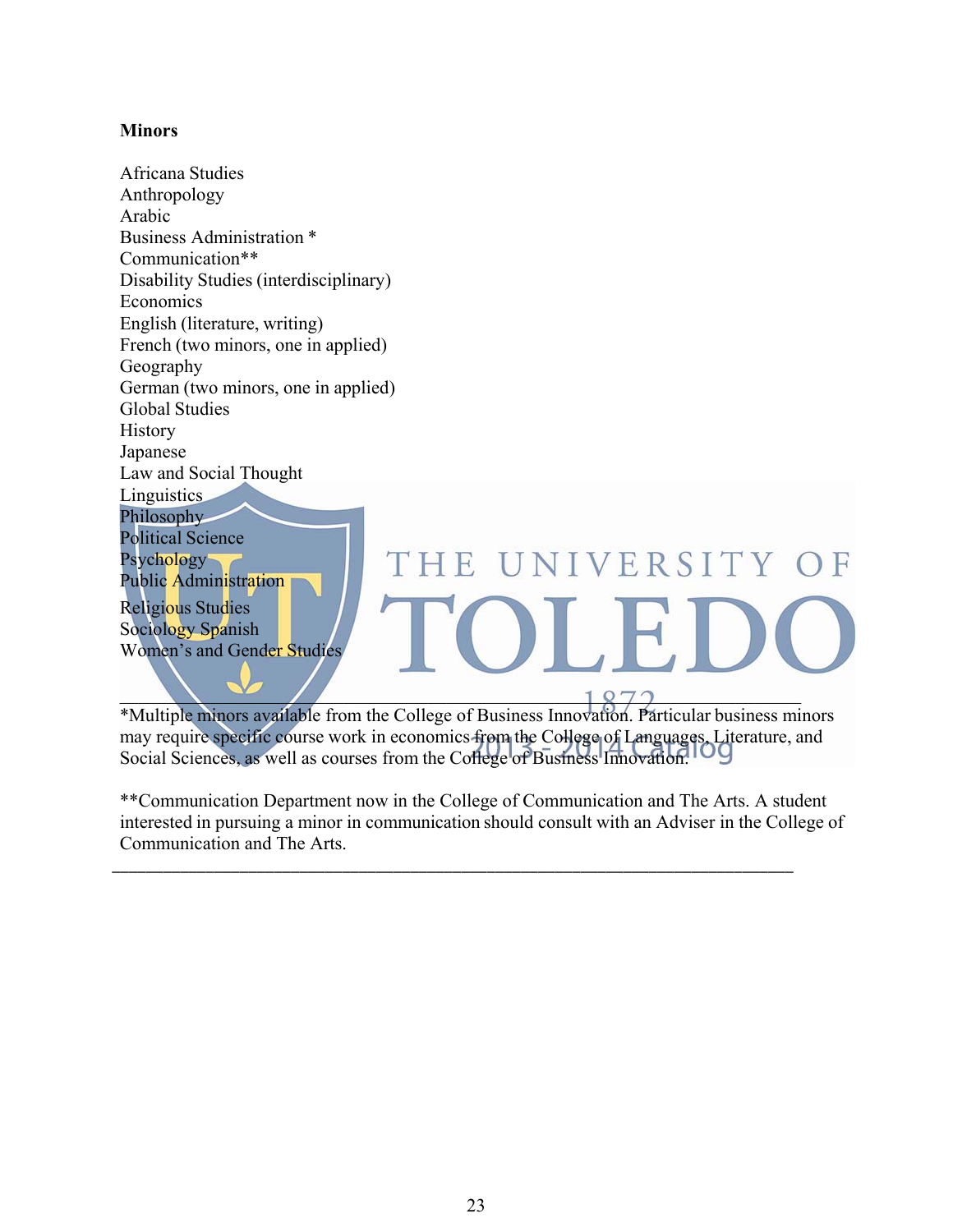**Minors**

Africana Studies
Anthropology
Arabic
Business Administration *
Communication**
Disability Studies (interdisciplinary)
Economics
English (literature, writing)
French (two minors, one in applied)
Geography
German (two minors, one in applied)
Global Studies
History
Japanese
Law and Social Thought
Linguistics
Philosophy
Political Science
Psychology
Public Administration
Religious Studies
Sociology Spanish
Women's and Gender Studies

---

*Multiple minors available from the College of Business Innovation. Particular business minors may require specific course work in economics from the College of Languages, Literature, and Social Sciences, as well as courses from the College of Business Innovation.

**Communication Department now in the College of Communication and The Arts. A student interested in pursuing a minor in communication should consult with an Adviser in the College of Communication and The Arts.

---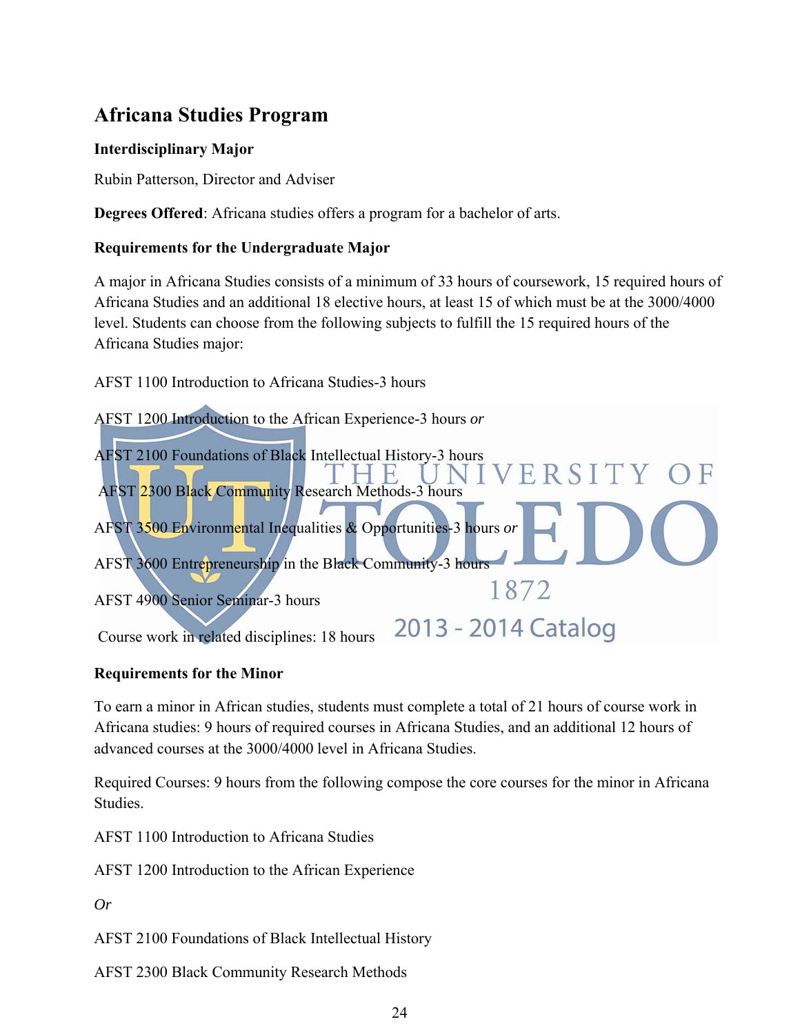## Africana Studies Program

**Interdisciplinary Major**

Rubin Patterson, Director and Adviser

**Degrees Offered**: Africana studies offers a program for a bachelor of arts.

**Requirements for the Undergraduate Major**

A major in Africana Studies consists of a minimum of 33 hours of coursework, 15 required hours of Africana Studies and an additional 18 elective hours, at least 15 of which must be at the 3000/4000 level. Students can choose from the following subjects to fulfill the 15 required hours of the Africana Studies major:

AFST 1100 Introduction to Africana Studies-3 hours

AFST 1200 Introduction to the African Experience-3 hours *or*

AFST 2100 Foundations of Black Intellectual History-3 hours

AFST 2300 Black Community Research Methods-3 hours

AFST 3500 Environmental Inequalities & Opportunities-3 hours *or*

AFST 3600 Entrepreneurship in the Black Community-3 hours

AFST 4900 Senior Seminar-3 hours

Course work in related disciplines: 18 hours

**Requirements for the Minor**

To earn a minor in African studies, students must complete a total of 21 hours of course work in Africana studies: 9 hours of required courses in Africana Studies, and an additional 12 hours of advanced courses at the 3000/4000 level in Africana Studies.

Required Courses: 9 hours from the following compose the core courses for the minor in Africana Studies.

AFST 1100 Introduction to Africana Studies

AFST 1200 Introduction to the African Experience

*Or*

AFST 2100 Foundations of Black Intellectual History

AFST 2300 Black Community Research Methods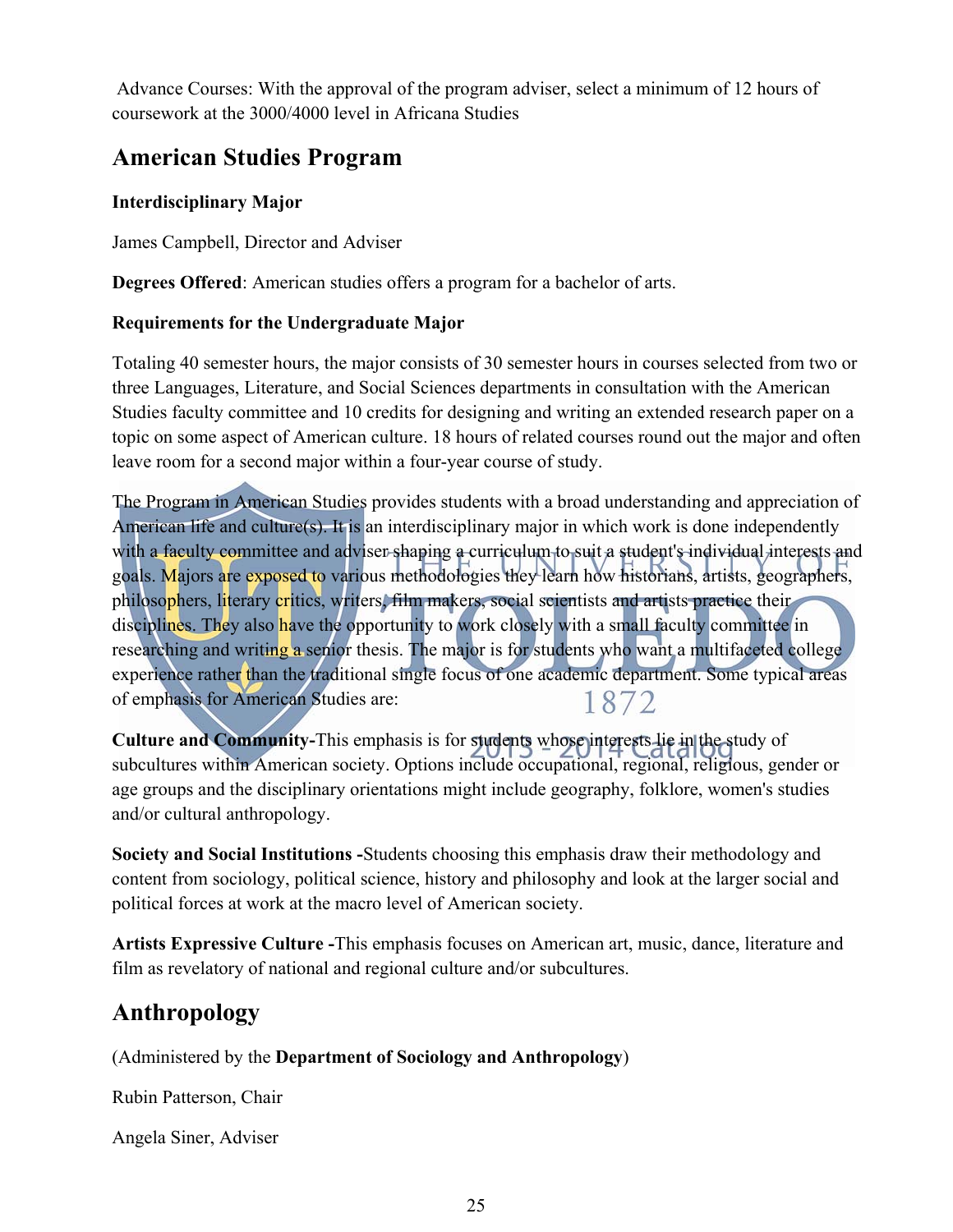Advance Courses: With the approval of the program adviser, select a minimum of 12 hours of coursework at the 3000/4000 level in Africana Studies

## American Studies Program

**Interdisciplinary Major**

James Campbell, Director and Adviser

**Degrees Offered**: American studies offers a program for a bachelor of arts.

**Requirements for the Undergraduate Major**

Totaling 40 semester hours, the major consists of 30 semester hours in courses selected from two or three Languages, Literature, and Social Sciences departments in consultation with the American Studies faculty committee and 10 credits for designing and writing an extended research paper on a topic on some aspect of American culture. 18 hours of related courses round out the major and often leave room for a second major within a four-year course of study.

The Program in American Studies provides students with a broad understanding and appreciation of American life and culture(s). It is an interdisciplinary major in which work is done independently with a faculty committee and adviser shaping a curriculum to suit a student's individual interests and goals. Majors are exposed to various methodologies they learn how historians, artists, geographers, philosophers, literary critics, writers, film makers, social scientists and artists practice their disciplines. They also have the opportunity to work closely with a small faculty committee in researching and writing a senior thesis. The major is for students who want a multifaceted college experience rather than the traditional single focus of one academic department. Some typical areas of emphasis for American Studies are:

**Culture and Community**-This emphasis is for students whose interests lie in the study of subcultures within American society. Options include occupational, regional, religious, gender or age groups and the disciplinary orientations might include geography, folklore, women's studies and/or cultural anthropology.

**Society and Social Institutions** -Students choosing this emphasis draw their methodology and content from sociology, political science, history and philosophy and look at the larger social and political forces at work at the macro level of American society.

**Artists Expressive Culture** -This emphasis focuses on American art, music, dance, literature and film as revelatory of national and regional culture and/or subcultures.

## Anthropology

(Administered by the **Department of Sociology and Anthropology**)

Rubin Patterson, Chair

Angela Siner, Adviser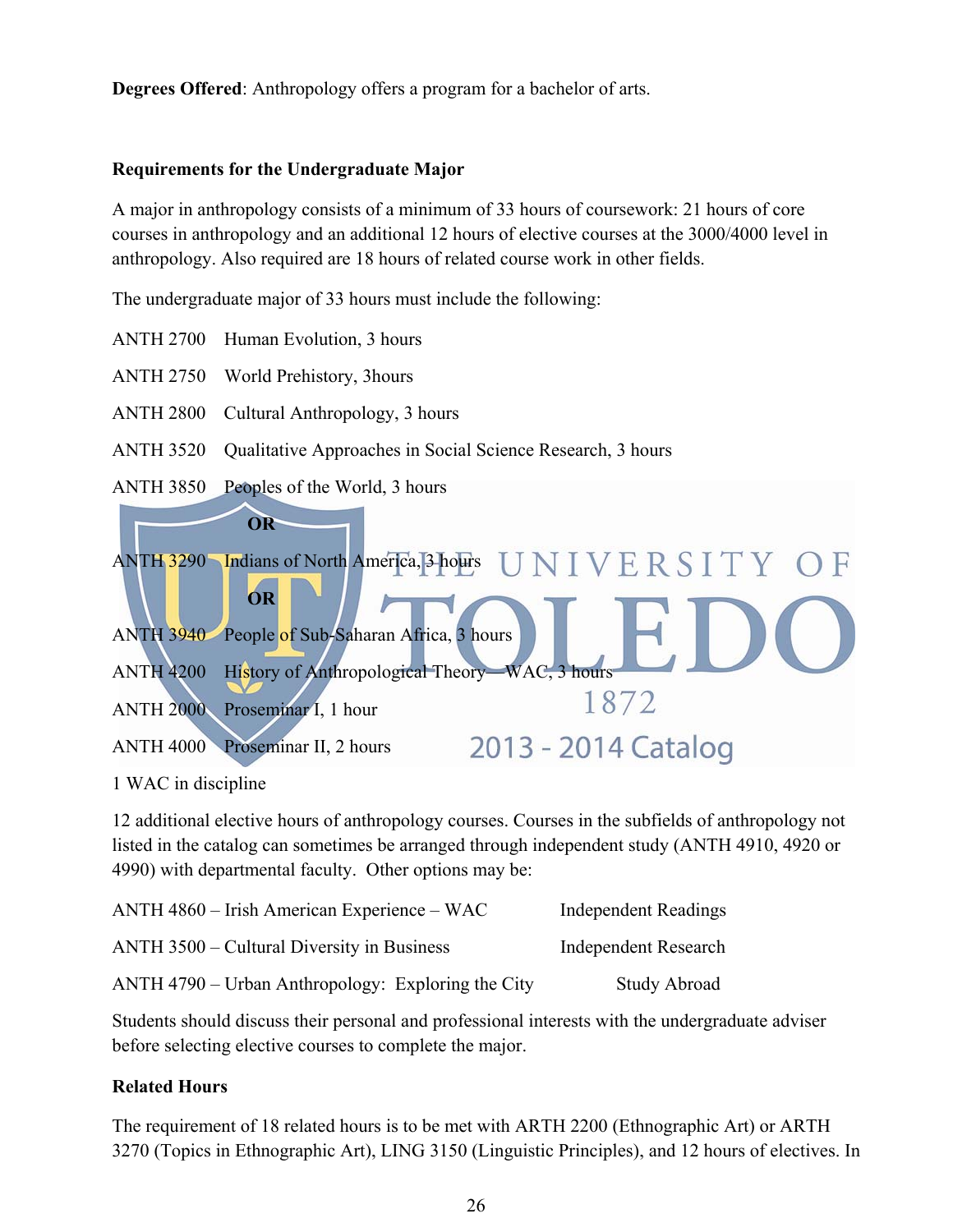**Degrees Offered**: Anthropology offers a program for a bachelor of arts.

**Requirements for the Undergraduate Major**

A major in anthropology consists of a minimum of 33 hours of coursework: 21 hours of core courses in anthropology and an additional 12 hours of elective courses at the 3000/4000 level in anthropology. Also required are 18 hours of related course work in other fields.

The undergraduate major of 33 hours must include the following:

ANTH 2700 Human Evolution, 3 hours

ANTH 2750 World Prehistory, 3hours

ANTH 2800 Cultural Anthropology, 3 hours

ANTH 3520 Qualitative Approaches in Social Science Research, 3 hours

ANTH 3850 Peoples of the World, 3 hours

**OR**

ANTH 3290 Indians of North America, 3 hours

**OR**

ANTH 3940 People of Sub-Saharan Africa, 3 hours

ANTH 4200 History of Anthropological Theory—WAC, 3 hours

ANTH 2000 Proseminar I, 1 hour

ANTH 4000 Proseminar II, 2 hours

1 WAC in discipline

12 additional elective hours of anthropology courses. Courses in the subfields of anthropology not listed in the catalog can sometimes be arranged through independent study (ANTH 4910, 4920 or 4990) with departmental faculty. Other options may be:

ANTH 4860 – Irish American Experience – WAC | Independent Readings

ANTH 3500 – Cultural Diversity in Business | Independent Research

ANTH 4790 – Urban Anthropology: Exploring the City | Study Abroad

Students should discuss their personal and professional interests with the undergraduate adviser before selecting elective courses to complete the major.

**Related Hours**

The requirement of 18 related hours is to be met with ARTH 2200 (Ethnographic Art) or ARTH 3270 (Topics in Ethnographic Art), LING 3150 (Linguistic Principles), and 12 hours of electives. In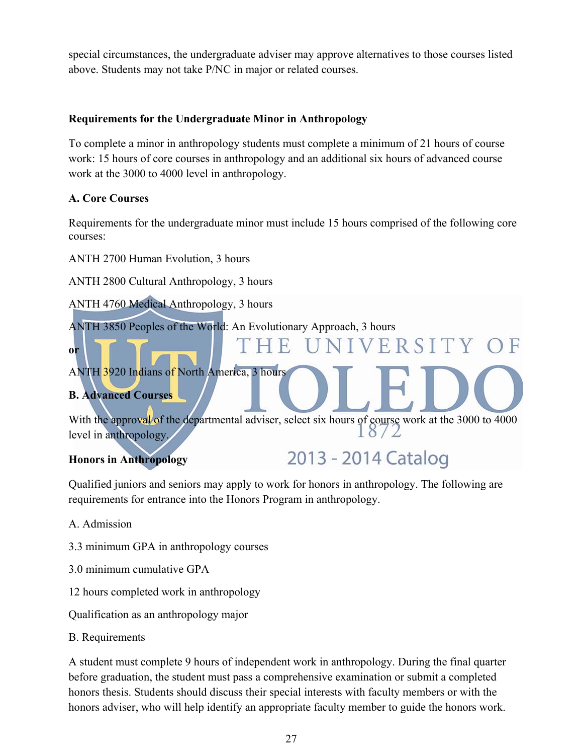special circumstances, the undergraduate adviser may approve alternatives to those courses listed above. Students may not take P/NC in major or related courses.

**Requirements for the Undergraduate Minor in Anthropology**

To complete a minor in anthropology students must complete a minimum of 21 hours of course work: 15 hours of core courses in anthropology and an additional six hours of advanced course work at the 3000 to 4000 level in anthropology.

**A. Core Courses**

Requirements for the undergraduate minor must include 15 hours comprised of the following core courses:

ANTH 2700 Human Evolution, 3 hours

ANTH 2800 Cultural Anthropology, 3 hours

ANTH 4760 Medical Anthropology, 3 hours

ANTH 3850 Peoples of the World: An Evolutionary Approach, 3 hours

**or**

ANTH 3920 Indians of North America, 3 hours

**B. Advanced Courses**

With the approval of the departmental adviser, select six hours of course work at the 3000 to 4000 level in anthropology.

**Honors in Anthropology**

Qualified juniors and seniors may apply to work for honors in anthropology. The following are requirements for entrance into the Honors Program in anthropology.

A. Admission

3.3 minimum GPA in anthropology courses

3.0 minimum cumulative GPA

12 hours completed work in anthropology

Qualification as an anthropology major

B. Requirements

A student must complete 9 hours of independent work in anthropology. During the final quarter before graduation, the student must pass a comprehensive examination or submit a completed honors thesis. Students should discuss their special interests with faculty members or with the honors adviser, who will help identify an appropriate faculty member to guide the honors work.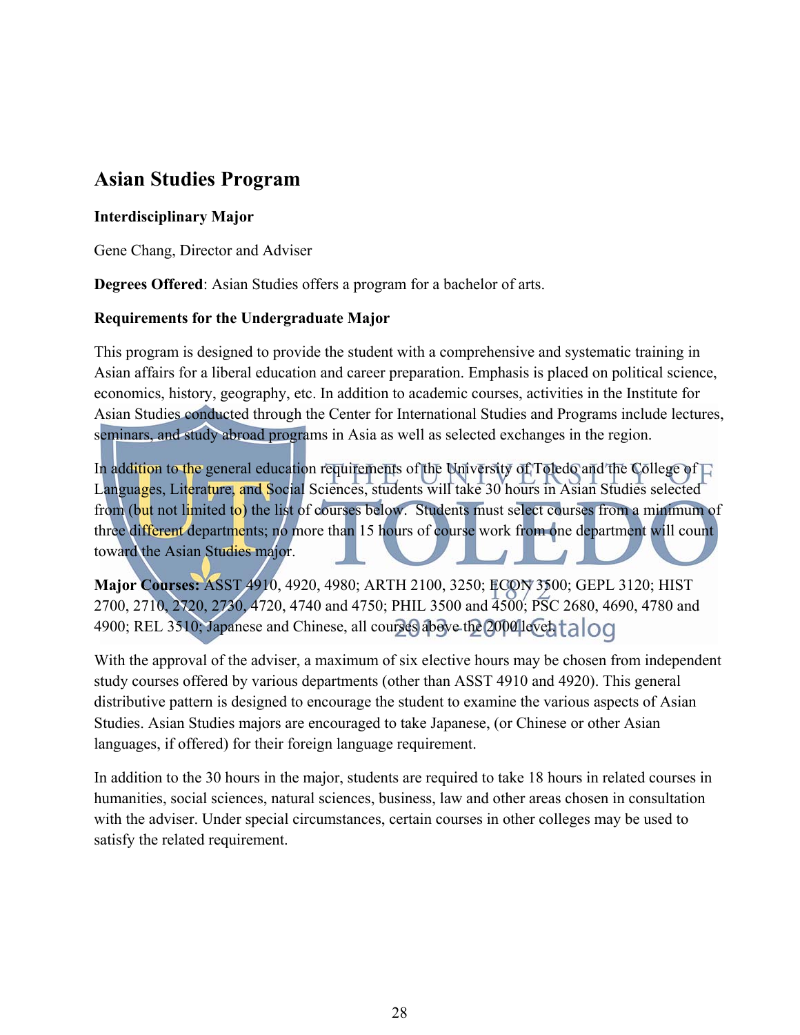## Asian Studies Program

**Interdisciplinary Major**

Gene Chang, Director and Adviser

**Degrees Offered**: Asian Studies offers a program for a bachelor of arts.

**Requirements for the Undergraduate Major**

This program is designed to provide the student with a comprehensive and systematic training in Asian affairs for a liberal education and career preparation. Emphasis is placed on political science, economics, history, geography, etc. In addition to academic courses, activities in the Institute for Asian Studies conducted through the Center for International Studies and Programs include lectures, seminars, and study abroad programs in Asia as well as selected exchanges in the region.

In addition to the general education requirements of the University of Toledo and the College of Languages, Literature, and Social Sciences, students will take 30 hours in Asian Studies selected from (but not limited to) the list of courses below. Students must select courses from a minimum of three different departments; no more than 15 hours of course work from one department will count toward the Asian Studies major.

**Major Courses:** ASST 4910, 4920, 4980; ARTH 2100, 3250; ECON 3500; GEPL 3120; HIST 2700, 2710, 2720, 2730, 4720, 4740 and 4750; PHIL 3500 and 4500; PSC 2680, 4690, 4780 and 4900; REL 3510; Japanese and Chinese, all courses above the 2000 level.

With the approval of the adviser, a maximum of six elective hours may be chosen from independent study courses offered by various departments (other than ASST 4910 and 4920). This general distributive pattern is designed to encourage the student to examine the various aspects of Asian Studies. Asian Studies majors are encouraged to take Japanese, (or Chinese or other Asian languages, if offered) for their foreign language requirement.

In addition to the 30 hours in the major, students are required to take 18 hours in related courses in humanities, social sciences, natural sciences, business, law and other areas chosen in consultation with the adviser. Under special circumstances, certain courses in other colleges may be used to satisfy the related requirement.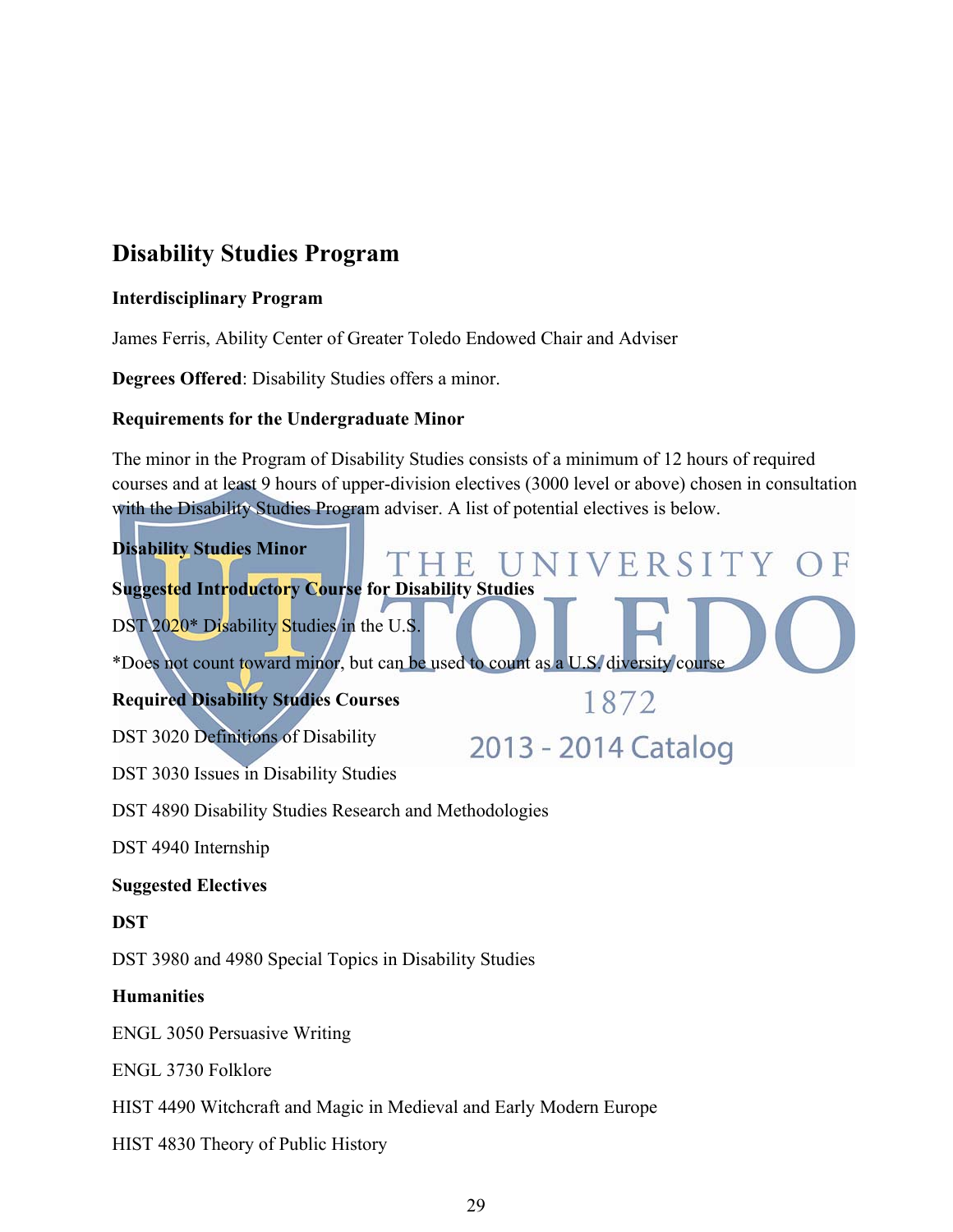## Disability Studies Program

**Interdisciplinary Program**

James Ferris, Ability Center of Greater Toledo Endowed Chair and Adviser

**Degrees Offered**: Disability Studies offers a minor.

**Requirements for the Undergraduate Minor**

The minor in the Program of Disability Studies consists of a minimum of 12 hours of required courses and at least 9 hours of upper-division electives (3000 level or above) chosen in consultation with the Disability Studies Program adviser. A list of potential electives is below.

**Disability Studies Minor**

**Suggested Introductory Course for Disability Studies**

DST 2020* Disability Studies in the U.S.

*Does not count toward minor, but can be used to count as a U.S. diversity course

**Required Disability Studies Courses**

DST 3020 Definitions of Disability

DST 3030 Issues in Disability Studies

DST 4890 Disability Studies Research and Methodologies

DST 4940 Internship

**Suggested Electives**

**DST**

DST 3980 and 4980 Special Topics in Disability Studies

**Humanities**

ENGL 3050 Persuasive Writing

ENGL 3730 Folklore

HIST 4490 Witchcraft and Magic in Medieval and Early Modern Europe

HIST 4830 Theory of Public History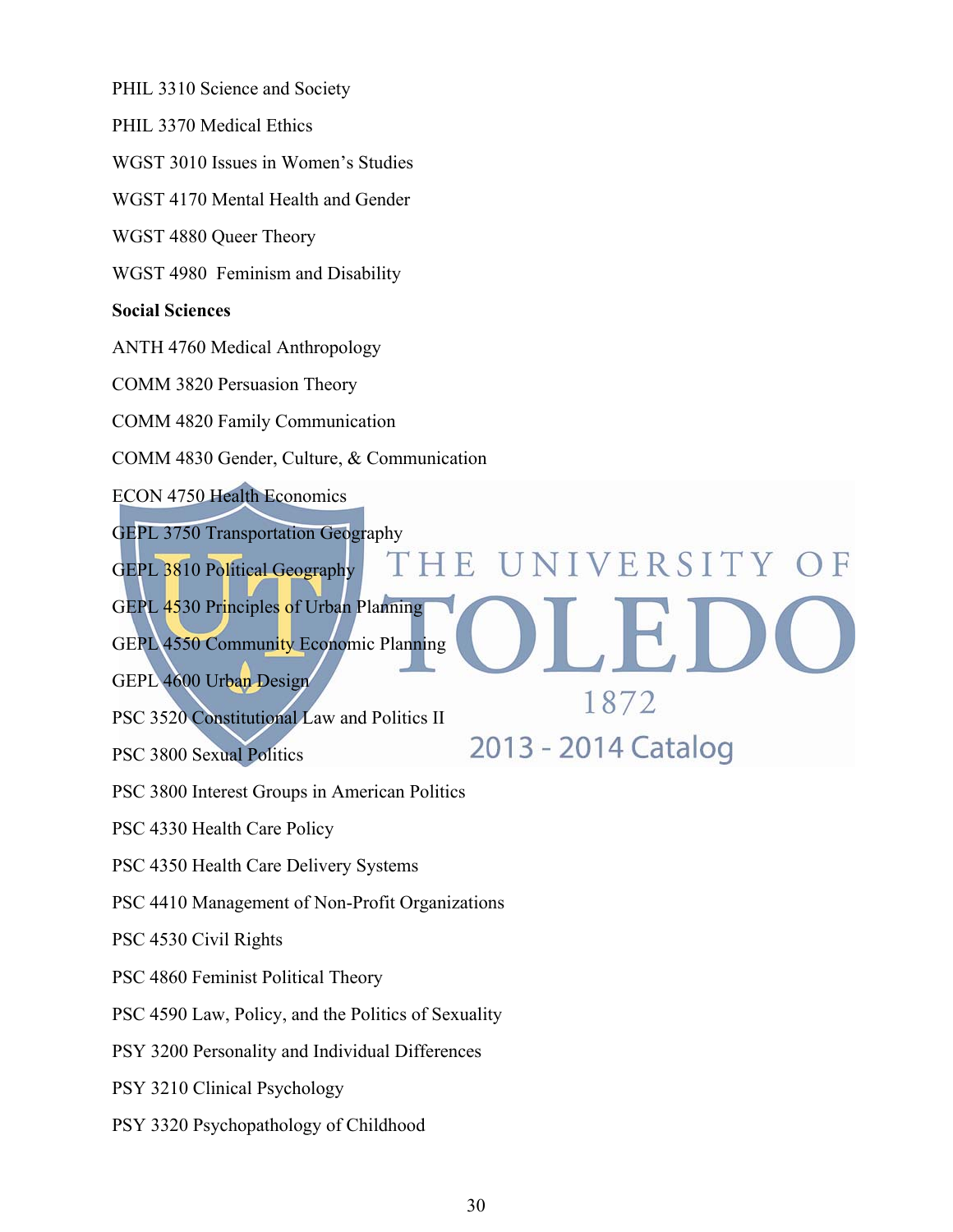PHIL 3310 Science and Society

PHIL 3370 Medical Ethics

WGST 3010 Issues in Women's Studies

WGST 4170 Mental Health and Gender

WGST 4880 Queer Theory

WGST 4980 Feminism and Disability

**Social Sciences**

ANTH 4760 Medical Anthropology

COMM 3820 Persuasion Theory

COMM 4820 Family Communication

COMM 4830 Gender, Culture, & Communication

ECON 4750 Health Economics

GEPL 3750 Transportation Geography

GEPL 3810 Political Geography

GEPL 4530 Principles of Urban Planning

GEPL 4550 Community Economic Planning

GEPL 4600 Urban Design

PSC 3520 Constitutional Law and Politics II

PSC 3800 Sexual Politics

PSC 3800 Interest Groups in American Politics

PSC 4330 Health Care Policy

PSC 4350 Health Care Delivery Systems

PSC 4410 Management of Non-Profit Organizations

PSC 4530 Civil Rights

PSC 4860 Feminist Political Theory

PSC 4590 Law, Policy, and the Politics of Sexuality

PSY 3200 Personality and Individual Differences

PSY 3210 Clinical Psychology

PSY 3320 Psychopathology of Childhood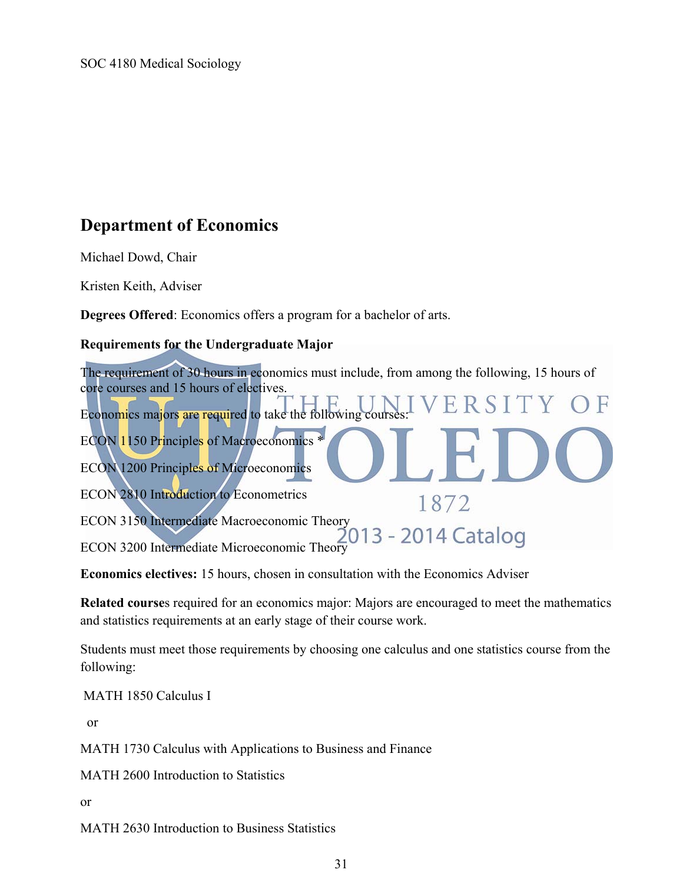SOC 4180 Medical Sociology

## Department of Economics

Michael Dowd, Chair

Kristen Keith, Adviser

**Degrees Offered**: Economics offers a program for a bachelor of arts.

**Requirements for the Undergraduate Major**

The requirement of 30 hours in economics must include, from among the following, 15 hours of core courses and 15 hours of electives.

Economics majors are required to take the following courses:

ECON 1150 Principles of Macroeconomics *

ECON 1200 Principles of Microeconomics

ECON 2810 Introduction to Econometrics

ECON 3150 Intermediate Macroeconomic Theory

ECON 3200 Intermediate Microeconomic Theory

**Economics electives:** 15 hours, chosen in consultation with the Economics Adviser

**Related courses** required for an economics major: Majors are encouraged to meet the mathematics and statistics requirements at an early stage of their course work.

Students must meet those requirements by choosing one calculus and one statistics course from the following:

MATH 1850 Calculus I

or

MATH 1730 Calculus with Applications to Business and Finance

MATH 2600 Introduction to Statistics

or

MATH 2630 Introduction to Business Statistics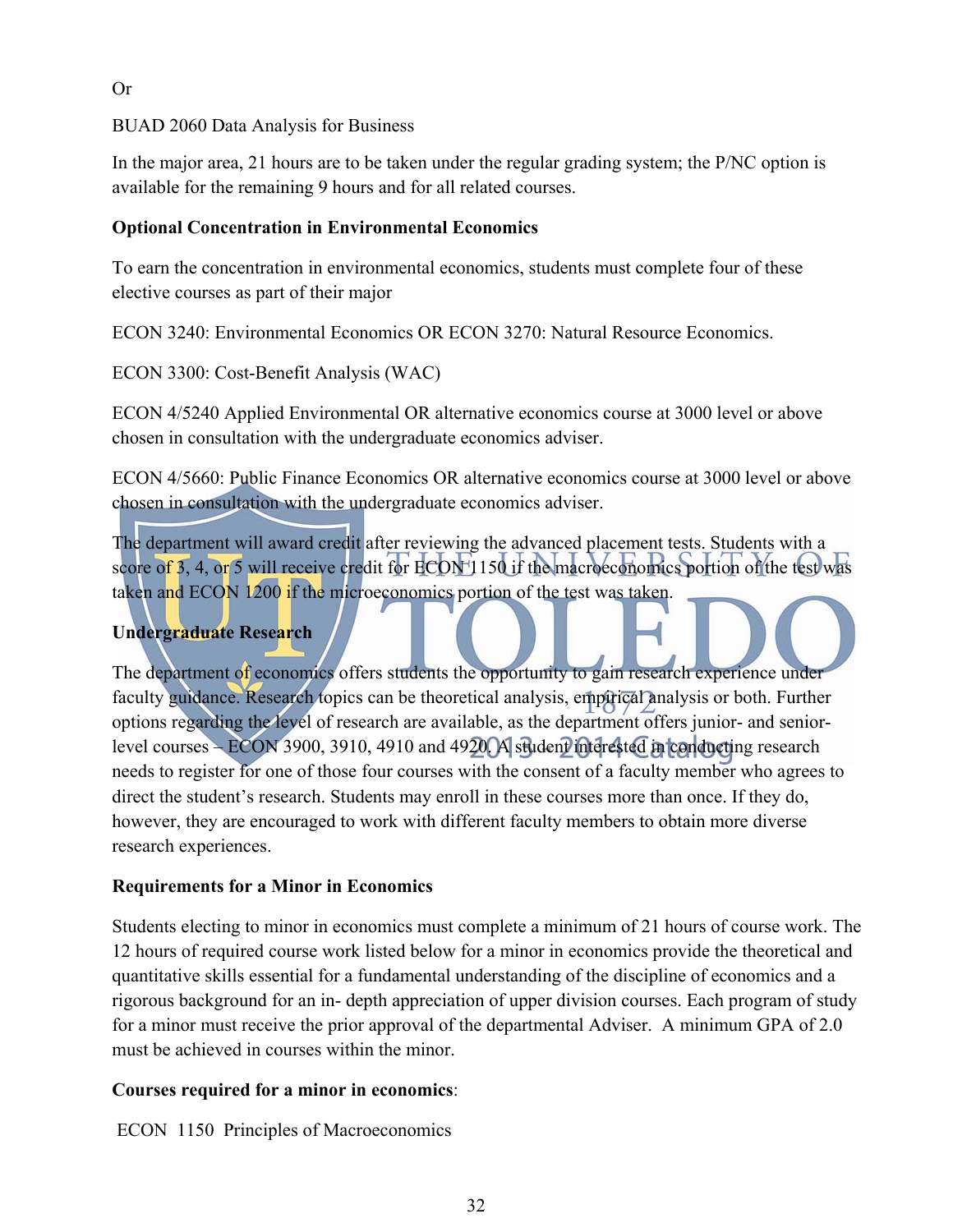Or

BUAD 2060 Data Analysis for Business

In the major area, 21 hours are to be taken under the regular grading system; the P/NC option is available for the remaining 9 hours and for all related courses.

**Optional Concentration in Environmental Economics**

To earn the concentration in environmental economics, students must complete four of these elective courses as part of their major

ECON 3240: Environmental Economics OR ECON 3270: Natural Resource Economics.

ECON 3300: Cost-Benefit Analysis (WAC)

ECON 4/5240 Applied Environmental OR alternative economics course at 3000 level or above chosen in consultation with the undergraduate economics adviser.

ECON 4/5660: Public Finance Economics OR alternative economics course at 3000 level or above chosen in consultation with the undergraduate economics adviser.

The department will award credit after reviewing the advanced placement tests. Students with a score of 3, 4, or 5 will receive credit for ECON 1150 if the macroeconomics portion of the test was taken and ECON 1200 if the microeconomics portion of the test was taken.

**Undergraduate Research**

The department of economics offers students the opportunity to gain research experience under faculty guidance. Research topics can be theoretical analysis, empirical analysis or both. Further options regarding the level of research are available, as the department offers junior- and senior-level courses – ECON 3900, 3910, 4910 and 4920. A student interested in conducting research needs to register for one of those four courses with the consent of a faculty member who agrees to direct the student's research. Students may enroll in these courses more than once. If they do, however, they are encouraged to work with different faculty members to obtain more diverse research experiences.

**Requirements for a Minor in Economics**

Students electing to minor in economics must complete a minimum of 21 hours of course work. The 12 hours of required course work listed below for a minor in economics provide the theoretical and quantitative skills essential for a fundamental understanding of the discipline of economics and a rigorous background for an in- depth appreciation of upper division courses. Each program of study for a minor must receive the prior approval of the departmental Adviser. A minimum GPA of 2.0 must be achieved in courses within the minor.

**Courses required for a minor in economics**:

ECON 1150 Principles of Macroeconomics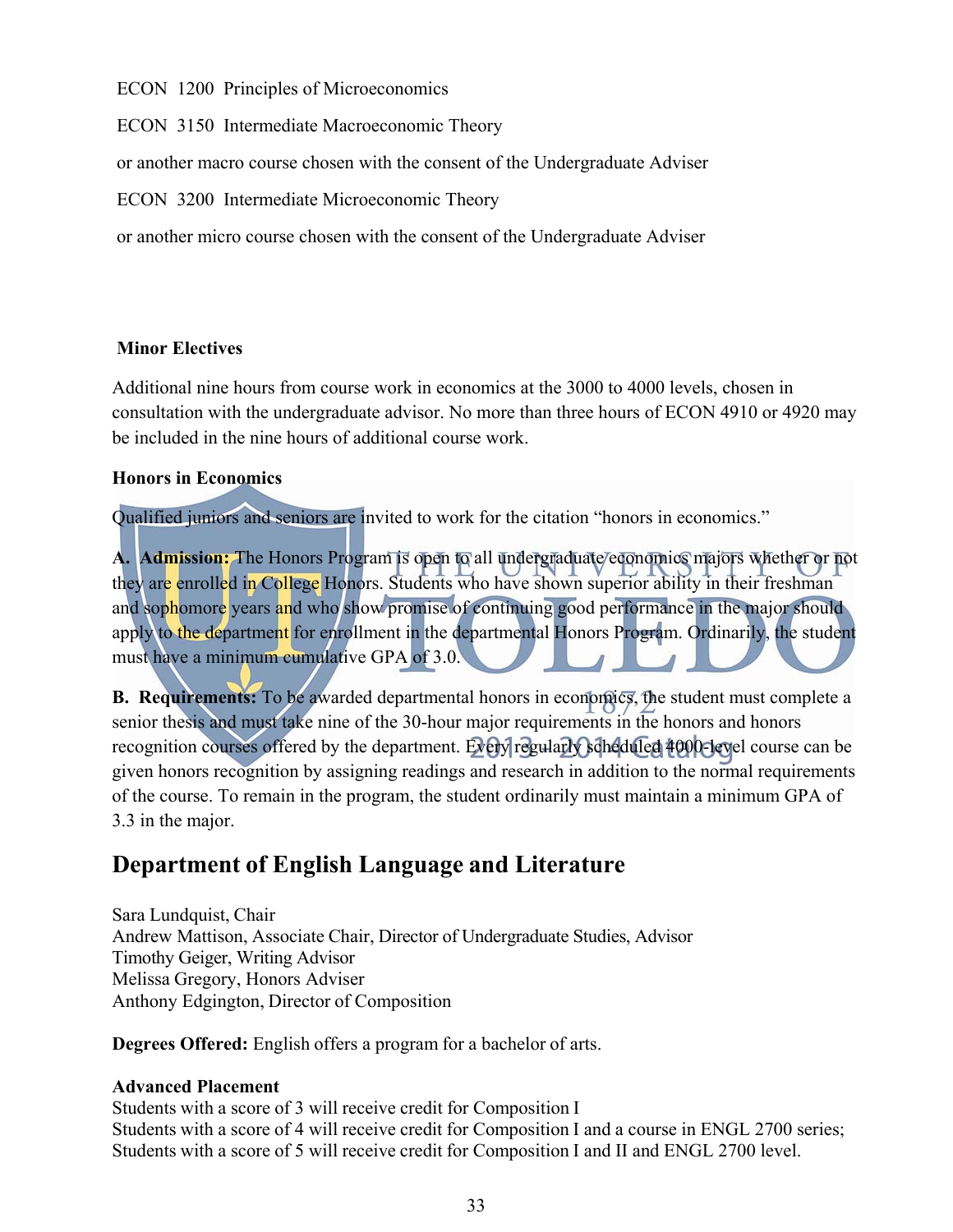ECON 1200 Principles of Microeconomics

ECON 3150 Intermediate Macroeconomic Theory

or another macro course chosen with the consent of the Undergraduate Adviser

ECON 3200 Intermediate Microeconomic Theory

or another micro course chosen with the consent of the Undergraduate Adviser

**Minor Electives**

Additional nine hours from course work in economics at the 3000 to 4000 levels, chosen in consultation with the undergraduate advisor. No more than three hours of ECON 4910 or 4920 may be included in the nine hours of additional course work.

**Honors in Economics**

Qualified juniors and seniors are invited to work for the citation "honors in economics."

**A. Admission:** The Honors Program is open to all undergraduate economics majors whether or not they are enrolled in College Honors. Students who have shown superior ability in their freshman and sophomore years and who show promise of continuing good performance in the major should apply to the department for enrollment in the departmental Honors Program. Ordinarily, the student must have a minimum cumulative GPA of 3.0.

**B. Requirements:** To be awarded departmental honors in economics, the student must complete a senior thesis and must take nine of the 30-hour major requirements in the honors and honors recognition courses offered by the department. Every regularly scheduled 4000-level course can be given honors recognition by assigning readings and research in addition to the normal requirements of the course. To remain in the program, the student ordinarily must maintain a minimum GPA of 3.3 in the major.

## Department of English Language and Literature

Sara Lundquist, Chair
Andrew Mattison, Associate Chair, Director of Undergraduate Studies, Advisor
Timothy Geiger, Writing Advisor
Melissa Gregory, Honors Adviser
Anthony Edgington, Director of Composition

**Degrees Offered:** English offers a program for a bachelor of arts.

**Advanced Placement**
Students with a score of 3 will receive credit for Composition I
Students with a score of 4 will receive credit for Composition I and a course in ENGL 2700 series;
Students with a score of 5 will receive credit for Composition I and II and ENGL 2700 level.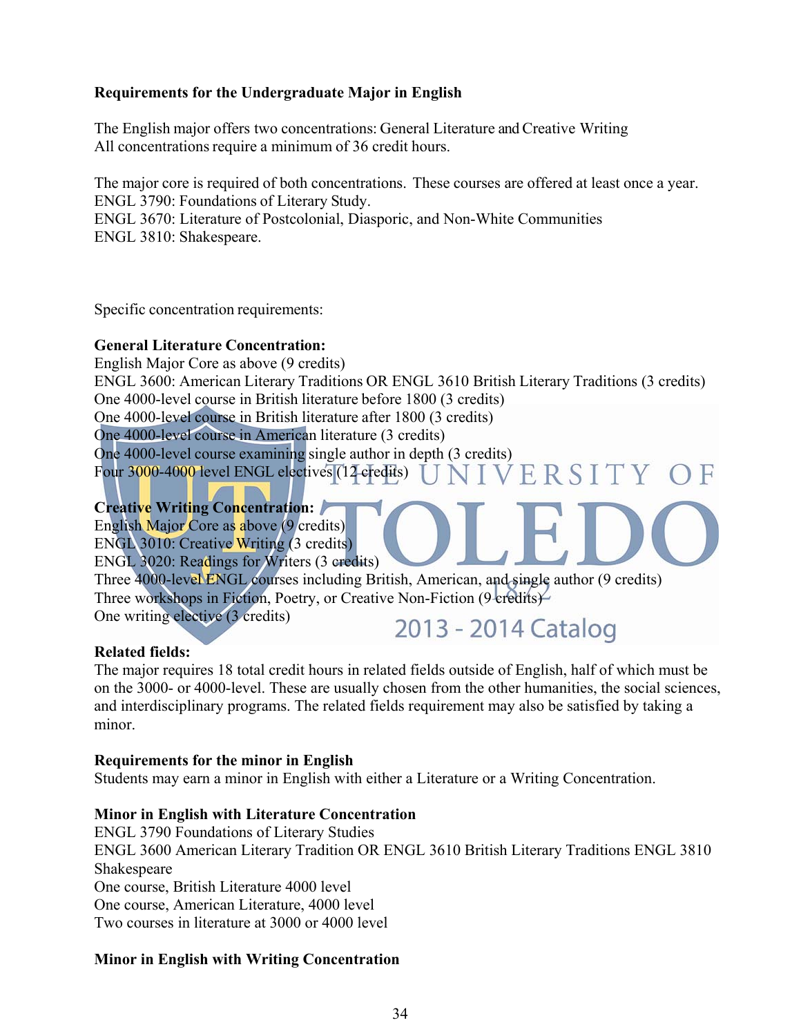**Requirements for the Undergraduate Major in English**

The English major offers two concentrations: General Literature and Creative Writing
All concentrations require a minimum of 36 credit hours.

The major core is required of both concentrations. These courses are offered at least once a year.
ENGL 3790: Foundations of Literary Study.
ENGL 3670: Literature of Postcolonial, Diasporic, and Non-White Communities
ENGL 3810: Shakespeare.

Specific concentration requirements:

**General Literature Concentration:**
English Major Core as above (9 credits)
ENGL 3600: American Literary Traditions OR ENGL 3610 British Literary Traditions (3 credits)
One 4000-level course in British literature before 1800 (3 credits)
One 4000-level course in British literature after 1800 (3 credits)
One 4000-level course in American literature (3 credits)
One 4000-level course examining single author in depth (3 credits)
Four 3000-4000 level ENGL electives (12 credits)

**Creative Writing Concentration:**
English Major Core as above (9 credits)
ENGL 3010: Creative Writing (3 credits)
ENGL 3020: Readings for Writers (3 credits)
Three 4000-level ENGL courses including British, American, and single author (9 credits)
Three workshops in Fiction, Poetry, or Creative Non-Fiction (9 credits)
One writing elective (3 credits)

**Related fields:**
The major requires 18 total credit hours in related fields outside of English, half of which must be on the 3000- or 4000-level. These are usually chosen from the other humanities, the social sciences, and interdisciplinary programs. The related fields requirement may also be satisfied by taking a minor.

**Requirements for the minor in English**
Students may earn a minor in English with either a Literature or a Writing Concentration.

**Minor in English with Literature Concentration**
ENGL 3790 Foundations of Literary Studies
ENGL 3600 American Literary Tradition OR ENGL 3610 British Literary Traditions ENGL 3810 Shakespeare
One course, British Literature 4000 level
One course, American Literature, 4000 level
Two courses in literature at 3000 or 4000 level

**Minor in English with Writing Concentration**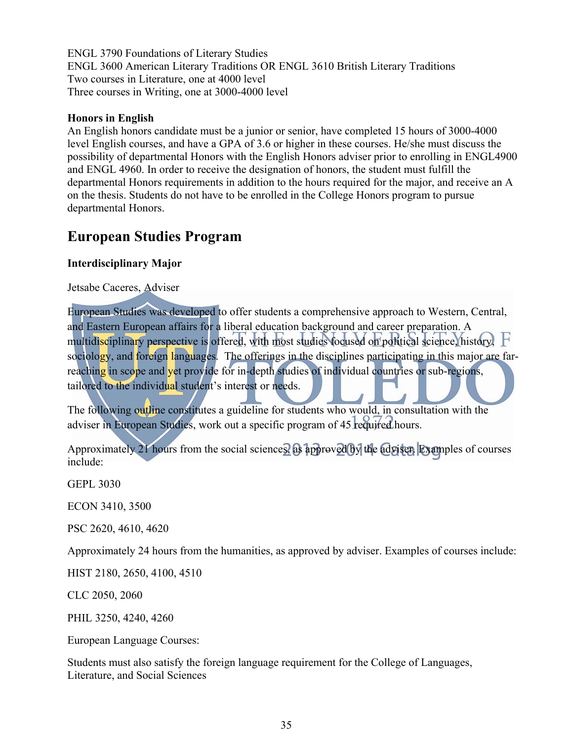ENGL 3790 Foundations of Literary Studies
ENGL 3600 American Literary Traditions OR ENGL 3610 British Literary Traditions
Two courses in Literature, one at 4000 level
Three courses in Writing, one at 3000-4000 level

**Honors in English**
An English honors candidate must be a junior or senior, have completed 15 hours of 3000-4000 level English courses, and have a GPA of 3.6 or higher in these courses. He/she must discuss the possibility of departmental Honors with the English Honors adviser prior to enrolling in ENGL4900 and ENGL 4960. In order to receive the designation of honors, the student must fulfill the departmental Honors requirements in addition to the hours required for the major, and receive an A on the thesis. Students do not have to be enrolled in the College Honors program to pursue departmental Honors.

## European Studies Program

**Interdisciplinary Major**

Jetsabe Caceres, Adviser

European Studies was developed to offer students a comprehensive approach to Western, Central, and Eastern European affairs for a liberal education background and career preparation. A multidisciplinary perspective is offered, with most studies focused on political science, history, sociology, and foreign languages. The offerings in the disciplines participating in this major are far-reaching in scope and yet provide for in-depth studies of individual countries or sub-regions, tailored to the individual student's interest or needs.

The following outline constitutes a guideline for students who would, in consultation with the adviser in European Studies, work out a specific program of 45 required hours.

Approximately 21 hours from the social sciences, as approved by the adviser. Examples of courses include:

GEPL 3030

ECON 3410, 3500

PSC 2620, 4610, 4620

Approximately 24 hours from the humanities, as approved by adviser. Examples of courses include:

HIST 2180, 2650, 4100, 4510

CLC 2050, 2060

PHIL 3250, 4240, 4260

European Language Courses:

Students must also satisfy the foreign language requirement for the College of Languages, Literature, and Social Sciences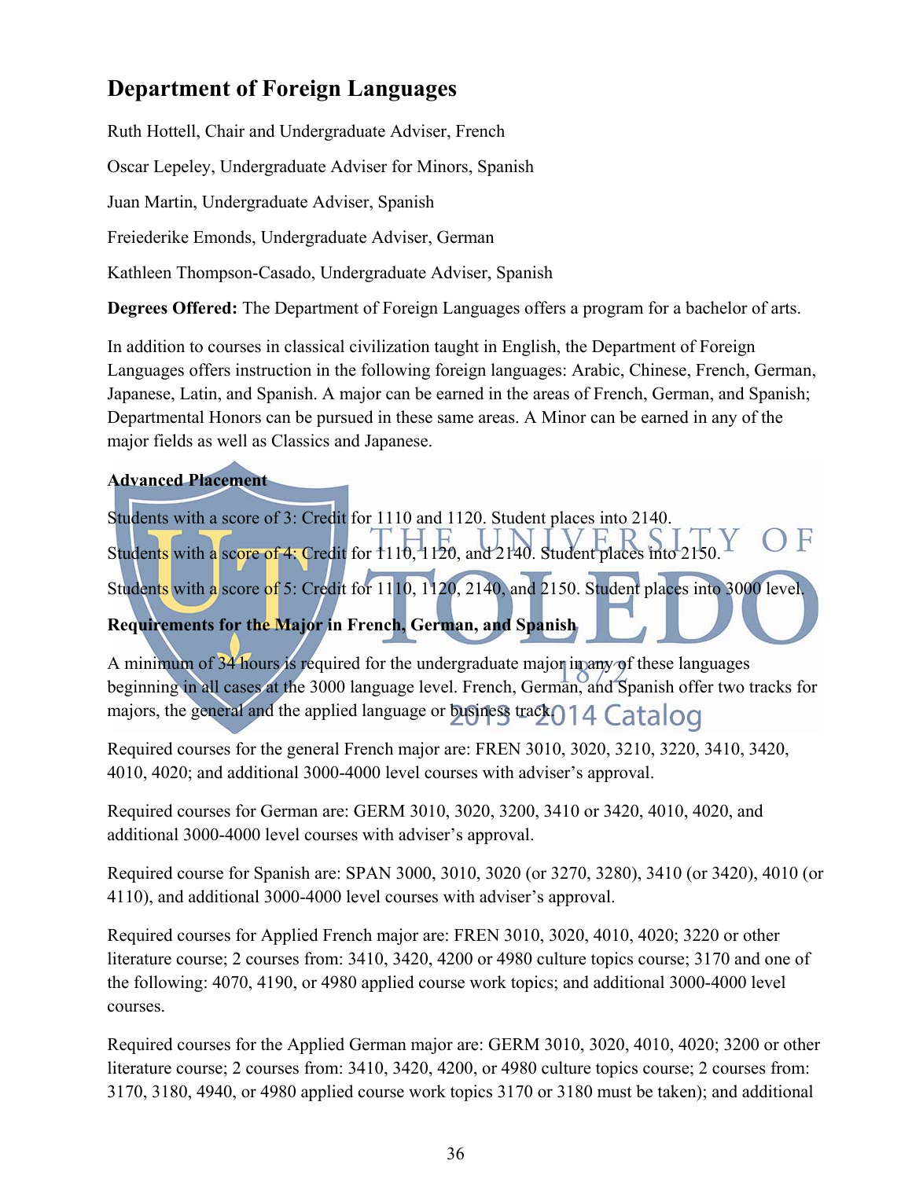## Department of Foreign Languages

Ruth Hottell, Chair and Undergraduate Adviser, French

Oscar Lepeley, Undergraduate Adviser for Minors, Spanish

Juan Martin, Undergraduate Adviser, Spanish

Freiederike Emonds, Undergraduate Adviser, German

Kathleen Thompson-Casado, Undergraduate Adviser, Spanish

**Degrees Offered:** The Department of Foreign Languages offers a program for a bachelor of arts.

In addition to courses in classical civilization taught in English, the Department of Foreign Languages offers instruction in the following foreign languages: Arabic, Chinese, French, German, Japanese, Latin, and Spanish. A major can be earned in the areas of French, German, and Spanish; Departmental Honors can be pursued in these same areas. A Minor can be earned in any of the major fields as well as Classics and Japanese.

**Advanced Placement**

Students with a score of 3: Credit for 1110 and 1120. Student places into 2140.

Students with a score of 4: Credit for 1110, 1120, and 2140. Student places into 2150.

Students with a score of 5: Credit for 1110, 1120, 2140, and 2150. Student places into 3000 level.

**Requirements for the Major in French, German, and Spanish**

A minimum of 34 hours is required for the undergraduate major in any of these languages beginning in all cases at the 3000 language level. French, German, and Spanish offer two tracks for majors, the general and the applied language or business track.

Required courses for the general French major are: FREN 3010, 3020, 3210, 3220, 3410, 3420, 4010, 4020; and additional 3000-4000 level courses with adviser's approval.

Required courses for German are: GERM 3010, 3020, 3200, 3410 or 3420, 4010, 4020, and additional 3000-4000 level courses with adviser's approval.

Required course for Spanish are: SPAN 3000, 3010, 3020 (or 3270, 3280), 3410 (or 3420), 4010 (or 4110), and additional 3000-4000 level courses with adviser's approval.

Required courses for Applied French major are: FREN 3010, 3020, 4010, 4020; 3220 or other literature course; 2 courses from: 3410, 3420, 4200 or 4980 culture topics course; 3170 and one of the following: 4070, 4190, or 4980 applied course work topics; and additional 3000-4000 level courses.

Required courses for the Applied German major are: GERM 3010, 3020, 4010, 4020; 3200 or other literature course; 2 courses from: 3410, 3420, 4200, or 4980 culture topics course; 2 courses from: 3170, 3180, 4940, or 4980 applied course work topics 3170 or 3180 must be taken); and additional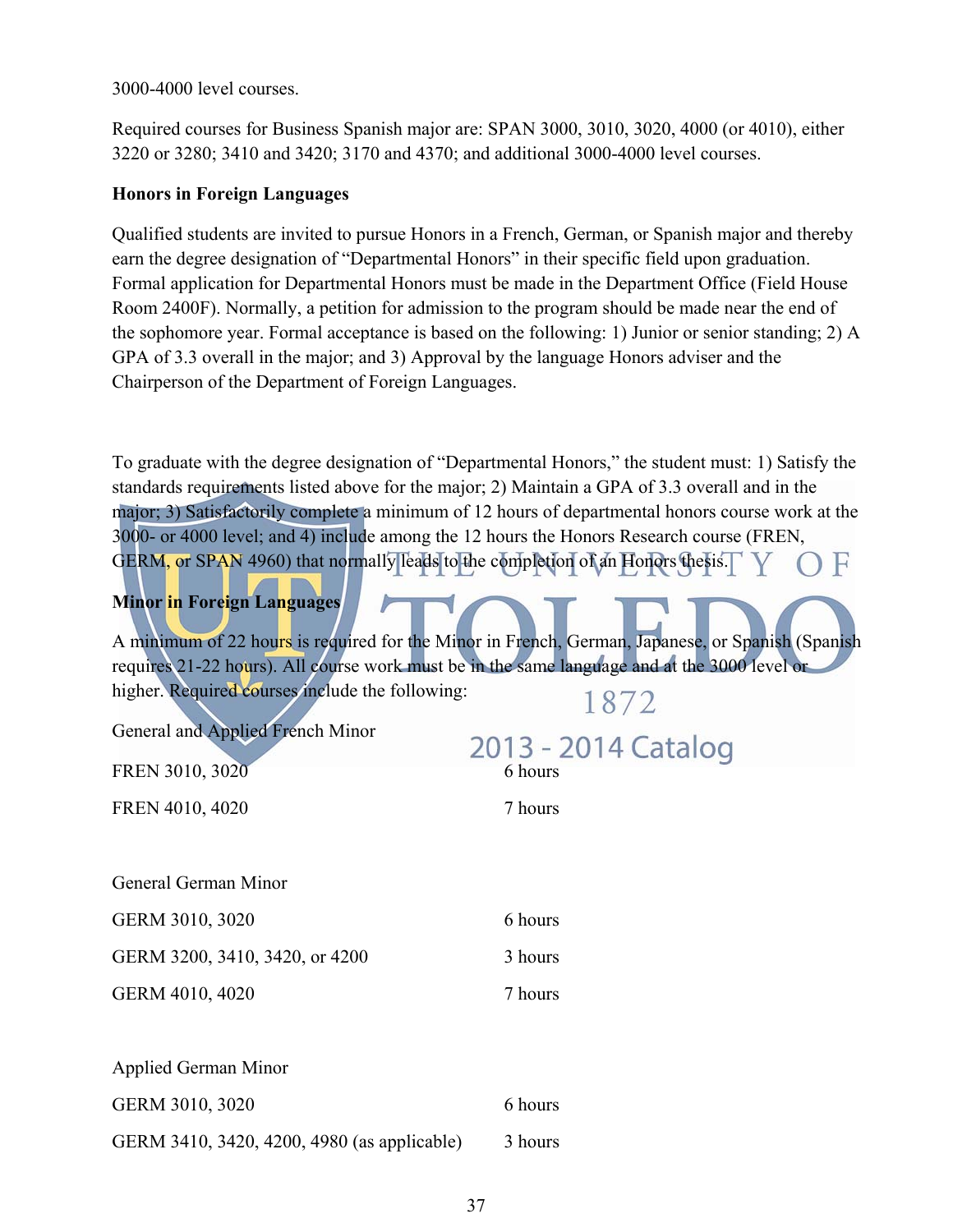3000-4000 level courses.

Required courses for Business Spanish major are: SPAN 3000, 3010, 3020, 4000 (or 4010), either 3220 or 3280; 3410 and 3420; 3170 and 4370; and additional 3000-4000 level courses.

**Honors in Foreign Languages**

Qualified students are invited to pursue Honors in a French, German, or Spanish major and thereby earn the degree designation of "Departmental Honors" in their specific field upon graduation. Formal application for Departmental Honors must be made in the Department Office (Field House Room 2400F). Normally, a petition for admission to the program should be made near the end of the sophomore year. Formal acceptance is based on the following: 1) Junior or senior standing; 2) A GPA of 3.3 overall in the major; and 3) Approval by the language Honors adviser and the Chairperson of the Department of Foreign Languages.

To graduate with the degree designation of "Departmental Honors," the student must: 1) Satisfy the standards requirements listed above for the major; 2) Maintain a GPA of 3.3 overall and in the major; 3) Satisfactorily complete a minimum of 12 hours of departmental honors course work at the 3000- or 4000 level; and 4) include among the 12 hours the Honors Research course (FREN, GERM, or SPAN 4960) that normally leads to the completion of an Honors thesis.

**Minor in Foreign Languages**

A minimum of 22 hours is required for the Minor in French, German, Japanese, or Spanish (Spanish requires 21-22 hours). All course work must be in the same language and at the 3000 level or higher. Required courses include the following:

General and Applied French Minor

| | |
|---|---|
| FREN 3010, 3020 | 6 hours |
| FREN 4010, 4020 | 7 hours |

General German Minor

| | |
|---|---|
| GERM 3010, 3020 | 6 hours |
| GERM 3200, 3410, 3420, or 4200 | 3 hours |
| GERM 4010, 4020 | 7 hours |

Applied German Minor

| | |
|---|---|
| GERM 3010, 3020 | 6 hours |
| GERM 3410, 3420, 4200, 4980 (as applicable) | 3 hours |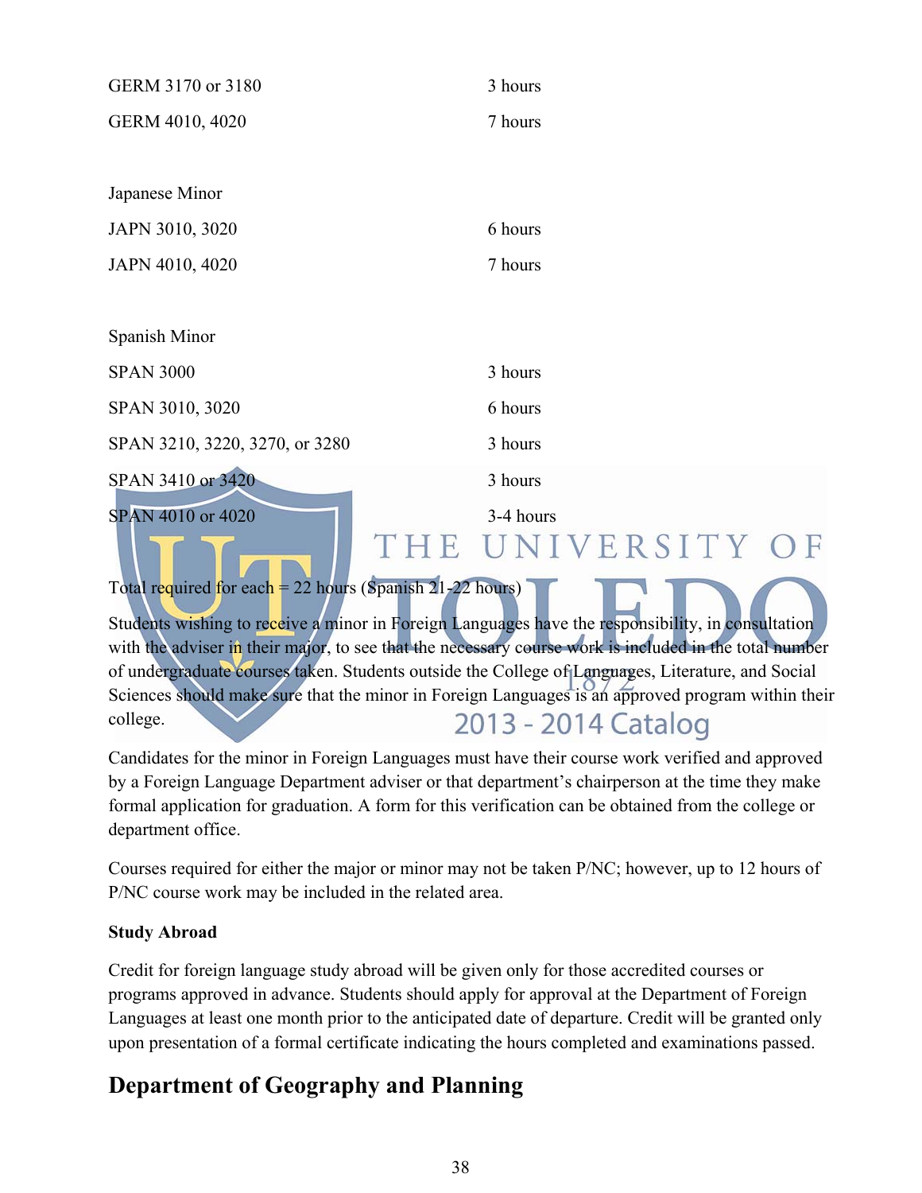| | |
|---|---|
| GERM 3170 or 3180 | 3 hours |
| GERM 4010, 4020 | 7 hours |

Japanese Minor

| | |
|---|---|
| JAPN 3010, 3020 | 6 hours |
| JAPN 4010, 4020 | 7 hours |

Spanish Minor

| | |
|---|---|
| SPAN 3000 | 3 hours |
| SPAN 3010, 3020 | 6 hours |
| SPAN 3210, 3220, 3270, or 3280 | 3 hours |
| SPAN 3410 or 3420 | 3 hours |
| SPAN 4010 or 4020 | 3-4 hours |

Total required for each = 22 hours (Spanish 21-22 hours)

Students wishing to receive a minor in Foreign Languages have the responsibility, in consultation with the adviser in their major, to see that the necessary course work is included in the total number of undergraduate courses taken. Students outside the College of Languages, Literature, and Social Sciences should make sure that the minor in Foreign Languages is an approved program within their college.

Candidates for the minor in Foreign Languages must have their course work verified and approved by a Foreign Language Department adviser or that department's chairperson at the time they make formal application for graduation. A form for this verification can be obtained from the college or department office.

Courses required for either the major or minor may not be taken P/NC; however, up to 12 hours of P/NC course work may be included in the related area.

**Study Abroad**

Credit for foreign language study abroad will be given only for those accredited courses or programs approved in advance. Students should apply for approval at the Department of Foreign Languages at least one month prior to the anticipated date of departure. Credit will be granted only upon presentation of a formal certificate indicating the hours completed and examinations passed.

## Department of Geography and Planning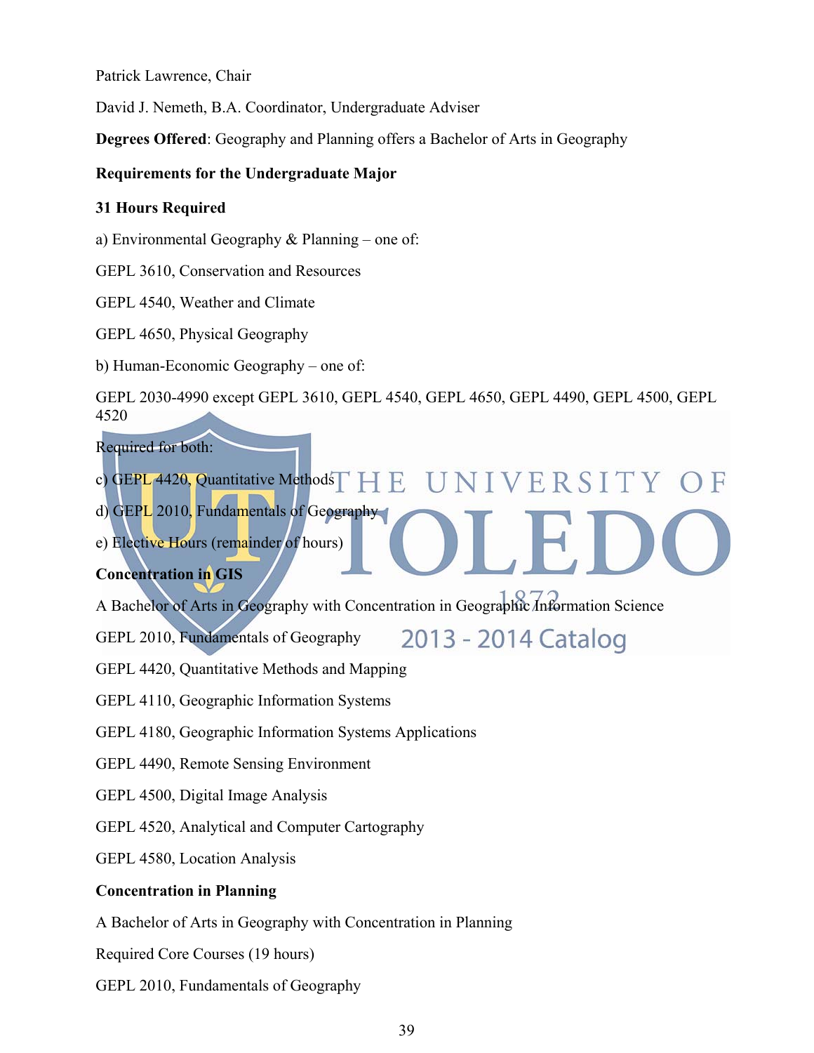Patrick Lawrence, Chair

David J. Nemeth, B.A. Coordinator, Undergraduate Adviser

**Degrees Offered**: Geography and Planning offers a Bachelor of Arts in Geography

**Requirements for the Undergraduate Major**

**31 Hours Required**

a) Environmental Geography & Planning – one of:

GEPL 3610, Conservation and Resources

GEPL 4540, Weather and Climate

GEPL 4650, Physical Geography

b) Human-Economic Geography – one of:

GEPL 2030-4990 except GEPL 3610, GEPL 4540, GEPL 4650, GEPL 4490, GEPL 4500, GEPL 4520

Required for both:

c) GEPL 4420, Quantitative Methods

d) GEPL 2010, Fundamentals of Geography

e) Elective Hours (remainder of hours)

**Concentration in GIS**

A Bachelor of Arts in Geography with Concentration in Geographic Information Science

GEPL 2010, Fundamentals of Geography

GEPL 4420, Quantitative Methods and Mapping

GEPL 4110, Geographic Information Systems

GEPL 4180, Geographic Information Systems Applications

GEPL 4490, Remote Sensing Environment

GEPL 4500, Digital Image Analysis

GEPL 4520, Analytical and Computer Cartography

GEPL 4580, Location Analysis

**Concentration in Planning**

A Bachelor of Arts in Geography with Concentration in Planning

Required Core Courses (19 hours)

GEPL 2010, Fundamentals of Geography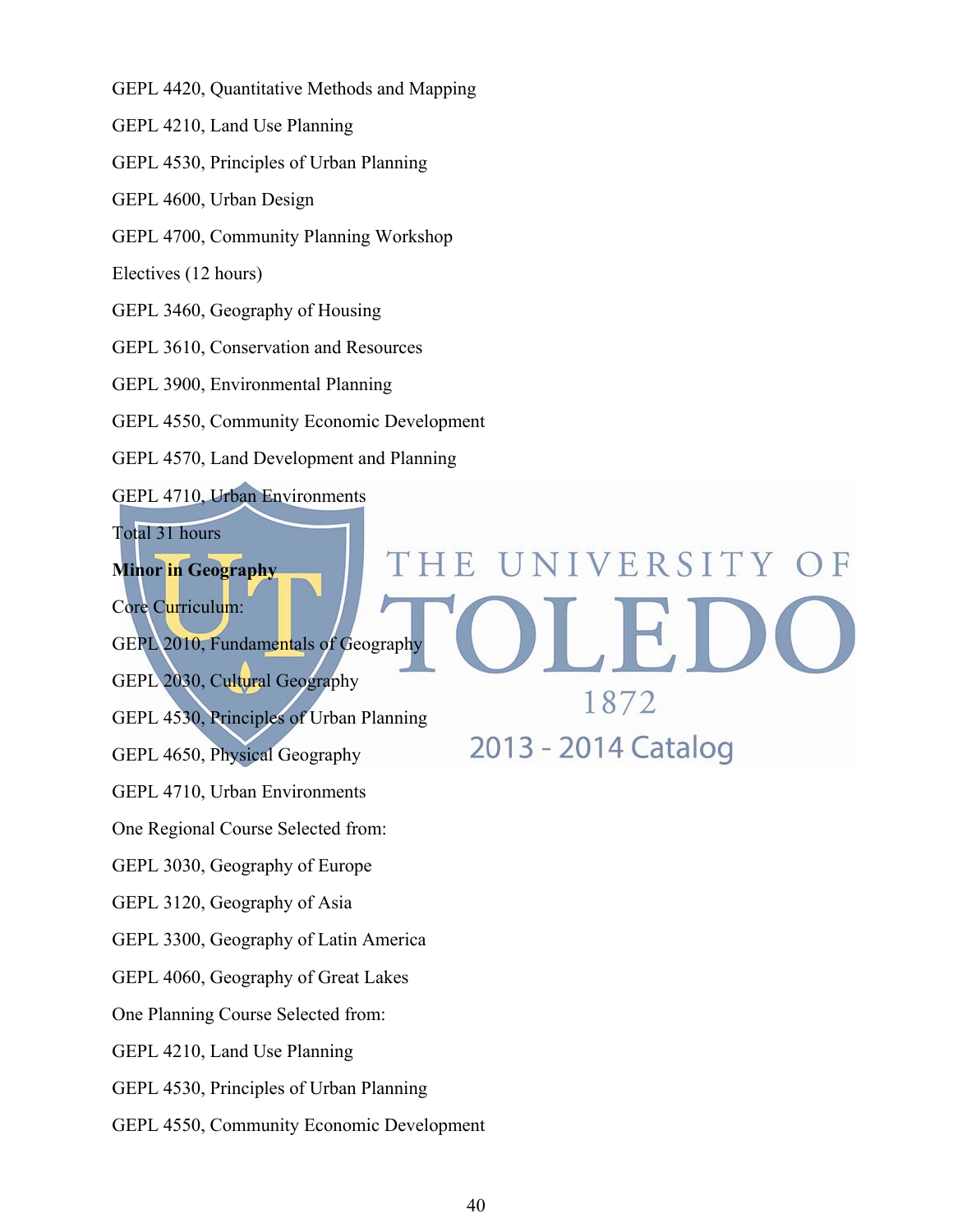GEPL 4420, Quantitative Methods and Mapping

GEPL 4210, Land Use Planning

GEPL 4530, Principles of Urban Planning

GEPL 4600, Urban Design

GEPL 4700, Community Planning Workshop

Electives (12 hours)

GEPL 3460, Geography of Housing

GEPL 3610, Conservation and Resources

GEPL 3900, Environmental Planning

GEPL 4550, Community Economic Development

GEPL 4570, Land Development and Planning

GEPL 4710, Urban Environments

Total 31 hours

**Minor in Geography**

Core Curriculum:

GEPL 2010, Fundamentals of Geography

GEPL 2030, Cultural Geography

GEPL 4530, Principles of Urban Planning

GEPL 4650, Physical Geography

GEPL 4710, Urban Environments

One Regional Course Selected from:

GEPL 3030, Geography of Europe

GEPL 3120, Geography of Asia

GEPL 3300, Geography of Latin America

GEPL 4060, Geography of Great Lakes

One Planning Course Selected from:

GEPL 4210, Land Use Planning

GEPL 4530, Principles of Urban Planning

GEPL 4550, Community Economic Development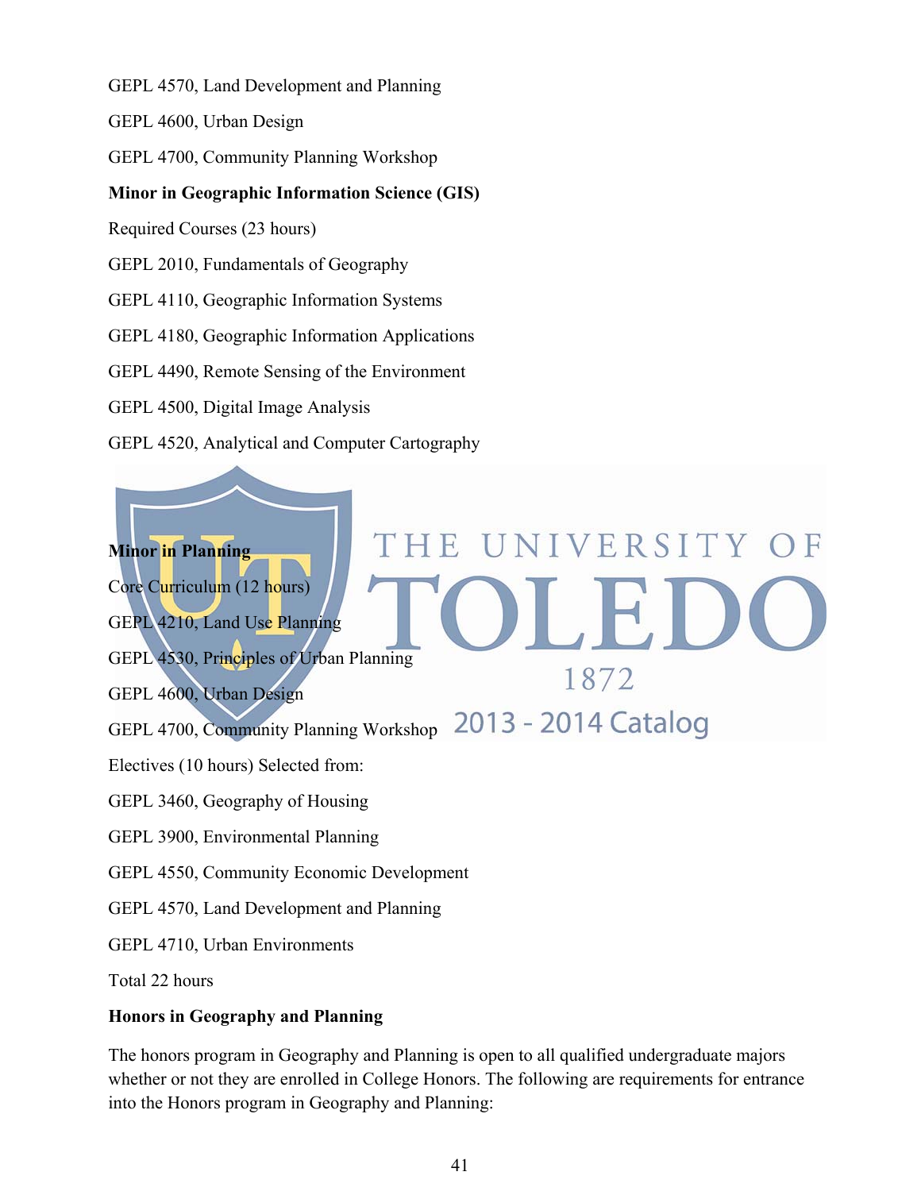GEPL 4570, Land Development and Planning

GEPL 4600, Urban Design

GEPL 4700, Community Planning Workshop

**Minor in Geographic Information Science (GIS)**

Required Courses (23 hours)

GEPL 2010, Fundamentals of Geography

GEPL 4110, Geographic Information Systems

GEPL 4180, Geographic Information Applications

GEPL 4490, Remote Sensing of the Environment

GEPL 4500, Digital Image Analysis

GEPL 4520, Analytical and Computer Cartography

**Minor in Planning**

Core Curriculum (12 hours)

GEPL 4210, Land Use Planning

GEPL 4530, Principles of Urban Planning

GEPL 4600, Urban Design

GEPL 4700, Community Planning Workshop

Electives (10 hours) Selected from:

GEPL 3460, Geography of Housing

GEPL 3900, Environmental Planning

GEPL 4550, Community Economic Development

GEPL 4570, Land Development and Planning

GEPL 4710, Urban Environments

Total 22 hours

**Honors in Geography and Planning**

The honors program in Geography and Planning is open to all qualified undergraduate majors whether or not they are enrolled in College Honors. The following are requirements for entrance into the Honors program in Geography and Planning: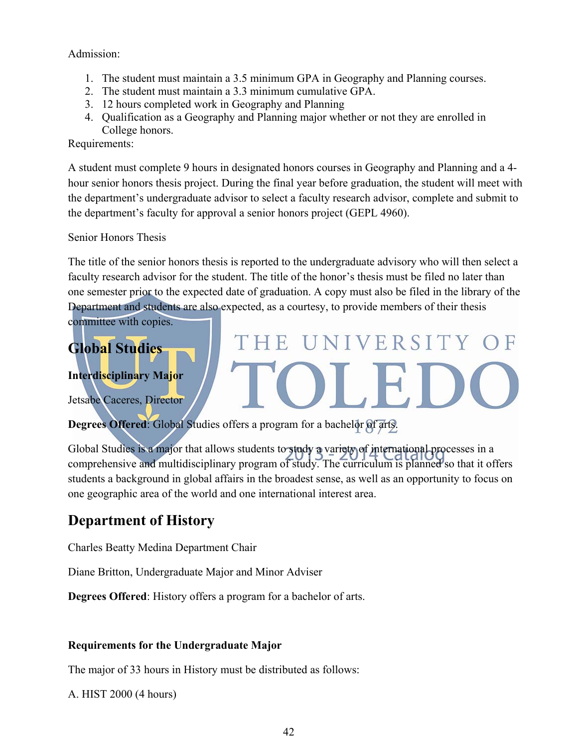Admission:

1. The student must maintain a 3.5 minimum GPA in Geography and Planning courses.
2. The student must maintain a 3.3 minimum cumulative GPA.
3. 12 hours completed work in Geography and Planning
4. Qualification as a Geography and Planning major whether or not they are enrolled in College honors.

Requirements:

A student must complete 9 hours in designated honors courses in Geography and Planning and a 4-hour senior honors thesis project. During the final year before graduation, the student will meet with the department's undergraduate advisor to select a faculty research advisor, complete and submit to the department's faculty for approval a senior honors project (GEPL 4960).

Senior Honors Thesis

The title of the senior honors thesis is reported to the undergraduate advisory who will then select a faculty research advisor for the student. The title of the honor's thesis must be filed no later than one semester prior to the expected date of graduation. A copy must also be filed in the library of the Department and students are also expected, as a courtesy, to provide members of their thesis committee with copies.

## Global Studies

**Interdisciplinary Major**

Jetsabe Caceres, Director

**Degrees Offered**: Global Studies offers a program for a bachelor of arts.

Global Studies is a major that allows students to study a variety of international processes in a comprehensive and multidisciplinary program of study. The curriculum is planned so that it offers students a background in global affairs in the broadest sense, as well as an opportunity to focus on one geographic area of the world and one international interest area.

## Department of History

Charles Beatty Medina Department Chair

Diane Britton, Undergraduate Major and Minor Adviser

**Degrees Offered**: History offers a program for a bachelor of arts.

**Requirements for the Undergraduate Major**

The major of 33 hours in History must be distributed as follows:

A. HIST 2000 (4 hours)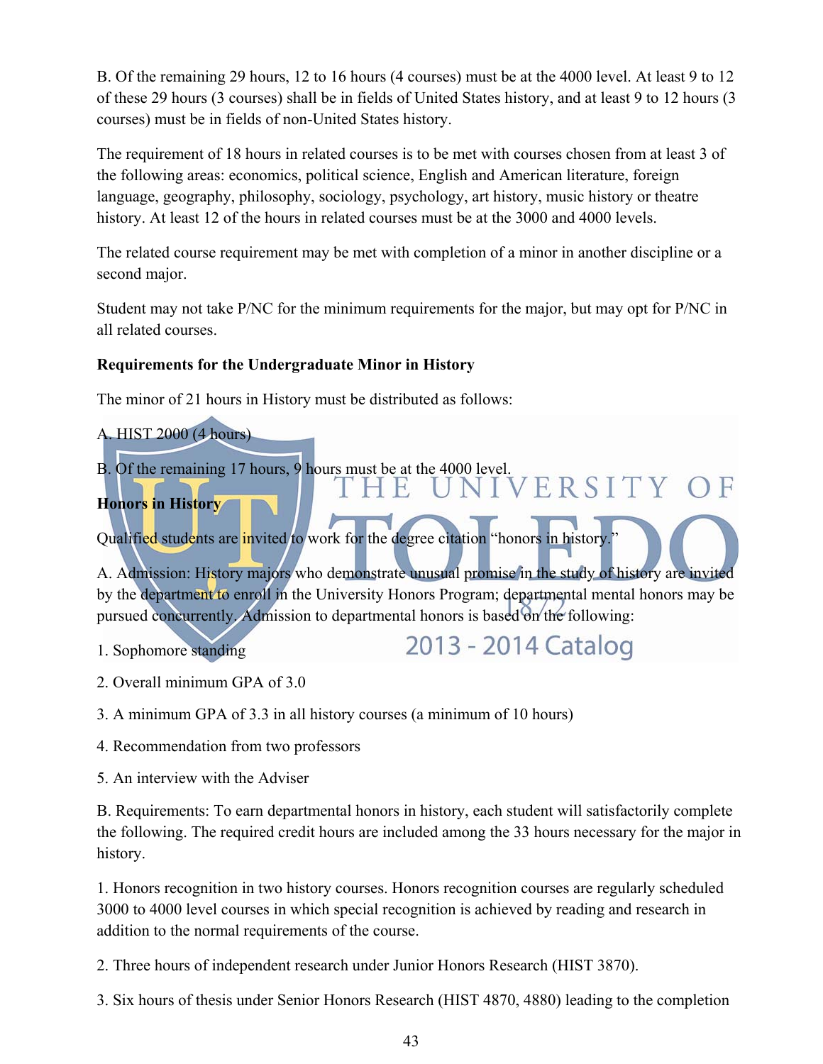B. Of the remaining 29 hours, 12 to 16 hours (4 courses) must be at the 4000 level. At least 9 to 12 of these 29 hours (3 courses) shall be in fields of United States history, and at least 9 to 12 hours (3 courses) must be in fields of non-United States history.

The requirement of 18 hours in related courses is to be met with courses chosen from at least 3 of the following areas: economics, political science, English and American literature, foreign language, geography, philosophy, sociology, psychology, art history, music history or theatre history. At least 12 of the hours in related courses must be at the 3000 and 4000 levels.

The related course requirement may be met with completion of a minor in another discipline or a second major.

Student may not take P/NC for the minimum requirements for the major, but may opt for P/NC in all related courses.

**Requirements for the Undergraduate Minor in History**

The minor of 21 hours in History must be distributed as follows:

A. HIST 2000 (4 hours)

B. Of the remaining 17 hours, 9 hours must be at the 4000 level.

**Honors in History**

Qualified students are invited to work for the degree citation "honors in history."

A. Admission: History majors who demonstrate unusual promise in the study of history are invited by the department to enroll in the University Honors Program; departmental mental honors may be pursued concurrently. Admission to departmental honors is based on the following:

1. Sophomore standing

2. Overall minimum GPA of 3.0

3. A minimum GPA of 3.3 in all history courses (a minimum of 10 hours)

4. Recommendation from two professors

5. An interview with the Adviser

B. Requirements: To earn departmental honors in history, each student will satisfactorily complete the following. The required credit hours are included among the 33 hours necessary for the major in history.

1. Honors recognition in two history courses. Honors recognition courses are regularly scheduled 3000 to 4000 level courses in which special recognition is achieved by reading and research in addition to the normal requirements of the course.

2. Three hours of independent research under Junior Honors Research (HIST 3870).

3. Six hours of thesis under Senior Honors Research (HIST 4870, 4880) leading to the completion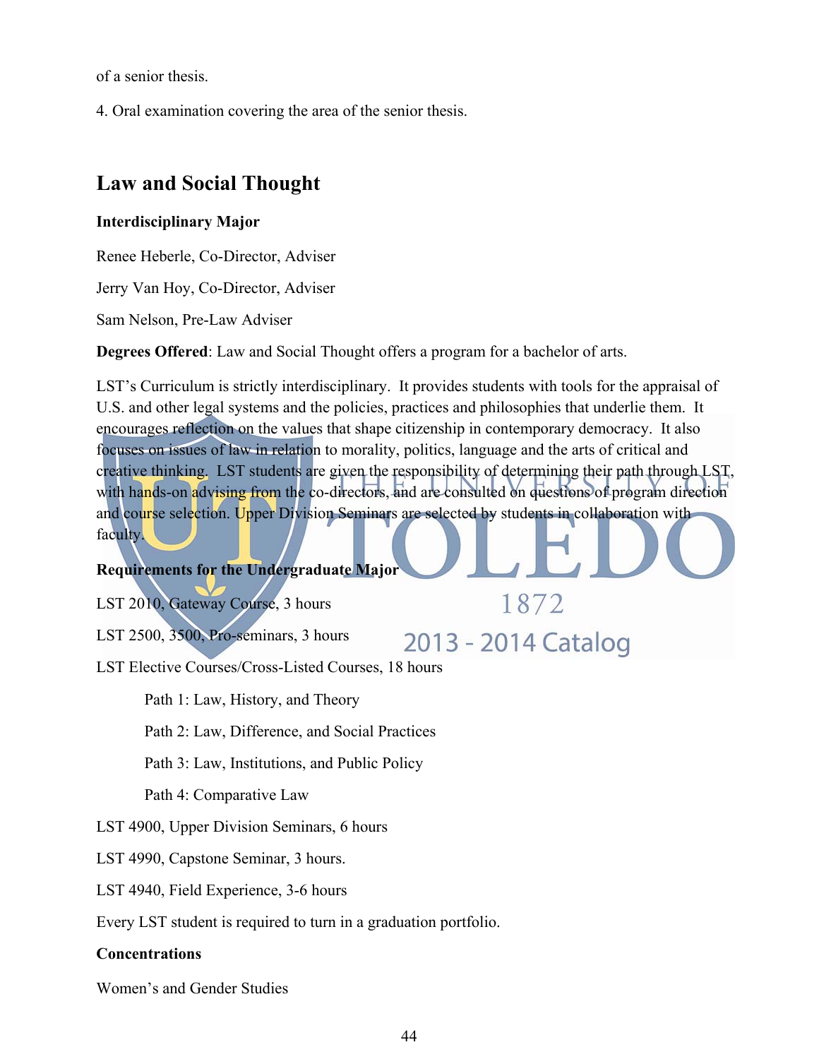of a senior thesis.

4. Oral examination covering the area of the senior thesis.

## Law and Social Thought

**Interdisciplinary Major**

Renee Heberle, Co-Director, Adviser

Jerry Van Hoy, Co-Director, Adviser

Sam Nelson, Pre-Law Adviser

**Degrees Offered**: Law and Social Thought offers a program for a bachelor of arts.

LST's Curriculum is strictly interdisciplinary. It provides students with tools for the appraisal of U.S. and other legal systems and the policies, practices and philosophies that underlie them. It encourages reflection on the values that shape citizenship in contemporary democracy. It also focuses on issues of law in relation to morality, politics, language and the arts of critical and creative thinking. LST students are given the responsibility of determining their path through LST, with hands-on advising from the co-directors, and are consulted on questions of program direction and course selection. Upper Division Seminars are selected by students in collaboration with faculty.

**Requirements for the Undergraduate Major**

LST 2010, Gateway Course, 3 hours

LST 2500, 3500, Pro-seminars, 3 hours

LST Elective Courses/Cross-Listed Courses, 18 hours

- Path 1: Law, History, and Theory
- Path 2: Law, Difference, and Social Practices
- Path 3: Law, Institutions, and Public Policy
- Path 4: Comparative Law

LST 4900, Upper Division Seminars, 6 hours

LST 4990, Capstone Seminar, 3 hours.

LST 4940, Field Experience, 3-6 hours

Every LST student is required to turn in a graduation portfolio.

**Concentrations**

Women's and Gender Studies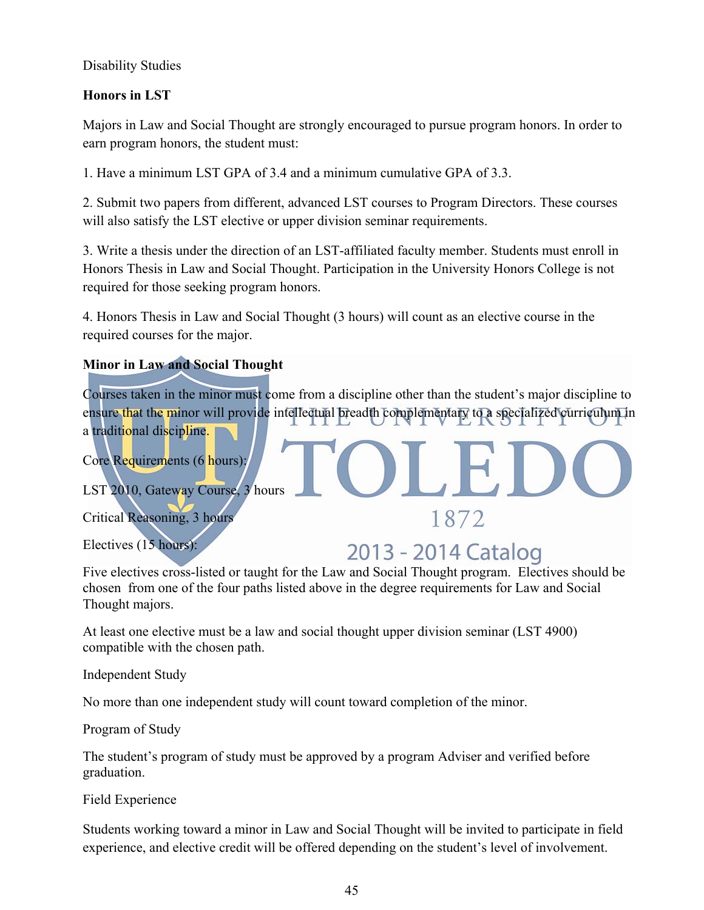Disability Studies

**Honors in LST**

Majors in Law and Social Thought are strongly encouraged to pursue program honors. In order to earn program honors, the student must:

1. Have a minimum LST GPA of 3.4 and a minimum cumulative GPA of 3.3.

2. Submit two papers from different, advanced LST courses to Program Directors. These courses will also satisfy the LST elective or upper division seminar requirements.

3. Write a thesis under the direction of an LST-affiliated faculty member. Students must enroll in Honors Thesis in Law and Social Thought. Participation in the University Honors College is not required for those seeking program honors.

4. Honors Thesis in Law and Social Thought (3 hours) will count as an elective course in the required courses for the major.

**Minor in Law and Social Thought**

Courses taken in the minor must come from a discipline other than the student's major discipline to ensure that the minor will provide intellectual breadth complementary to a specialized curriculum in a traditional discipline.

Core Requirements (6 hours):

LST 2010, Gateway Course, 3 hours

Critical Reasoning, 3 hours

Electives (15 hours):

Five electives cross-listed or taught for the Law and Social Thought program. Electives should be chosen from one of the four paths listed above in the degree requirements for Law and Social Thought majors.

At least one elective must be a law and social thought upper division seminar (LST 4900) compatible with the chosen path.

Independent Study

No more than one independent study will count toward completion of the minor.

Program of Study

The student's program of study must be approved by a program Adviser and verified before graduation.

Field Experience

Students working toward a minor in Law and Social Thought will be invited to participate in field experience, and elective credit will be offered depending on the student's level of involvement.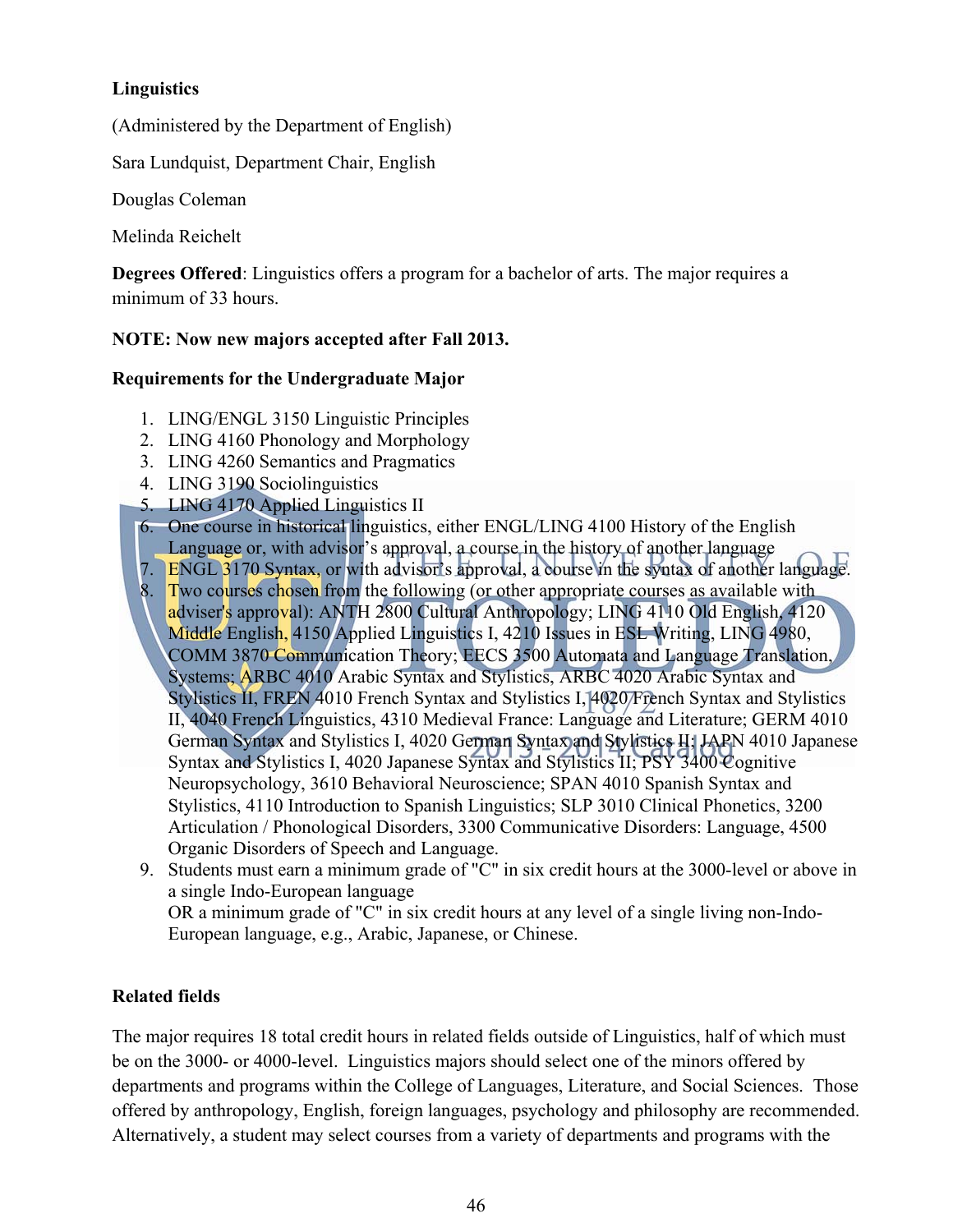**Linguistics**

(Administered by the Department of English)

Sara Lundquist, Department Chair, English

Douglas Coleman

Melinda Reichelt

**Degrees Offered**: Linguistics offers a program for a bachelor of arts. The major requires a minimum of 33 hours.

**NOTE: Now new majors accepted after Fall 2013.**

**Requirements for the Undergraduate Major**

1. LING/ENGL 3150 Linguistic Principles
2. LING 4160 Phonology and Morphology
3. LING 4260 Semantics and Pragmatics
4. LING 3190 Sociolinguistics
5. LING 4170 Applied Linguistics II
6. One course in historical linguistics, either ENGL/LING 4100 History of the English Language or, with advisor's approval, a course in the history of another language
7. ENGL 3170 Syntax, or with advisor's approval, a course in the syntax of another language.
8. Two courses chosen from the following (or other appropriate courses as available with adviser's approval): ANTH 2800 Cultural Anthropology; LING 4110 Old English, 4120 Middle English, 4150 Applied Linguistics I, 4210 Issues in ESL Writing, LING 4980, COMM 3870 Communication Theory; EECS 3500 Automata and Language Translation, Systems; ARBC 4010 Arabic Syntax and Stylistics, ARBC 4020 Arabic Syntax and Stylistics II, FREN 4010 French Syntax and Stylistics I, 4020 French Syntax and Stylistics II, 4040 French Linguistics, 4310 Medieval France: Language and Literature; GERM 4010 German Syntax and Stylistics I, 4020 German Syntax and Stylistics II; JAPN 4010 Japanese Syntax and Stylistics I, 4020 Japanese Syntax and Stylistics II; PSY 3400 Cognitive Neuropsychology, 3610 Behavioral Neuroscience; SPAN 4010 Spanish Syntax and Stylistics, 4110 Introduction to Spanish Linguistics; SLP 3010 Clinical Phonetics, 3200 Articulation / Phonological Disorders, 3300 Communicative Disorders: Language, 4500 Organic Disorders of Speech and Language.
9. Students must earn a minimum grade of "C" in six credit hours at the 3000-level or above in a single Indo-European language
   OR a minimum grade of "C" in six credit hours at any level of a single living non-Indo-European language, e.g., Arabic, Japanese, or Chinese.

**Related fields**

The major requires 18 total credit hours in related fields outside of Linguistics, half of which must be on the 3000- or 4000-level. Linguistics majors should select one of the minors offered by departments and programs within the College of Languages, Literature, and Social Sciences. Those offered by anthropology, English, foreign languages, psychology and philosophy are recommended. Alternatively, a student may select courses from a variety of departments and programs with the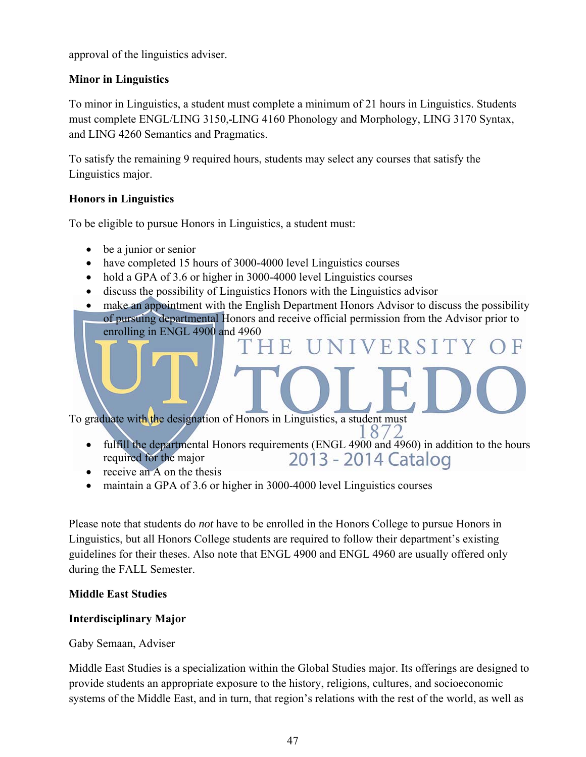approval of the linguistics adviser.

**Minor in Linguistics**

To minor in Linguistics, a student must complete a minimum of 21 hours in Linguistics. Students must complete ENGL/LING 3150,-LING 4160 Phonology and Morphology, LING 3170 Syntax, and LING 4260 Semantics and Pragmatics.

To satisfy the remaining 9 required hours, students may select any courses that satisfy the Linguistics major.

**Honors in Linguistics**

To be eligible to pursue Honors in Linguistics, a student must:

- be a junior or senior
- have completed 15 hours of 3000-4000 level Linguistics courses
- hold a GPA of 3.6 or higher in 3000-4000 level Linguistics courses
- discuss the possibility of Linguistics Honors with the Linguistics advisor
- make an appointment with the English Department Honors Advisor to discuss the possibility of pursuing departmental Honors and receive official permission from the Advisor prior to enrolling in ENGL 4900 and 4960

To graduate with the designation of Honors in Linguistics, a student must

- fulfill the departmental Honors requirements (ENGL 4900 and 4960) in addition to the hours required for the major
- receive an A on the thesis
- maintain a GPA of 3.6 or higher in 3000-4000 level Linguistics courses

Please note that students do *not* have to be enrolled in the Honors College to pursue Honors in Linguistics, but all Honors College students are required to follow their department's existing guidelines for their theses. Also note that ENGL 4900 and ENGL 4960 are usually offered only during the FALL Semester.

**Middle East Studies**

**Interdisciplinary Major**

Gaby Semaan, Adviser

Middle East Studies is a specialization within the Global Studies major. Its offerings are designed to provide students an appropriate exposure to the history, religions, cultures, and socioeconomic systems of the Middle East, and in turn, that region's relations with the rest of the world, as well as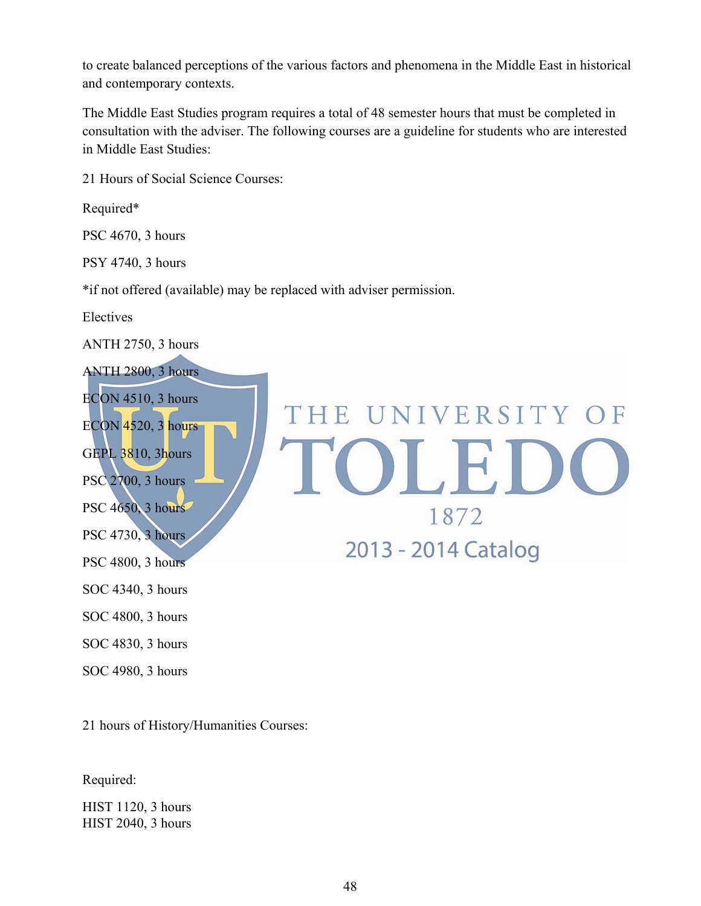to create balanced perceptions of the various factors and phenomena in the Middle East in historical and contemporary contexts.

The Middle East Studies program requires a total of 48 semester hours that must be completed in consultation with the adviser. The following courses are a guideline for students who are interested in Middle East Studies:

21 Hours of Social Science Courses:

Required*

PSC 4670, 3 hours

PSY 4740, 3 hours

*if not offered (available) may be replaced with adviser permission.

Electives

ANTH 2750, 3 hours

ANTH 2800, 3 hours

ECON 4510, 3 hours

ECON 4520, 3 hours

GEPL 3810, 3hours

PSC 2700, 3 hours

PSC 4650, 3 hours

PSC 4730, 3 hours

PSC 4800, 3 hours

SOC 4340, 3 hours

SOC 4800, 3 hours

SOC 4830, 3 hours

SOC 4980, 3 hours

21 hours of History/Humanities Courses:

Required:

HIST 1120, 3 hours
HIST 2040, 3 hours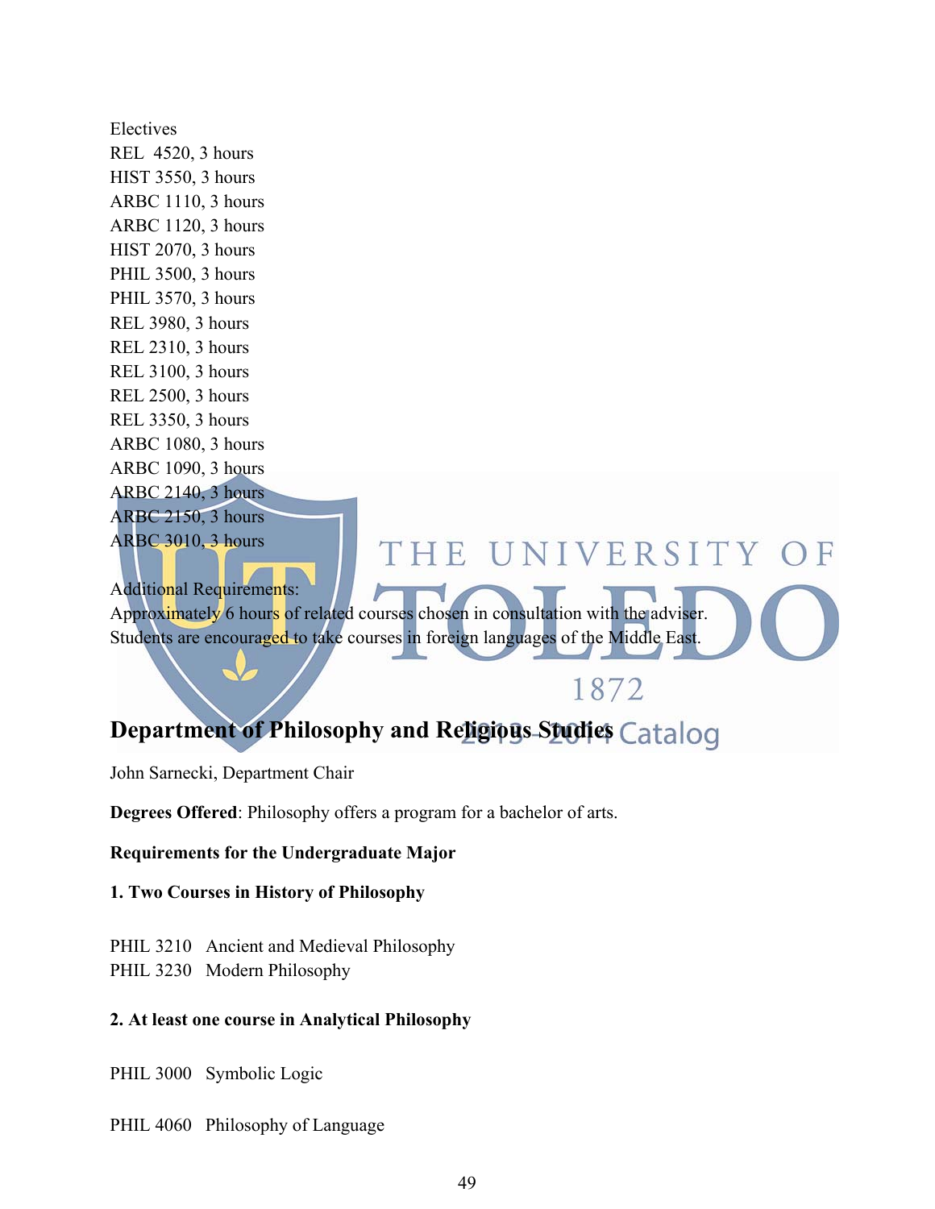Electives
REL 4520, 3 hours
HIST 3550, 3 hours
ARBC 1110, 3 hours
ARBC 1120, 3 hours
HIST 2070, 3 hours
PHIL 3500, 3 hours
PHIL 3570, 3 hours
REL 3980, 3 hours
REL 2310, 3 hours
REL 3100, 3 hours
REL 2500, 3 hours
REL 3350, 3 hours
ARBC 1080, 3 hours
ARBC 1090, 3 hours
ARBC 2140, 3 hours
ARBC 2150, 3 hours
ARBC 3010, 3 hours

Additional Requirements:
Approximately 6 hours of related courses chosen in consultation with the adviser.
Students are encouraged to take courses in foreign languages of the Middle East.

## Department of Philosophy and Religious Studies

John Sarnecki, Department Chair

**Degrees Offered**: Philosophy offers a program for a bachelor of arts.

**Requirements for the Undergraduate Major**

**1. Two Courses in History of Philosophy**

PHIL 3210 Ancient and Medieval Philosophy
PHIL 3230 Modern Philosophy

**2. At least one course in Analytical Philosophy**

PHIL 3000 Symbolic Logic

PHIL 4060 Philosophy of Language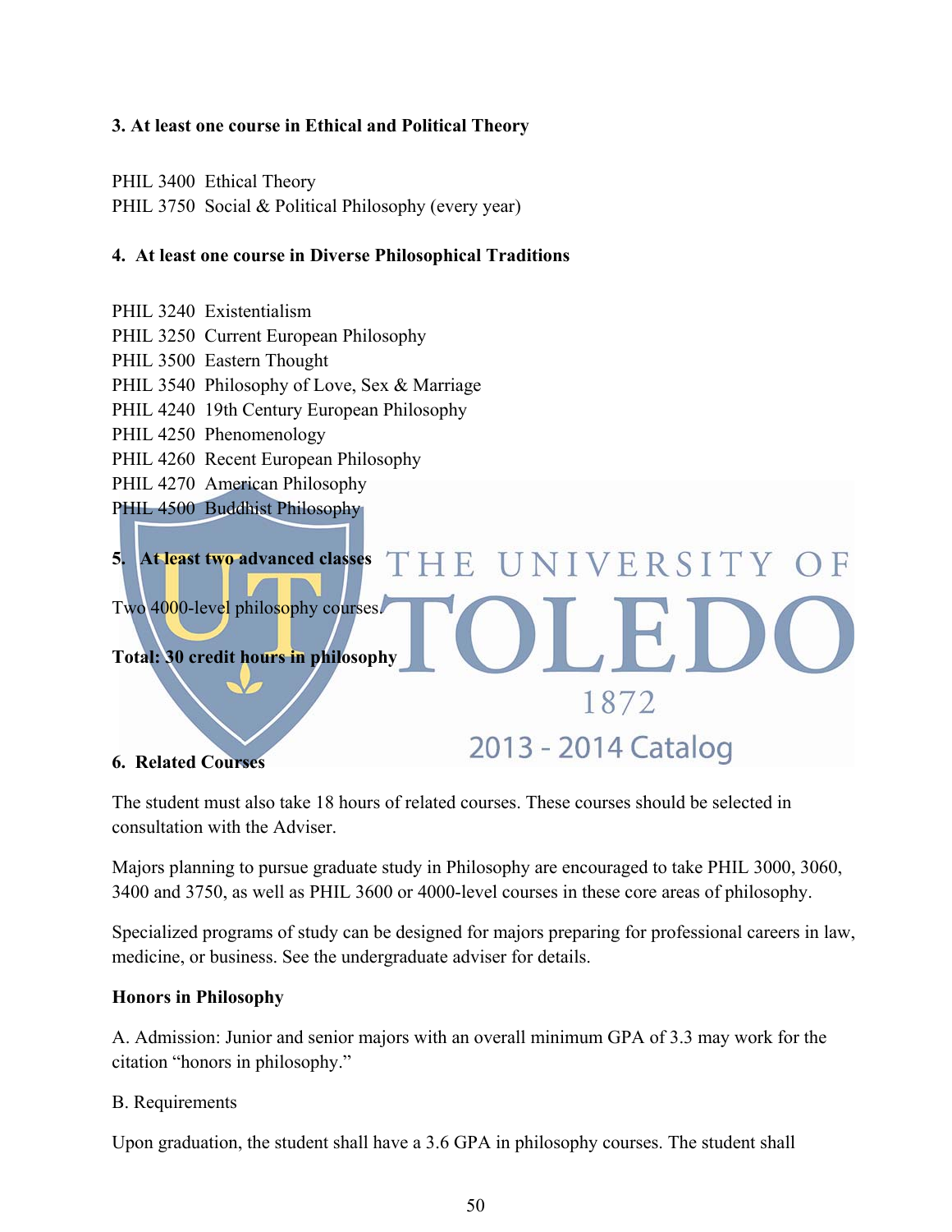**3. At least one course in Ethical and Political Theory**

PHIL 3400 Ethical Theory
PHIL 3750 Social & Political Philosophy (every year)

**4. At least one course in Diverse Philosophical Traditions**

PHIL 3240 Existentialism
PHIL 3250 Current European Philosophy
PHIL 3500 Eastern Thought
PHIL 3540 Philosophy of Love, Sex & Marriage
PHIL 4240 19th Century European Philosophy
PHIL 4250 Phenomenology
PHIL 4260 Recent European Philosophy
PHIL 4270 American Philosophy
PHIL 4500 Buddhist Philosophy

**5. At least two advanced classes**

Two 4000-level philosophy courses.

**Total: 30 credit hours in philosophy**

**6. Related Courses**

The student must also take 18 hours of related courses. These courses should be selected in consultation with the Adviser.

Majors planning to pursue graduate study in Philosophy are encouraged to take PHIL 3000, 3060, 3400 and 3750, as well as PHIL 3600 or 4000-level courses in these core areas of philosophy.

Specialized programs of study can be designed for majors preparing for professional careers in law, medicine, or business. See the undergraduate adviser for details.

**Honors in Philosophy**

A. Admission: Junior and senior majors with an overall minimum GPA of 3.3 may work for the citation "honors in philosophy."

B. Requirements

Upon graduation, the student shall have a 3.6 GPA in philosophy courses. The student shall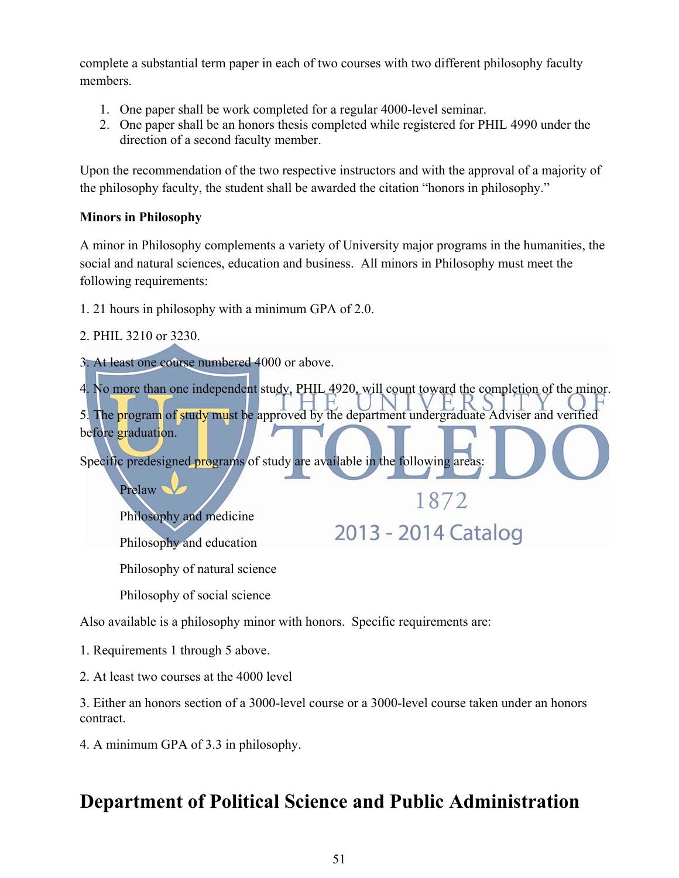complete a substantial term paper in each of two courses with two different philosophy faculty members.

1. One paper shall be work completed for a regular 4000-level seminar.
2. One paper shall be an honors thesis completed while registered for PHIL 4990 under the direction of a second faculty member.

Upon the recommendation of the two respective instructors and with the approval of a majority of the philosophy faculty, the student shall be awarded the citation "honors in philosophy."

**Minors in Philosophy**

A minor in Philosophy complements a variety of University major programs in the humanities, the social and natural sciences, education and business. All minors in Philosophy must meet the following requirements:

1. 21 hours in philosophy with a minimum GPA of 2.0.

2. PHIL 3210 or 3230.

3. At least one course numbered 4000 or above.

4. No more than one independent study, PHIL 4920, will count toward the completion of the minor.

5. The program of study must be approved by the department undergraduate Adviser and verified before graduation.

Specific predesigned programs of study are available in the following areas:

- Prelaw
- Philosophy and medicine
- Philosophy and education
- Philosophy of natural science
- Philosophy of social science

Also available is a philosophy minor with honors. Specific requirements are:

1. Requirements 1 through 5 above.

2. At least two courses at the 4000 level

3. Either an honors section of a 3000-level course or a 3000-level course taken under an honors contract.

4. A minimum GPA of 3.3 in philosophy.

# Department of Political Science and Public Administration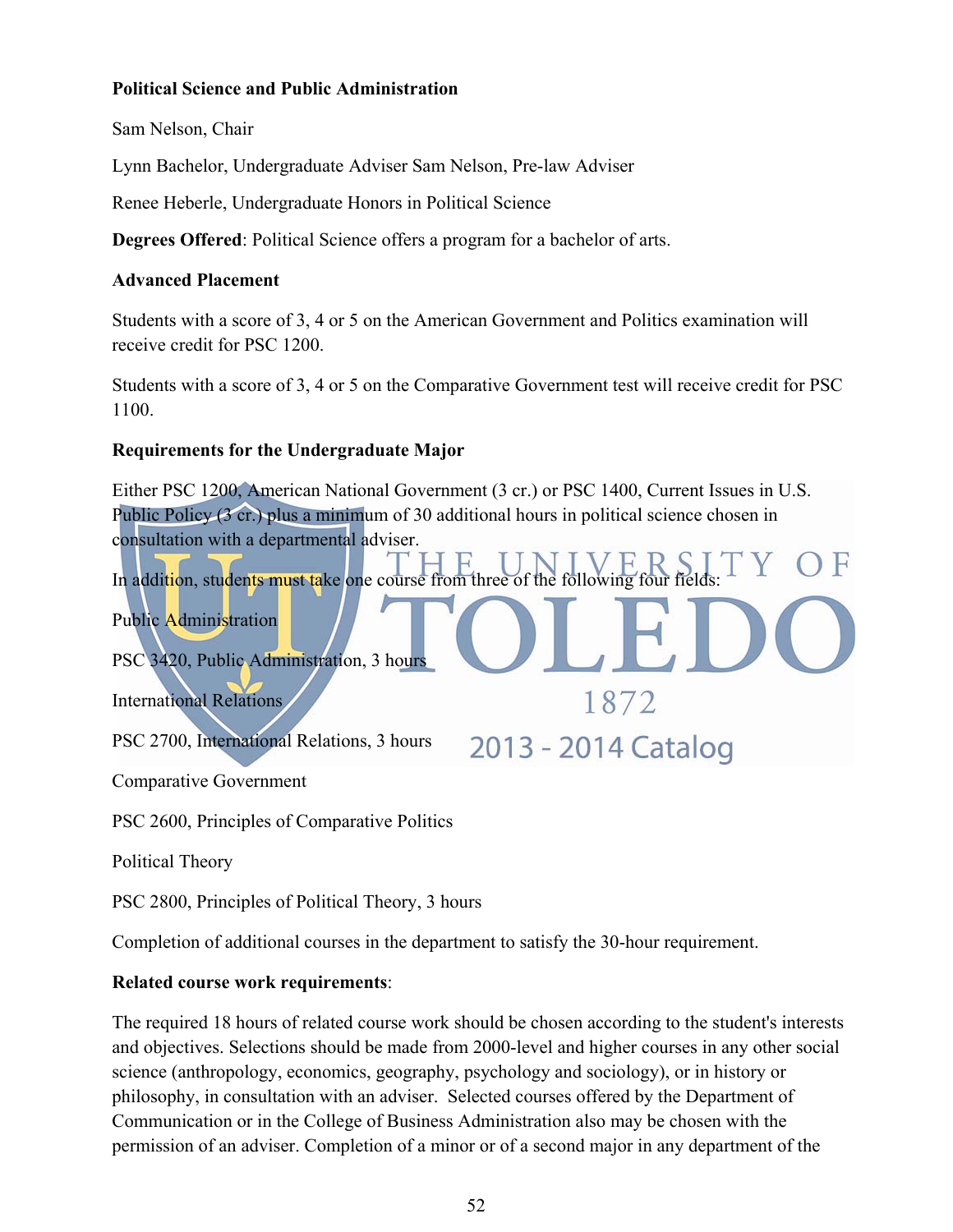**Political Science and Public Administration**

Sam Nelson, Chair

Lynn Bachelor, Undergraduate Adviser Sam Nelson, Pre-law Adviser

Renee Heberle, Undergraduate Honors in Political Science

**Degrees Offered**: Political Science offers a program for a bachelor of arts.

**Advanced Placement**

Students with a score of 3, 4 or 5 on the American Government and Politics examination will receive credit for PSC 1200.

Students with a score of 3, 4 or 5 on the Comparative Government test will receive credit for PSC 1100.

**Requirements for the Undergraduate Major**

Either PSC 1200, American National Government (3 cr.) or PSC 1400, Current Issues in U.S. Public Policy (3 cr.) plus a minimum of 30 additional hours in political science chosen in consultation with a departmental adviser.

In addition, students must take one course from three of the following four fields:

Public Administration

PSC 3420, Public Administration, 3 hours

International Relations

PSC 2700, International Relations, 3 hours

Comparative Government

PSC 2600, Principles of Comparative Politics

Political Theory

PSC 2800, Principles of Political Theory, 3 hours

Completion of additional courses in the department to satisfy the 30-hour requirement.

**Related course work requirements**:

The required 18 hours of related course work should be chosen according to the student's interests and objectives. Selections should be made from 2000-level and higher courses in any other social science (anthropology, economics, geography, psychology and sociology), or in history or philosophy, in consultation with an adviser. Selected courses offered by the Department of Communication or in the College of Business Administration also may be chosen with the permission of an adviser. Completion of a minor or of a second major in any department of the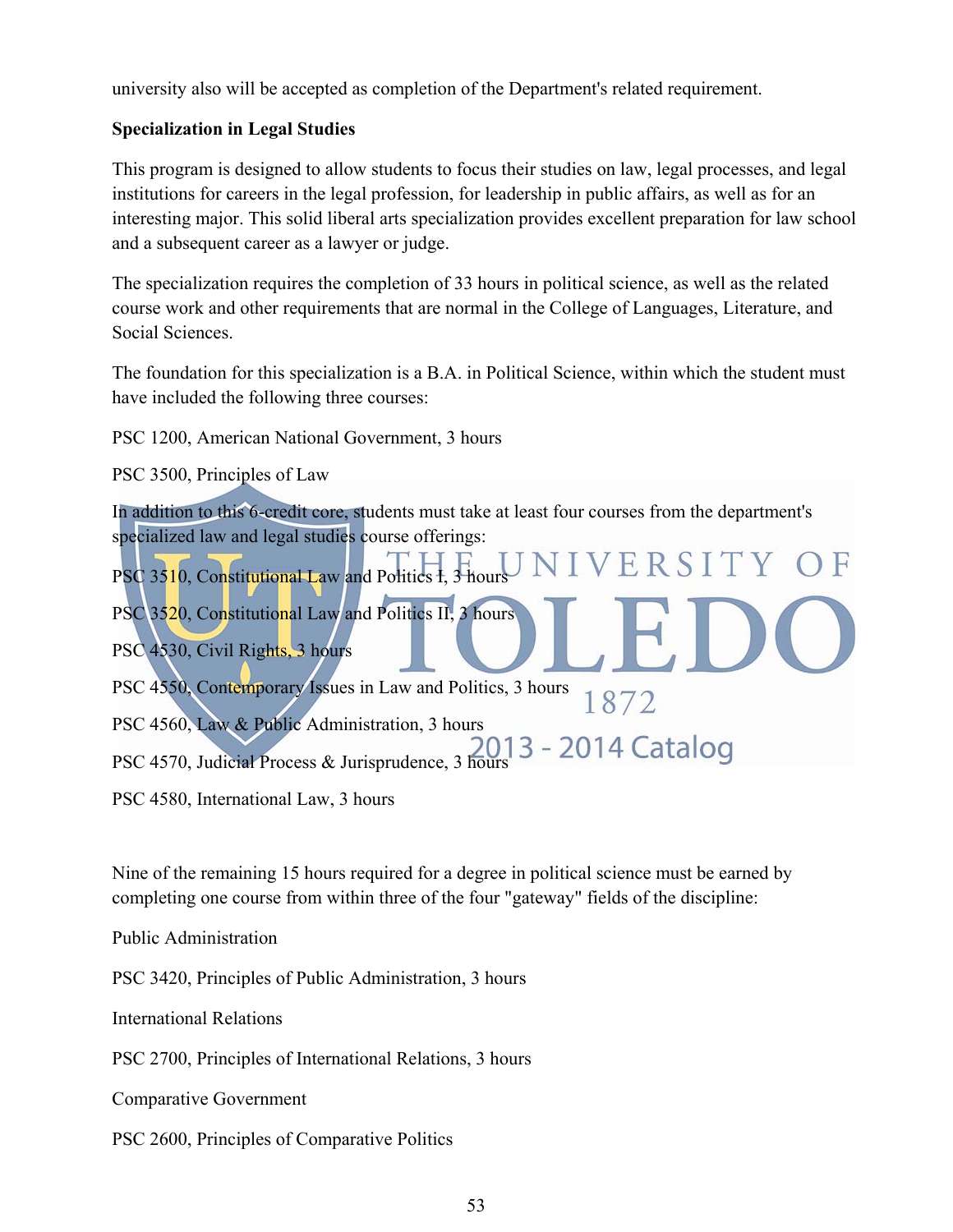university also will be accepted as completion of the Department's related requirement.

**Specialization in Legal Studies**

This program is designed to allow students to focus their studies on law, legal processes, and legal institutions for careers in the legal profession, for leadership in public affairs, as well as for an interesting major. This solid liberal arts specialization provides excellent preparation for law school and a subsequent career as a lawyer or judge.

The specialization requires the completion of 33 hours in political science, as well as the related course work and other requirements that are normal in the College of Languages, Literature, and Social Sciences.

The foundation for this specialization is a B.A. in Political Science, within which the student must have included the following three courses:

PSC 1200, American National Government, 3 hours

PSC 3500, Principles of Law

In addition to this 6-credit core, students must take at least four courses from the department's specialized law and legal studies course offerings:

PSC 3510, Constitutional Law and Politics I, 3 hours

PSC 3520, Constitutional Law and Politics II, 3 hours

PSC 4530, Civil Rights, 3 hours

PSC 4550, Contemporary Issues in Law and Politics, 3 hours

PSC 4560, Law & Public Administration, 3 hours

PSC 4570, Judicial Process & Jurisprudence, 3 hours

PSC 4580, International Law, 3 hours

Nine of the remaining 15 hours required for a degree in political science must be earned by completing one course from within three of the four "gateway" fields of the discipline:

Public Administration

PSC 3420, Principles of Public Administration, 3 hours

International Relations

PSC 2700, Principles of International Relations, 3 hours

Comparative Government

PSC 2600, Principles of Comparative Politics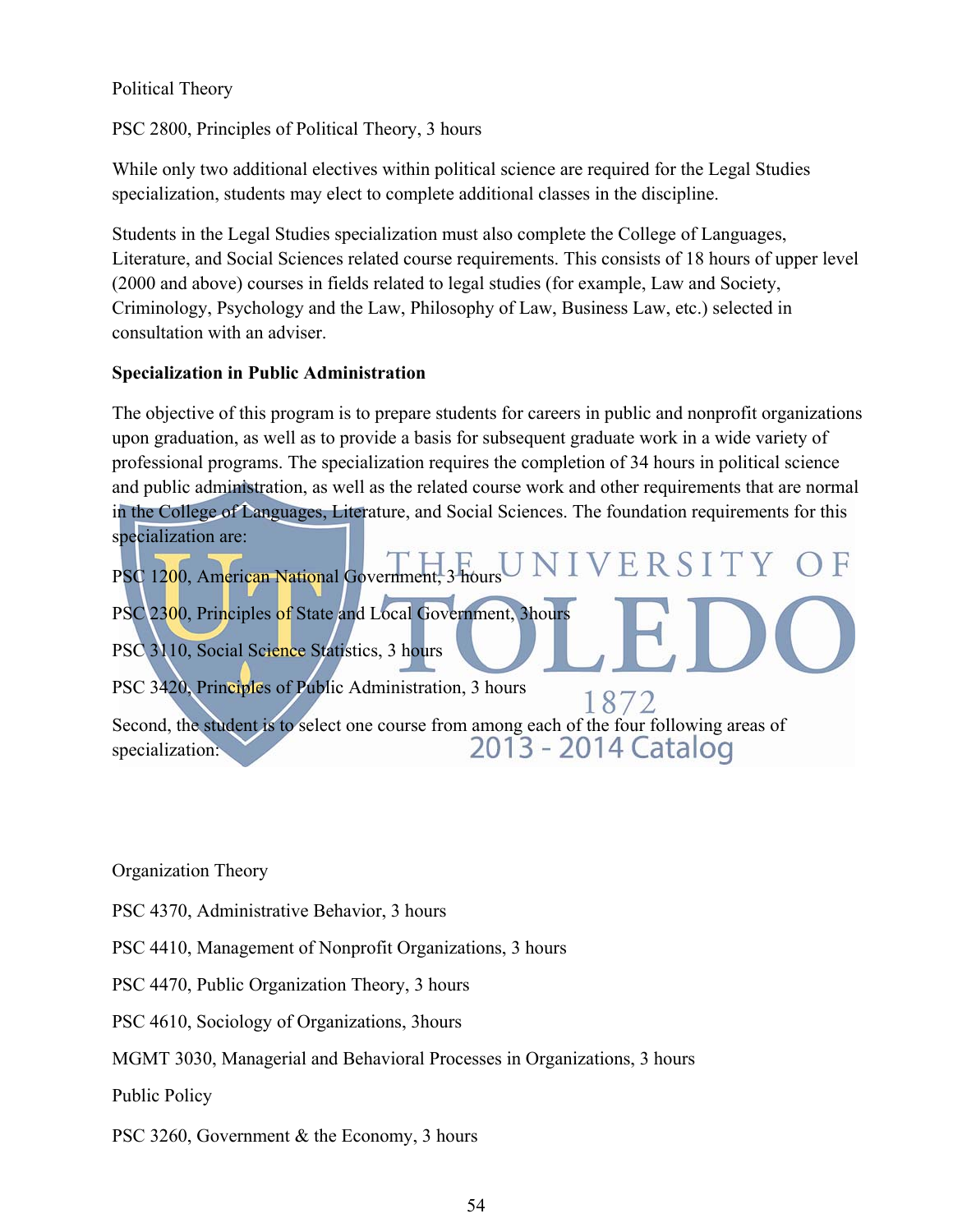Political Theory

PSC 2800, Principles of Political Theory, 3 hours

While only two additional electives within political science are required for the Legal Studies specialization, students may elect to complete additional classes in the discipline.

Students in the Legal Studies specialization must also complete the College of Languages, Literature, and Social Sciences related course requirements. This consists of 18 hours of upper level (2000 and above) courses in fields related to legal studies (for example, Law and Society, Criminology, Psychology and the Law, Philosophy of Law, Business Law, etc.) selected in consultation with an adviser.

**Specialization in Public Administration**

The objective of this program is to prepare students for careers in public and nonprofit organizations upon graduation, as well as to provide a basis for subsequent graduate work in a wide variety of professional programs. The specialization requires the completion of 34 hours in political science and public administration, as well as the related course work and other requirements that are normal in the College of Languages, Literature, and Social Sciences. The foundation requirements for this specialization are:

PSC 1200, American National Government, 3 hours

PSC 2300, Principles of State and Local Government, 3hours

PSC 3110, Social Science Statistics, 3 hours

PSC 3420, Principles of Public Administration, 3 hours

Second, the student is to select one course from among each of the four following areas of specialization:

Organization Theory

PSC 4370, Administrative Behavior, 3 hours

PSC 4410, Management of Nonprofit Organizations, 3 hours

PSC 4470, Public Organization Theory, 3 hours

PSC 4610, Sociology of Organizations, 3hours

MGMT 3030, Managerial and Behavioral Processes in Organizations, 3 hours

Public Policy

PSC 3260, Government & the Economy, 3 hours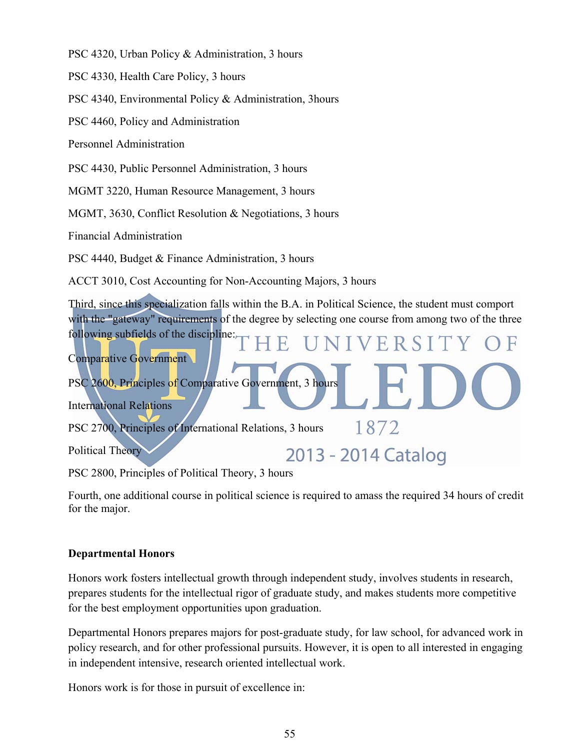PSC 4320, Urban Policy & Administration, 3 hours

PSC 4330, Health Care Policy, 3 hours

PSC 4340, Environmental Policy & Administration, 3hours

PSC 4460, Policy and Administration

Personnel Administration

PSC 4430, Public Personnel Administration, 3 hours

MGMT 3220, Human Resource Management, 3 hours

MGMT, 3630, Conflict Resolution & Negotiations, 3 hours

Financial Administration

PSC 4440, Budget & Finance Administration, 3 hours

ACCT 3010, Cost Accounting for Non-Accounting Majors, 3 hours

Third, since this specialization falls within the B.A. in Political Science, the student must comport with the "gateway" requirements of the degree by selecting one course from among two of the three following subfields of the discipline:

Comparative Government

PSC 2600, Principles of Comparative Government, 3 hours

International Relations

PSC 2700, Principles of International Relations, 3 hours

Political Theory

PSC 2800, Principles of Political Theory, 3 hours

Fourth, one additional course in political science is required to amass the required 34 hours of credit for the major.

**Departmental Honors**

Honors work fosters intellectual growth through independent study, involves students in research, prepares students for the intellectual rigor of graduate study, and makes students more competitive for the best employment opportunities upon graduation.

Departmental Honors prepares majors for post-graduate study, for law school, for advanced work in policy research, and for other professional pursuits. However, it is open to all interested in engaging in independent intensive, research oriented intellectual work.

Honors work is for those in pursuit of excellence in: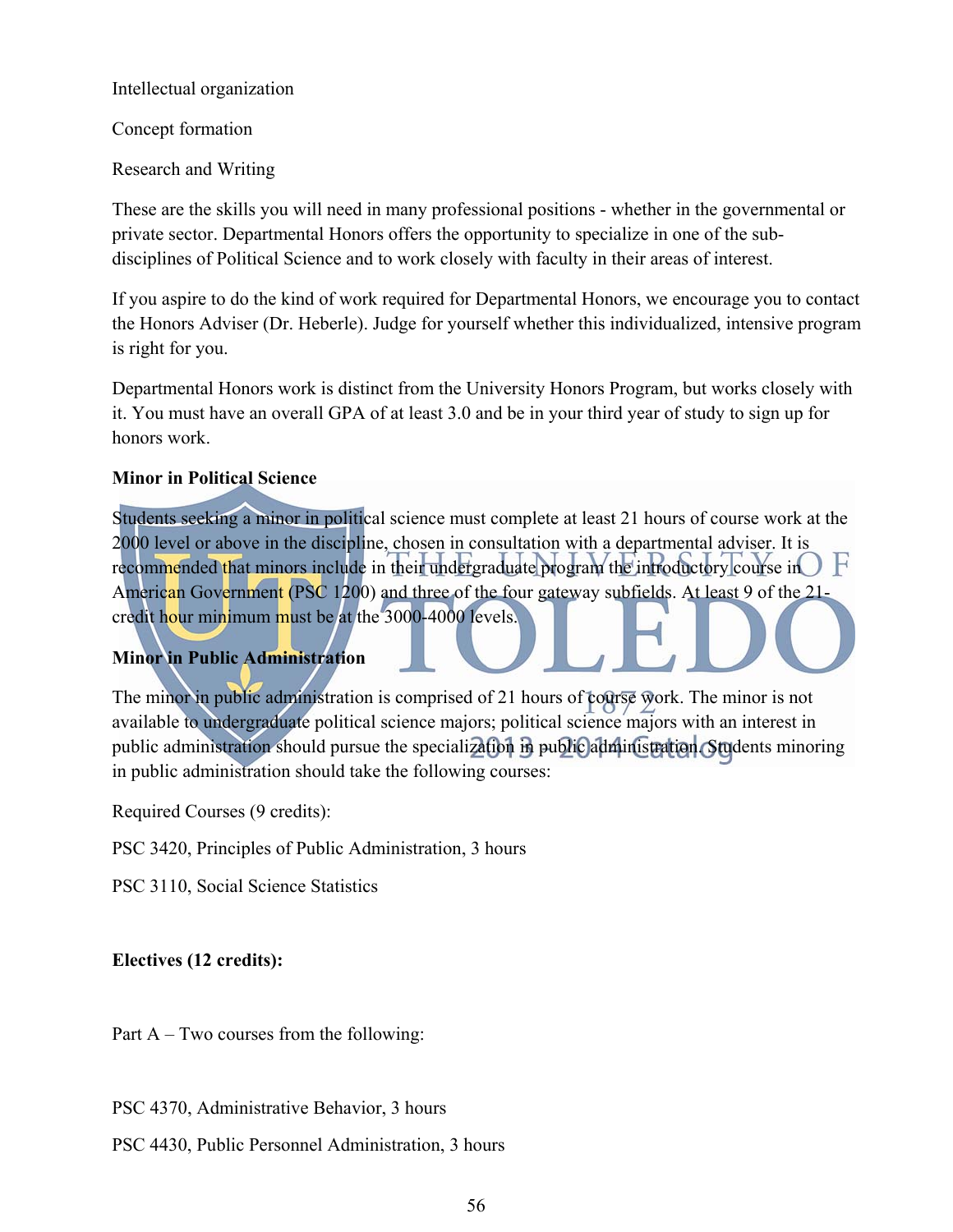Intellectual organization

Concept formation

Research and Writing

These are the skills you will need in many professional positions - whether in the governmental or private sector. Departmental Honors offers the opportunity to specialize in one of the sub-disciplines of Political Science and to work closely with faculty in their areas of interest.

If you aspire to do the kind of work required for Departmental Honors, we encourage you to contact the Honors Adviser (Dr. Heberle). Judge for yourself whether this individualized, intensive program is right for you.

Departmental Honors work is distinct from the University Honors Program, but works closely with it. You must have an overall GPA of at least 3.0 and be in your third year of study to sign up for honors work.

**Minor in Political Science**

Students seeking a minor in political science must complete at least 21 hours of course work at the 2000 level or above in the discipline, chosen in consultation with a departmental adviser. It is recommended that minors include in their undergraduate program the introductory course in American Government (PSC 1200) and three of the four gateway subfields. At least 9 of the 21-credit hour minimum must be at the 3000-4000 levels.

**Minor in Public Administration**

The minor in public administration is comprised of 21 hours of course work. The minor is not available to undergraduate political science majors; political science majors with an interest in public administration should pursue the specialization in public administration. Students minoring in public administration should take the following courses:

Required Courses (9 credits):

PSC 3420, Principles of Public Administration, 3 hours

PSC 3110, Social Science Statistics

**Electives (12 credits):**

Part A – Two courses from the following:

PSC 4370, Administrative Behavior, 3 hours

PSC 4430, Public Personnel Administration, 3 hours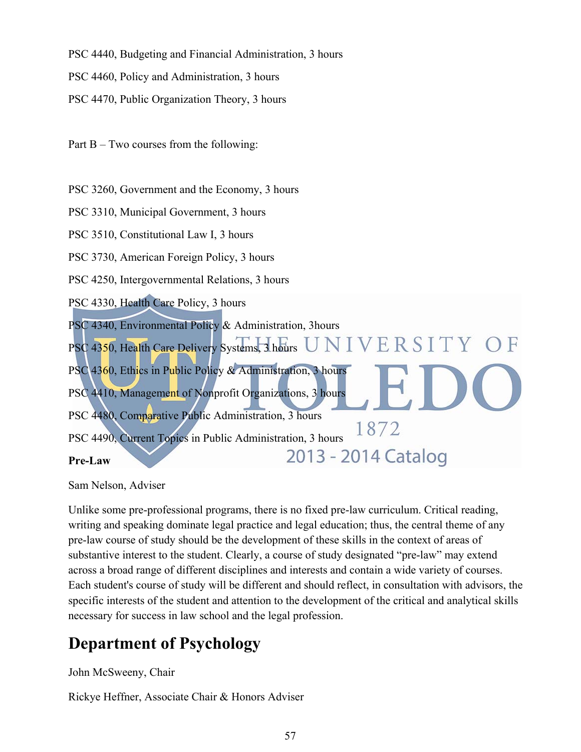PSC 4440, Budgeting and Financial Administration, 3 hours

PSC 4460, Policy and Administration, 3 hours

PSC 4470, Public Organization Theory, 3 hours

Part B – Two courses from the following:

PSC 3260, Government and the Economy, 3 hours

PSC 3310, Municipal Government, 3 hours

PSC 3510, Constitutional Law I, 3 hours

PSC 3730, American Foreign Policy, 3 hours

PSC 4250, Intergovernmental Relations, 3 hours

PSC 4330, Health Care Policy, 3 hours

PSC 4340, Environmental Policy & Administration, 3hours

PSC 4350, Health Care Delivery Systems, 3 hours

PSC 4360, Ethics in Public Policy & Administration, 3 hours

PSC 4410, Management of Nonprofit Organizations, 3 hours

PSC 4480, Comparative Public Administration, 3 hours

PSC 4490, Current Topics in Public Administration, 3 hours

**Pre-Law**

Sam Nelson, Adviser

Unlike some pre-professional programs, there is no fixed pre-law curriculum. Critical reading, writing and speaking dominate legal practice and legal education; thus, the central theme of any pre-law course of study should be the development of these skills in the context of areas of substantive interest to the student. Clearly, a course of study designated "pre-law" may extend across a broad range of different disciplines and interests and contain a wide variety of courses. Each student's course of study will be different and should reflect, in consultation with advisors, the specific interests of the student and attention to the development of the critical and analytical skills necessary for success in law school and the legal profession.

## Department of Psychology

John McSweeny, Chair

Rickye Heffner, Associate Chair & Honors Adviser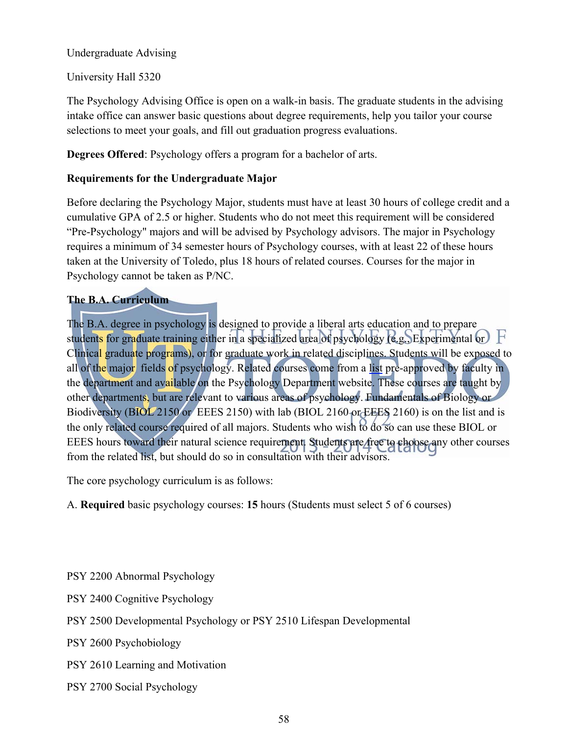Undergraduate Advising

University Hall 5320

The Psychology Advising Office is open on a walk-in basis. The graduate students in the advising intake office can answer basic questions about degree requirements, help you tailor your course selections to meet your goals, and fill out graduation progress evaluations.

**Degrees Offered**: Psychology offers a program for a bachelor of arts.

**Requirements for the Undergraduate Major**

Before declaring the Psychology Major, students must have at least 30 hours of college credit and a cumulative GPA of 2.5 or higher. Students who do not meet this requirement will be considered "Pre-Psychology" majors and will be advised by Psychology advisors. The major in Psychology requires a minimum of 34 semester hours of Psychology courses, with at least 22 of these hours taken at the University of Toledo, plus 18 hours of related courses. Courses for the major in Psychology cannot be taken as P/NC.

**The B.A. Curriculum**

The B.A. degree in psychology is designed to provide a liberal arts education and to prepare students for graduate training either in a specialized area of psychology (e.g., Experimental or Clinical graduate programs), or for graduate work in related disciplines. Students will be exposed to all of the major fields of psychology. Related courses come from a list pre-approved by faculty in the department and available on the Psychology Department website. These courses are taught by other departments, but are relevant to various areas of psychology. Fundamentals of Biology or Biodiversity (BIOL 2150 or EEES 2150) with lab (BIOL 2160 or EEES 2160) is on the list and is the only related course required of all majors. Students who wish to do so can use these BIOL or EEES hours toward their natural science requirement. Students are free to choose any other courses from the related list, but should do so in consultation with their advisors.

The core psychology curriculum is as follows:

A. **Required** basic psychology courses: **15** hours (Students must select 5 of 6 courses)

PSY 2200 Abnormal Psychology

PSY 2400 Cognitive Psychology

PSY 2500 Developmental Psychology or PSY 2510 Lifespan Developmental

PSY 2600 Psychobiology

PSY 2610 Learning and Motivation

PSY 2700 Social Psychology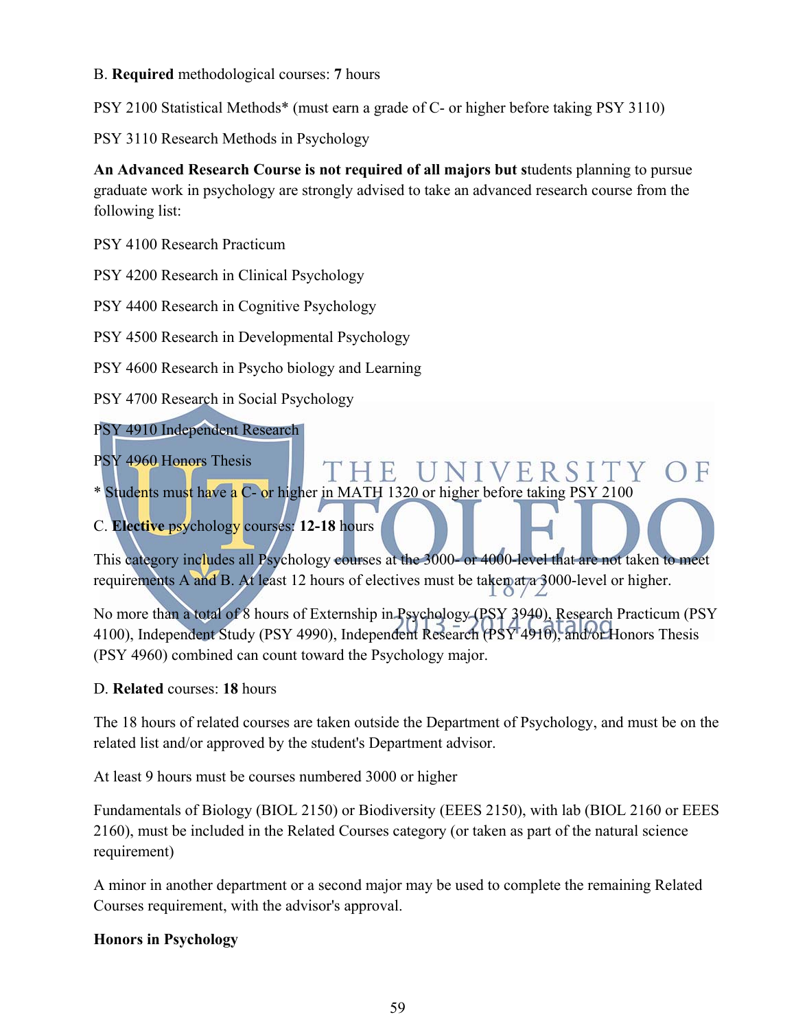B. **Required** methodological courses: **7** hours

PSY 2100 Statistical Methods* (must earn a grade of C- or higher before taking PSY 3110)

PSY 3110 Research Methods in Psychology

**An Advanced Research Course is not required of all majors but s**tudents planning to pursue graduate work in psychology are strongly advised to take an advanced research course from the following list:

PSY 4100 Research Practicum

PSY 4200 Research in Clinical Psychology

PSY 4400 Research in Cognitive Psychology

PSY 4500 Research in Developmental Psychology

PSY 4600 Research in Psycho biology and Learning

PSY 4700 Research in Social Psychology

PSY 4910 Independent Research

PSY 4960 Honors Thesis

* Students must have a C- or higher in MATH 1320 or higher before taking PSY 2100

C. **Elective** psychology courses: **12-18** hours

This category includes all Psychology courses at the 3000- or 4000-level that are not taken to meet requirements A and B. At least 12 hours of electives must be taken at a 3000-level or higher.

No more than a total of 8 hours of Externship in Psychology (PSY 3940), Research Practicum (PSY 4100), Independent Study (PSY 4990), Independent Research (PSY 4910), and/or Honors Thesis (PSY 4960) combined can count toward the Psychology major.

D. **Related** courses: **18** hours

The 18 hours of related courses are taken outside the Department of Psychology, and must be on the related list and/or approved by the student's Department advisor.

At least 9 hours must be courses numbered 3000 or higher

Fundamentals of Biology (BIOL 2150) or Biodiversity (EEES 2150), with lab (BIOL 2160 or EEES 2160), must be included in the Related Courses category (or taken as part of the natural science requirement)

A minor in another department or a second major may be used to complete the remaining Related Courses requirement, with the advisor's approval.

**Honors in Psychology**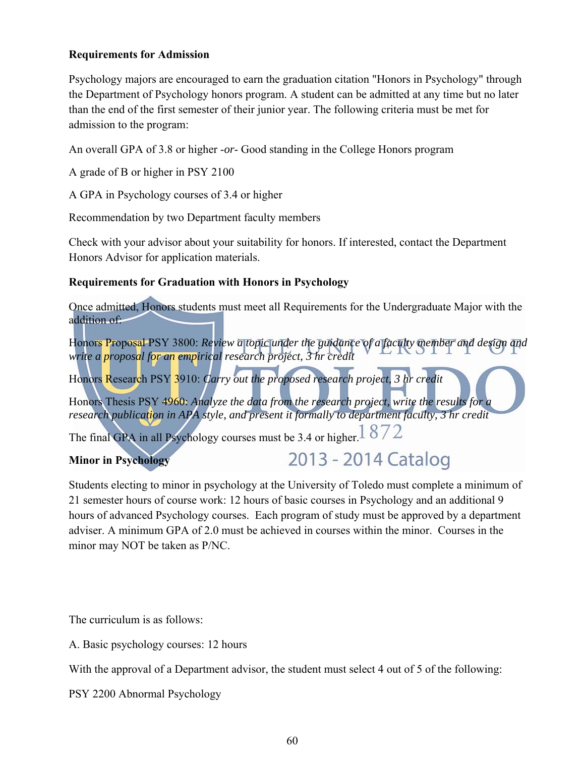**Requirements for Admission**

Psychology majors are encouraged to earn the graduation citation "Honors in Psychology" through the Department of Psychology honors program. A student can be admitted at any time but no later than the end of the first semester of their junior year. The following criteria must be met for admission to the program:

An overall GPA of 3.8 or higher -*or*- Good standing in the College Honors program

A grade of B or higher in PSY 2100

A GPA in Psychology courses of 3.4 or higher

Recommendation by two Department faculty members

Check with your advisor about your suitability for honors. If interested, contact the Department Honors Advisor for application materials.

**Requirements for Graduation with Honors in Psychology**

Once admitted, Honors students must meet all Requirements for the Undergraduate Major with the addition of:

Honors Proposal PSY 3800: *Review a topic under the guidance of a faculty member and design and write a proposal for an empirical research project, 3 hr credit*

Honors Research PSY 3910: *Carry out the proposed research project, 3 hr credit*

Honors Thesis PSY 4960: *Analyze the data from the research project, write the results for a research publication in APA style, and present it formally to department faculty, 3 hr credit*

The final GPA in all Psychology courses must be 3.4 or higher.

**Minor in Psychology**

Students electing to minor in psychology at the University of Toledo must complete a minimum of 21 semester hours of course work: 12 hours of basic courses in Psychology and an additional 9 hours of advanced Psychology courses. Each program of study must be approved by a department adviser. A minimum GPA of 2.0 must be achieved in courses within the minor. Courses in the minor may NOT be taken as P/NC.

The curriculum is as follows:

A. Basic psychology courses: 12 hours

With the approval of a Department advisor, the student must select 4 out of 5 of the following:

PSY 2200 Abnormal Psychology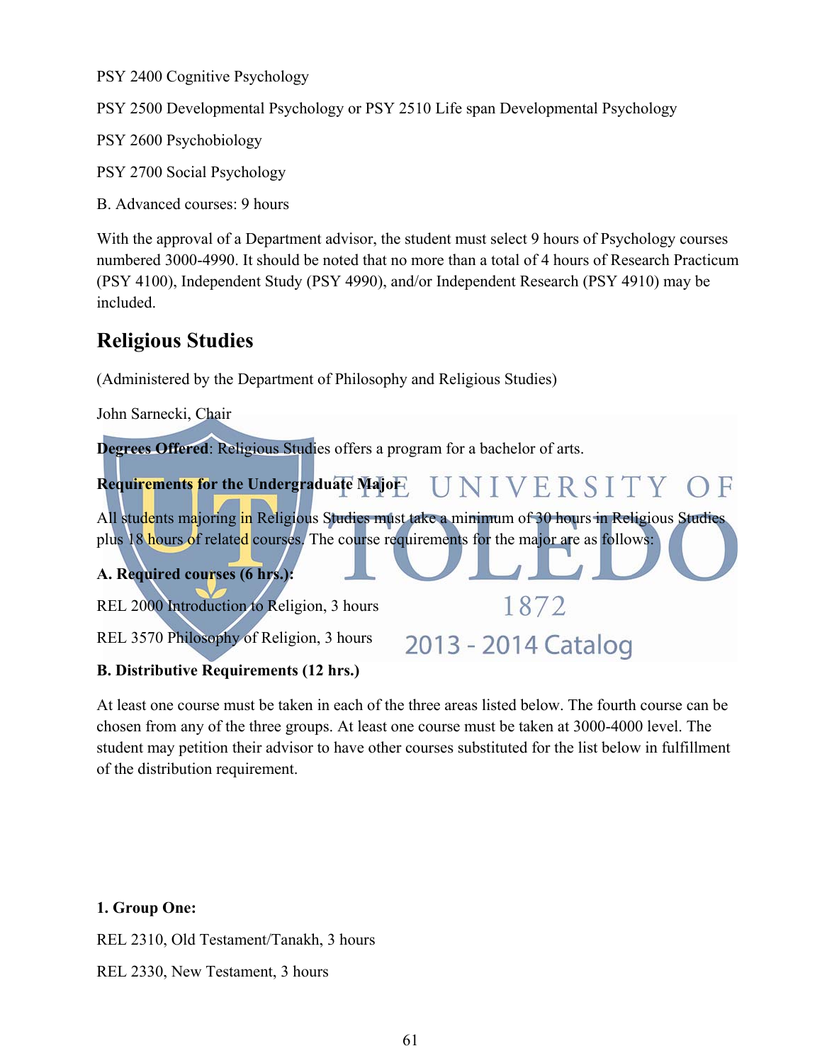PSY 2400 Cognitive Psychology

PSY 2500 Developmental Psychology or PSY 2510 Life span Developmental Psychology

PSY 2600 Psychobiology

PSY 2700 Social Psychology

B. Advanced courses: 9 hours

With the approval of a Department advisor, the student must select 9 hours of Psychology courses numbered 3000-4990. It should be noted that no more than a total of 4 hours of Research Practicum (PSY 4100), Independent Study (PSY 4990), and/or Independent Research (PSY 4910) may be included.

## Religious Studies

(Administered by the Department of Philosophy and Religious Studies)

John Sarnecki, Chair

**Degrees Offered**: Religious Studies offers a program for a bachelor of arts.

**Requirements for the Undergraduate Major**

All students majoring in Religious Studies must take a minimum of 30 hours in Religious Studies plus 18 hours of related courses. The course requirements for the major are as follows:

**A. Required courses (6 hrs.):**

REL 2000 Introduction to Religion, 3 hours

REL 3570 Philosophy of Religion, 3 hours

**B. Distributive Requirements (12 hrs.)**

At least one course must be taken in each of the three areas listed below. The fourth course can be chosen from any of the three groups. At least one course must be taken at 3000-4000 level. The student may petition their advisor to have other courses substituted for the list below in fulfillment of the distribution requirement.

**1. Group One:**

REL 2310, Old Testament/Tanakh, 3 hours

REL 2330, New Testament, 3 hours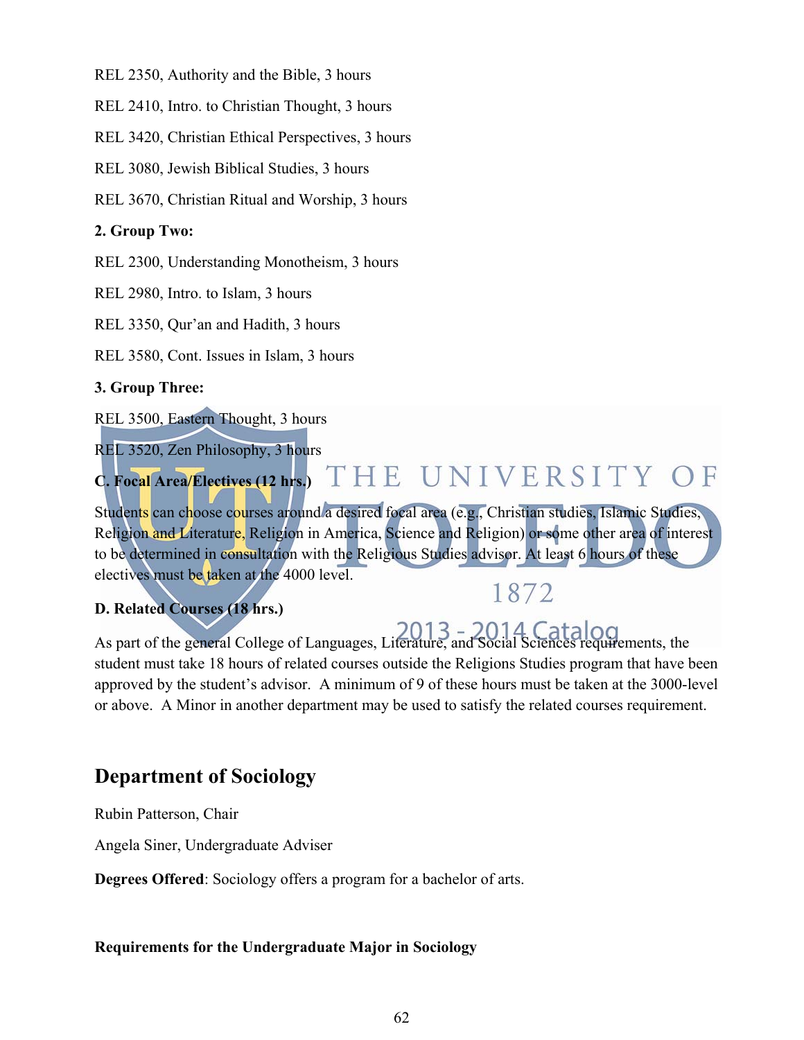REL 2350, Authority and the Bible, 3 hours

REL 2410, Intro. to Christian Thought, 3 hours

REL 3420, Christian Ethical Perspectives, 3 hours

REL 3080, Jewish Biblical Studies, 3 hours

REL 3670, Christian Ritual and Worship, 3 hours

**2. Group Two:**

REL 2300, Understanding Monotheism, 3 hours

REL 2980, Intro. to Islam, 3 hours

REL 3350, Qur'an and Hadith, 3 hours

REL 3580, Cont. Issues in Islam, 3 hours

**3. Group Three:**

REL 3500, Eastern Thought, 3 hours

REL 3520, Zen Philosophy, 3 hours

**C. Focal Area/Electives (12 hrs.)**

Students can choose courses around a desired focal area (e.g., Christian studies, Islamic Studies, Religion and Literature, Religion in America, Science and Religion) or some other area of interest to be determined in consultation with the Religious Studies advisor. At least 6 hours of these electives must be taken at the 4000 level.

**D. Related Courses (18 hrs.)**

As part of the general College of Languages, Literature, and Social Sciences requirements, the student must take 18 hours of related courses outside the Religions Studies program that have been approved by the student's advisor. A minimum of 9 of these hours must be taken at the 3000-level or above. A Minor in another department may be used to satisfy the related courses requirement.

## Department of Sociology

Rubin Patterson, Chair

Angela Siner, Undergraduate Adviser

**Degrees Offered**: Sociology offers a program for a bachelor of arts.

**Requirements for the Undergraduate Major in Sociology**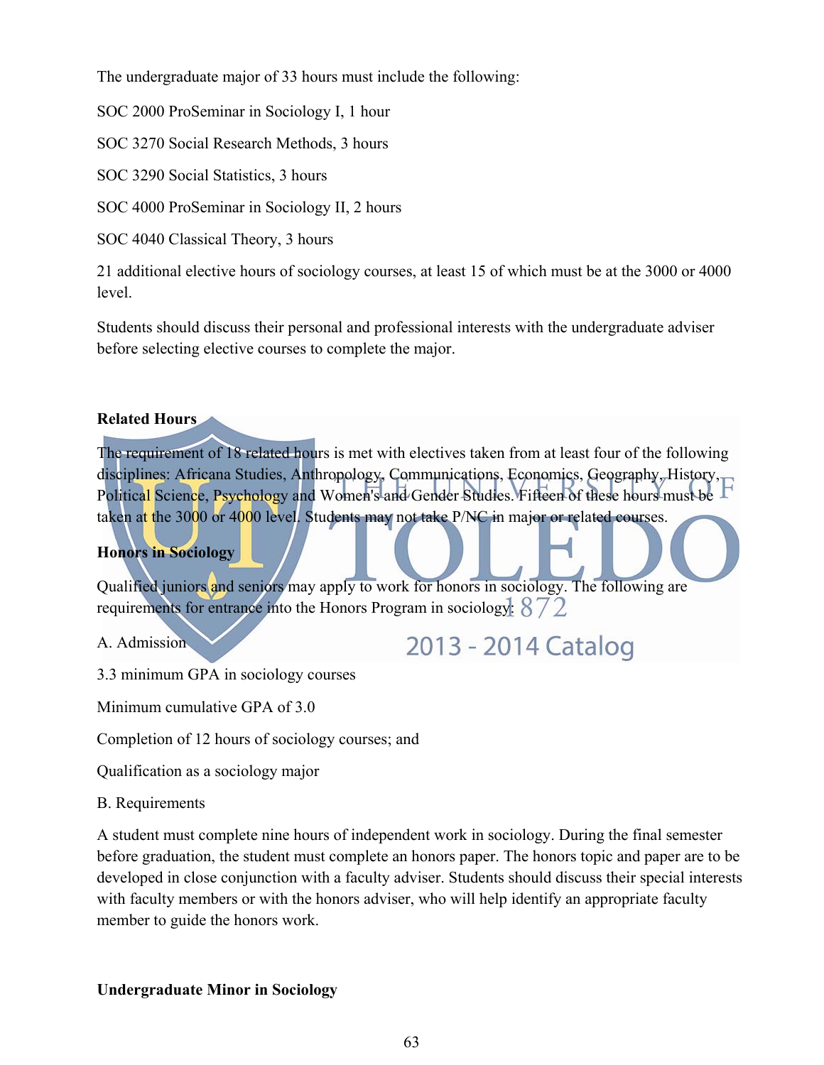The undergraduate major of 33 hours must include the following:

SOC 2000 ProSeminar in Sociology I, 1 hour

SOC 3270 Social Research Methods, 3 hours

SOC 3290 Social Statistics, 3 hours

SOC 4000 ProSeminar in Sociology II, 2 hours

SOC 4040 Classical Theory, 3 hours

21 additional elective hours of sociology courses, at least 15 of which must be at the 3000 or 4000 level.

Students should discuss their personal and professional interests with the undergraduate adviser before selecting elective courses to complete the major.

**Related Hours**

The requirement of 18 related hours is met with electives taken from at least four of the following disciplines: Africana Studies, Anthropology, Communications, Economics, Geography, History, Political Science, Psychology and Women's and Gender Studies. Fifteen of these hours must be taken at the 3000 or 4000 level. Students may not take P/NC in major or related courses.

**Honors in Sociology**

Qualified juniors and seniors may apply to work for honors in sociology. The following are requirements for entrance into the Honors Program in sociology:

A. Admission

3.3 minimum GPA in sociology courses

Minimum cumulative GPA of 3.0

Completion of 12 hours of sociology courses; and

Qualification as a sociology major

B. Requirements

A student must complete nine hours of independent work in sociology. During the final semester before graduation, the student must complete an honors paper. The honors topic and paper are to be developed in close conjunction with a faculty adviser. Students should discuss their special interests with faculty members or with the honors adviser, who will help identify an appropriate faculty member to guide the honors work.

**Undergraduate Minor in Sociology**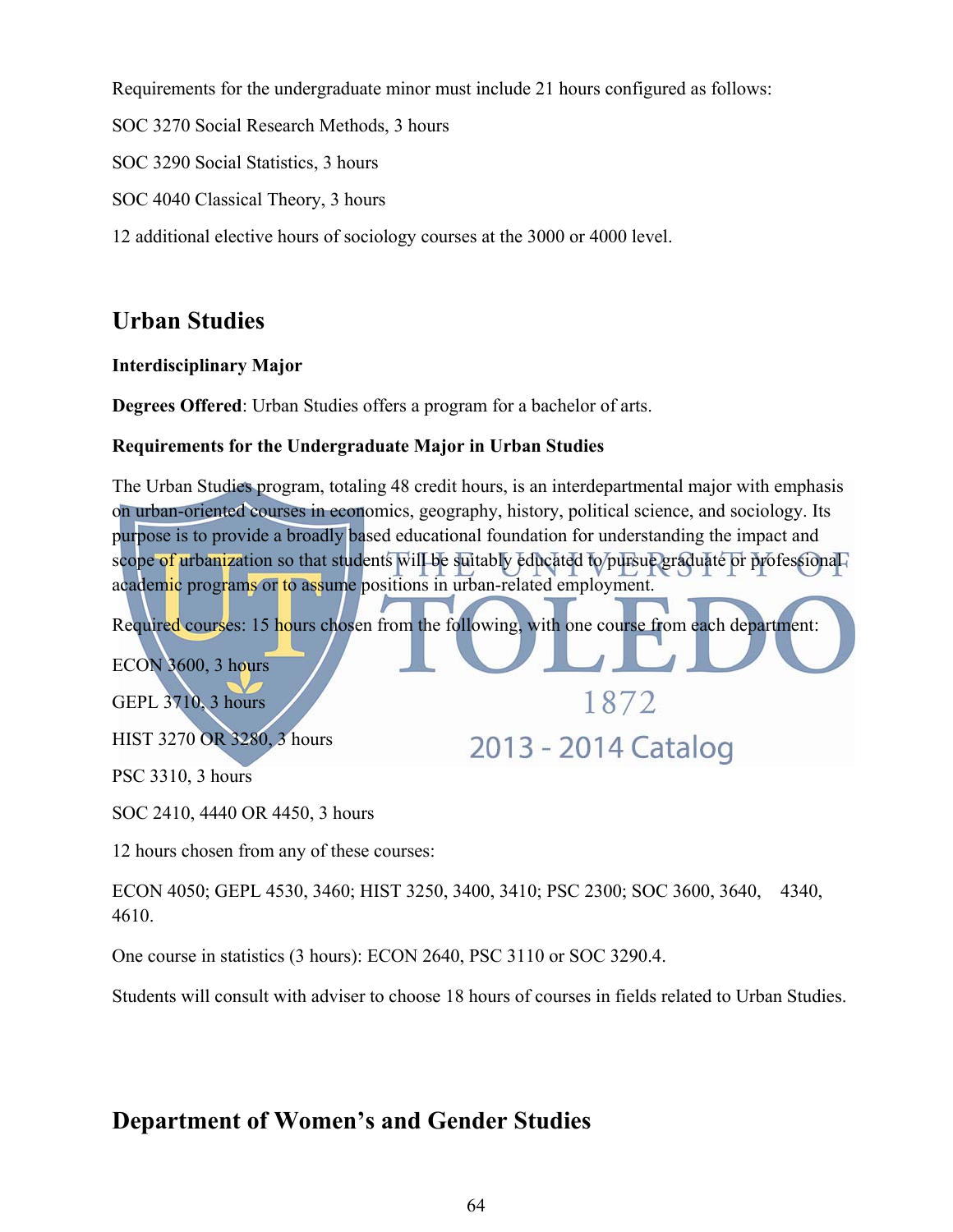Requirements for the undergraduate minor must include 21 hours configured as follows:

SOC 3270 Social Research Methods, 3 hours

SOC 3290 Social Statistics, 3 hours

SOC 4040 Classical Theory, 3 hours

12 additional elective hours of sociology courses at the 3000 or 4000 level.

## Urban Studies

**Interdisciplinary Major**

**Degrees Offered**: Urban Studies offers a program for a bachelor of arts.

**Requirements for the Undergraduate Major in Urban Studies**

The Urban Studies program, totaling 48 credit hours, is an interdepartmental major with emphasis on urban-oriented courses in economics, geography, history, political science, and sociology. Its purpose is to provide a broadly based educational foundation for understanding the impact and scope of urbanization so that students will be suitably educated to pursue graduate or professional academic programs or to assume positions in urban-related employment.

Required courses: 15 hours chosen from the following, with one course from each department:

ECON 3600, 3 hours

GEPL 3710, 3 hours

HIST 3270 OR 3280, 3 hours

PSC 3310, 3 hours

SOC 2410, 4440 OR 4450, 3 hours

12 hours chosen from any of these courses:

ECON 4050; GEPL 4530, 3460; HIST 3250, 3400, 3410; PSC 2300; SOC 3600, 3640, 4340, 4610.

One course in statistics (3 hours): ECON 2640, PSC 3110 or SOC 3290.4.

Students will consult with adviser to choose 18 hours of courses in fields related to Urban Studies.

## Department of Women's and Gender Studies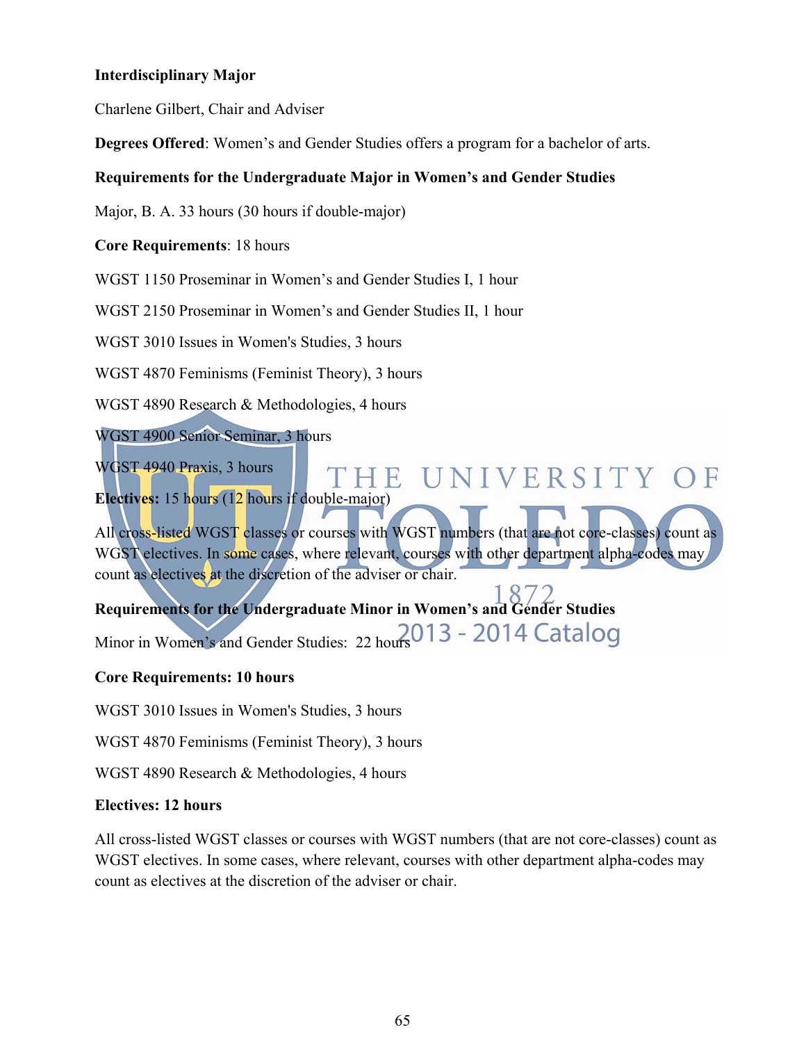**Interdisciplinary Major**

Charlene Gilbert, Chair and Adviser

**Degrees Offered**: Women's and Gender Studies offers a program for a bachelor of arts.

**Requirements for the Undergraduate Major in Women's and Gender Studies**

Major, B. A. 33 hours (30 hours if double-major)

**Core Requirements**: 18 hours

WGST 1150 Proseminar in Women's and Gender Studies I, 1 hour

WGST 2150 Proseminar in Women's and Gender Studies II, 1 hour

WGST 3010 Issues in Women's Studies, 3 hours

WGST 4870 Feminisms (Feminist Theory), 3 hours

WGST 4890 Research & Methodologies, 4 hours

WGST 4900 Senior Seminar, 3 hours

WGST 4940 Praxis, 3 hours

**Electives:** 15 hours (12 hours if double-major)

All cross-listed WGST classes or courses with WGST numbers (that are not core-classes) count as WGST electives. In some cases, where relevant, courses with other department alpha-codes may count as electives at the discretion of the adviser or chair.

**Requirements for the Undergraduate Minor in Women's and Gender Studies**

Minor in Women's and Gender Studies: 22 hours

**Core Requirements: 10 hours**

WGST 3010 Issues in Women's Studies, 3 hours

WGST 4870 Feminisms (Feminist Theory), 3 hours

WGST 4890 Research & Methodologies, 4 hours

**Electives: 12 hours**

All cross-listed WGST classes or courses with WGST numbers (that are not core-classes) count as WGST electives. In some cases, where relevant, courses with other department alpha-codes may count as electives at the discretion of the adviser or chair.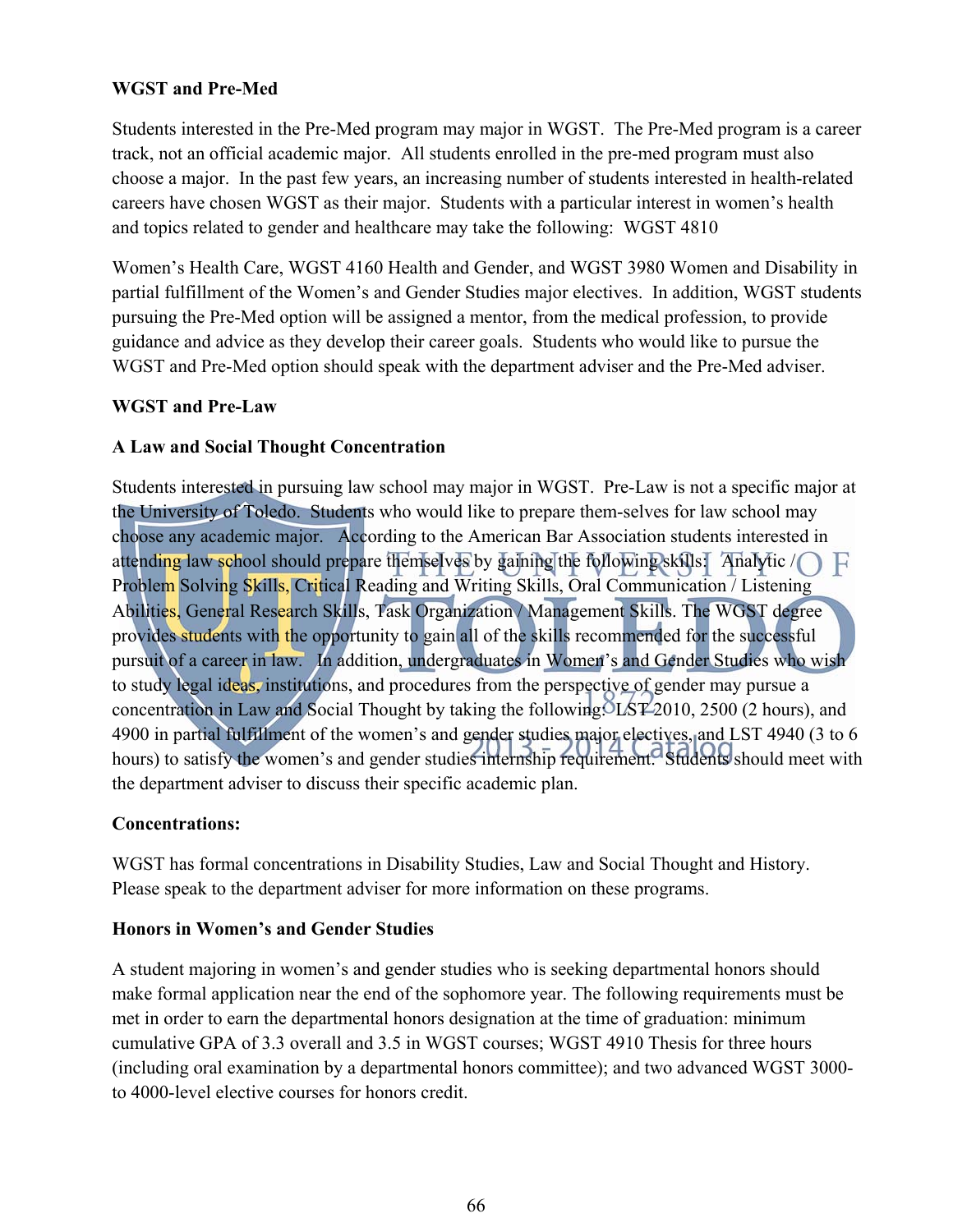**WGST and Pre-Med**

Students interested in the Pre-Med program may major in WGST. The Pre-Med program is a career track, not an official academic major. All students enrolled in the pre-med program must also choose a major. In the past few years, an increasing number of students interested in health-related careers have chosen WGST as their major. Students with a particular interest in women's health and topics related to gender and healthcare may take the following: WGST 4810

Women's Health Care, WGST 4160 Health and Gender, and WGST 3980 Women and Disability in partial fulfillment of the Women's and Gender Studies major electives. In addition, WGST students pursuing the Pre-Med option will be assigned a mentor, from the medical profession, to provide guidance and advice as they develop their career goals. Students who would like to pursue the WGST and Pre-Med option should speak with the department adviser and the Pre-Med adviser.

**WGST and Pre-Law**

**A Law and Social Thought Concentration**

Students interested in pursuing law school may major in WGST. Pre-Law is not a specific major at the University of Toledo. Students who would like to prepare them-selves for law school may choose any academic major. According to the American Bar Association students interested in attending law school should prepare themselves by gaining the following skills: Analytic / Problem Solving Skills, Critical Reading and Writing Skills, Oral Communication / Listening Abilities, General Research Skills, Task Organization / Management Skills. The WGST degree provides students with the opportunity to gain all of the skills recommended for the successful pursuit of a career in law. In addition, undergraduates in Women's and Gender Studies who wish to study legal ideas, institutions, and procedures from the perspective of gender may pursue a concentration in Law and Social Thought by taking the following: LST 2010, 2500 (2 hours), and 4900 in partial fulfillment of the women's and gender studies major electives, and LST 4940 (3 to 6 hours) to satisfy the women's and gender studies internship requirement. Students should meet with the department adviser to discuss their specific academic plan.

**Concentrations:**

WGST has formal concentrations in Disability Studies, Law and Social Thought and History. Please speak to the department adviser for more information on these programs.

**Honors in Women's and Gender Studies**

A student majoring in women's and gender studies who is seeking departmental honors should make formal application near the end of the sophomore year. The following requirements must be met in order to earn the departmental honors designation at the time of graduation: minimum cumulative GPA of 3.3 overall and 3.5 in WGST courses; WGST 4910 Thesis for three hours (including oral examination by a departmental honors committee); and two advanced WGST 3000- to 4000-level elective courses for honors credit.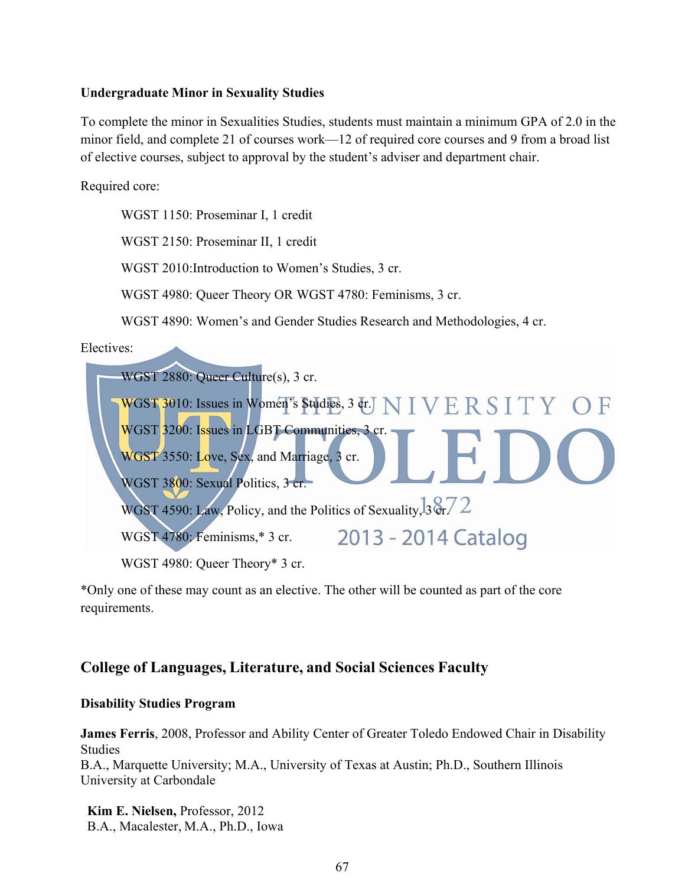**Undergraduate Minor in Sexuality Studies**

To complete the minor in Sexualities Studies, students must maintain a minimum GPA of 2.0 in the minor field, and complete 21 of courses work—12 of required core courses and 9 from a broad list of elective courses, subject to approval by the student's adviser and department chair.

Required core:

- WGST 1150: Proseminar I, 1 credit
- WGST 2150: Proseminar II, 1 credit
- WGST 2010:Introduction to Women's Studies, 3 cr.
- WGST 4980: Queer Theory OR WGST 4780: Feminisms, 3 cr.
- WGST 4890: Women's and Gender Studies Research and Methodologies, 4 cr.

Electives:

- WGST 2880: Queer Culture(s), 3 cr.
- WGST 3010: Issues in Women's Studies, 3 cr.
- WGST 3200: Issues in LGBT Communities, 3 cr.
- WGST 3550: Love, Sex, and Marriage, 3 cr.
- WGST 3800: Sexual Politics, 3 cr.
- WGST 4590: Law, Policy, and the Politics of Sexuality, 3 cr.
- WGST 4780: Feminisms,* 3 cr.
- WGST 4980: Queer Theory* 3 cr.

*Only one of these may count as an elective. The other will be counted as part of the core requirements.

## College of Languages, Literature, and Social Sciences Faculty

**Disability Studies Program**

**James Ferris**, 2008, Professor and Ability Center of Greater Toledo Endowed Chair in Disability Studies
B.A., Marquette University; M.A., University of Texas at Austin; Ph.D., Southern Illinois University at Carbondale

**Kim E. Nielsen,** Professor, 2012
B.A., Macalester, M.A., Ph.D., Iowa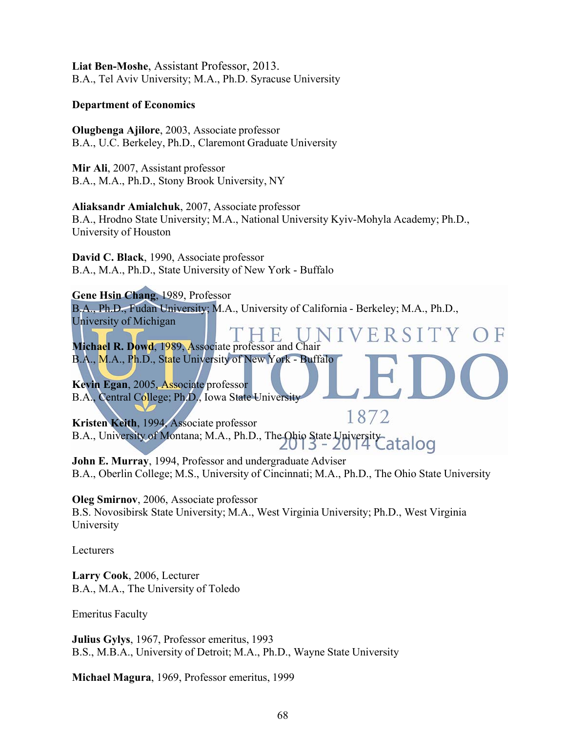**Liat Ben-Moshe**, Assistant Professor, 2013.
B.A., Tel Aviv University; M.A., Ph.D. Syracuse University

**Department of Economics**

**Olugbenga Ajilore**, 2003, Associate professor
B.A., U.C. Berkeley, Ph.D., Claremont Graduate University

**Mir Ali**, 2007, Assistant professor
B.A., M.A., Ph.D., Stony Brook University, NY

**Aliaksandr Amialchuk**, 2007, Associate professor
B.A., Hrodno State University; M.A., National University Kyiv-Mohyla Academy; Ph.D., University of Houston

**David C. Black**, 1990, Associate professor
B.A., M.A., Ph.D., State University of New York - Buffalo

**Gene Hsin Chang**, 1989, Professor
B.A., Ph.D., Fudan University; M.A., University of California - Berkeley; M.A., Ph.D., University of Michigan

**Michael R. Dowd**, 1989, Associate professor and Chair
B.A., M.A., Ph.D., State University of New York - Buffalo

**Kevin Egan**, 2005, Associate professor
B.A., Central College; Ph.D., Iowa State University

**Kristen Keith**, 1994, Associate professor
B.A., University of Montana; M.A., Ph.D., The Ohio State University

**John E. Murray**, 1994, Professor and undergraduate Adviser
B.A., Oberlin College; M.S., University of Cincinnati; M.A., Ph.D., The Ohio State University

**Oleg Smirnov**, 2006, Associate professor
B.S. Novosibirsk State University; M.A., West Virginia University; Ph.D., West Virginia University

Lecturers

**Larry Cook**, 2006, Lecturer
B.A., M.A., The University of Toledo

Emeritus Faculty

**Julius Gylys**, 1967, Professor emeritus, 1993
B.S., M.B.A., University of Detroit; M.A., Ph.D., Wayne State University

**Michael Magura**, 1969, Professor emeritus, 1999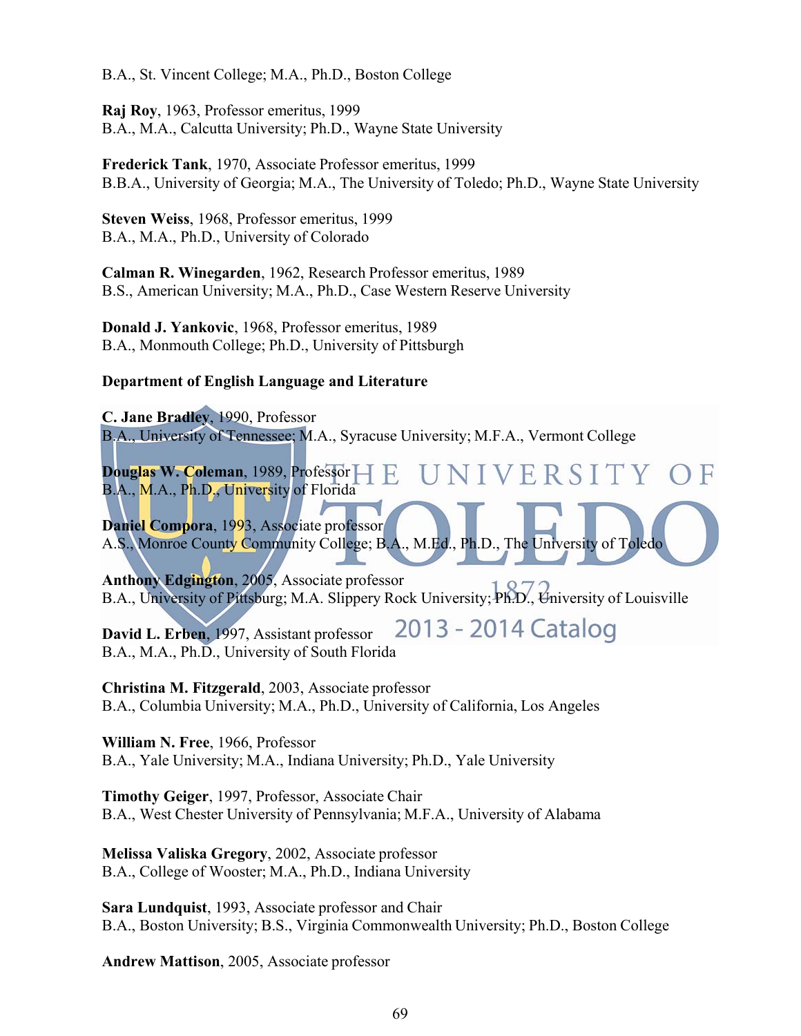B.A., St. Vincent College; M.A., Ph.D., Boston College

**Raj Roy**, 1963, Professor emeritus, 1999
B.A., M.A., Calcutta University; Ph.D., Wayne State University

**Frederick Tank**, 1970, Associate Professor emeritus, 1999
B.B.A., University of Georgia; M.A., The University of Toledo; Ph.D., Wayne State University

**Steven Weiss**, 1968, Professor emeritus, 1999
B.A., M.A., Ph.D., University of Colorado

**Calman R. Winegarden**, 1962, Research Professor emeritus, 1989
B.S., American University; M.A., Ph.D., Case Western Reserve University

**Donald J. Yankovic**, 1968, Professor emeritus, 1989
B.A., Monmouth College; Ph.D., University of Pittsburgh

**Department of English Language and Literature**

**C. Jane Bradley**, 1990, Professor
B.A., University of Tennessee; M.A., Syracuse University; M.F.A., Vermont College

**Douglas W. Coleman**, 1989, Professor
B.A., M.A., Ph.D., University of Florida

**Daniel Compora**, 1993, Associate professor
A.S., Monroe County Community College; B.A., M.Ed., Ph.D., The University of Toledo

**Anthony Edgington**, 2005, Associate professor
B.A., University of Pittsburg; M.A. Slippery Rock University; Ph.D., University of Louisville

**David L. Erben**, 1997, Assistant professor
B.A., M.A., Ph.D., University of South Florida

**Christina M. Fitzgerald**, 2003, Associate professor
B.A., Columbia University; M.A., Ph.D., University of California, Los Angeles

**William N. Free**, 1966, Professor
B.A., Yale University; M.A., Indiana University; Ph.D., Yale University

**Timothy Geiger**, 1997, Professor, Associate Chair
B.A., West Chester University of Pennsylvania; M.F.A., University of Alabama

**Melissa Valiska Gregory**, 2002, Associate professor
B.A., College of Wooster; M.A., Ph.D., Indiana University

**Sara Lundquist**, 1993, Associate professor and Chair
B.A., Boston University; B.S., Virginia Commonwealth University; Ph.D., Boston College

**Andrew Mattison**, 2005, Associate professor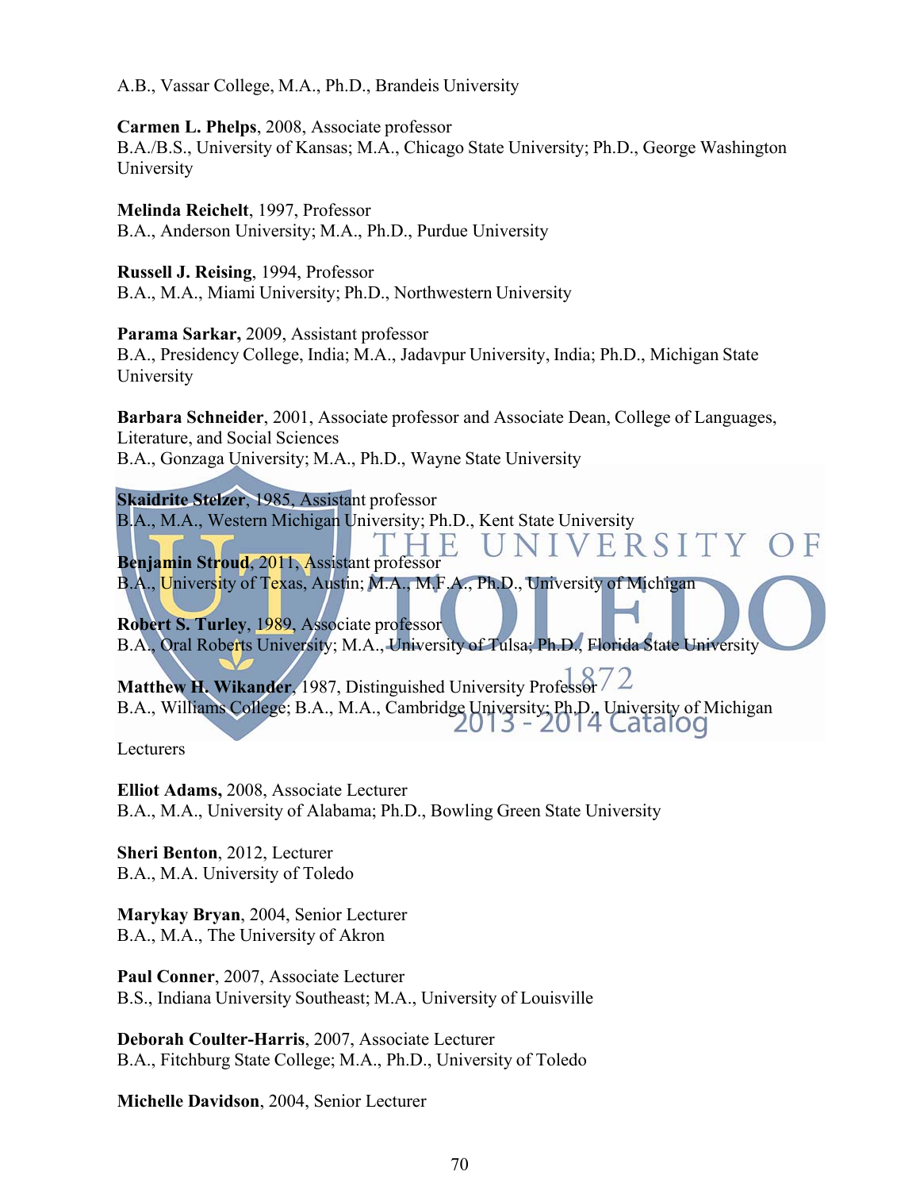A.B., Vassar College, M.A., Ph.D., Brandeis University

**Carmen L. Phelps**, 2008, Associate professor
B.A./B.S., University of Kansas; M.A., Chicago State University; Ph.D., George Washington University

**Melinda Reichelt**, 1997, Professor
B.A., Anderson University; M.A., Ph.D., Purdue University

**Russell J. Reising**, 1994, Professor
B.A., M.A., Miami University; Ph.D., Northwestern University

**Parama Sarkar,** 2009, Assistant professor
B.A., Presidency College, India; M.A., Jadavpur University, India; Ph.D., Michigan State University

**Barbara Schneider**, 2001, Associate professor and Associate Dean, College of Languages, Literature, and Social Sciences
B.A., Gonzaga University; M.A., Ph.D., Wayne State University

**Skaidrite Stelzer**, 1985, Assistant professor
B.A., M.A., Western Michigan University; Ph.D., Kent State University

**Benjamin Stroud**, 2011, Assistant professor
B.A., University of Texas, Austin; M.A., M.F.A., Ph.D., University of Michigan

**Robert S. Turley**, 1989, Associate professor
B.A., Oral Roberts University; M.A., University of Tulsa; Ph.D., Florida State University

**Matthew H. Wikander**, 1987, Distinguished University Professor
B.A., Williams College; B.A., M.A., Cambridge University; Ph.D., University of Michigan

Lecturers

**Elliot Adams,** 2008, Associate Lecturer
B.A., M.A., University of Alabama; Ph.D., Bowling Green State University

**Sheri Benton**, 2012, Lecturer
B.A., M.A. University of Toledo

**Marykay Bryan**, 2004, Senior Lecturer
B.A., M.A., The University of Akron

**Paul Conner**, 2007, Associate Lecturer
B.S., Indiana University Southeast; M.A., University of Louisville

**Deborah Coulter-Harris**, 2007, Associate Lecturer
B.A., Fitchburg State College; M.A., Ph.D., University of Toledo

**Michelle Davidson**, 2004, Senior Lecturer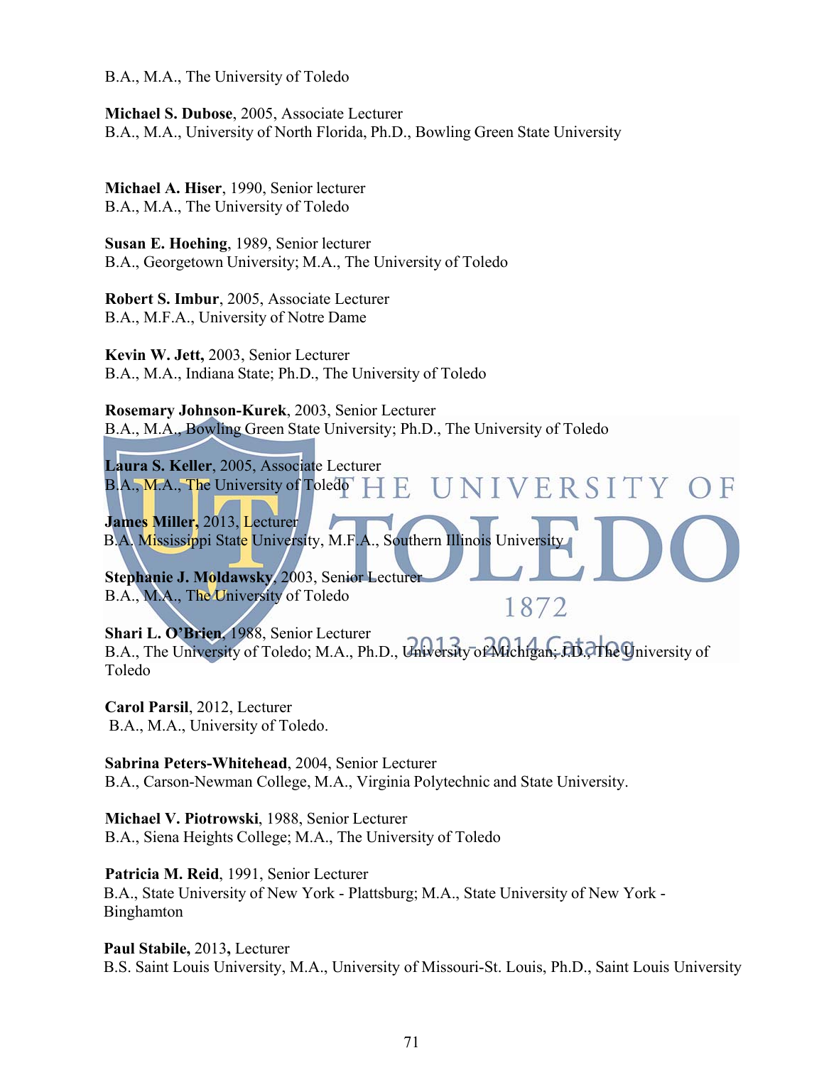B.A., M.A., The University of Toledo

**Michael S. Dubose**, 2005, Associate Lecturer
B.A., M.A., University of North Florida, Ph.D., Bowling Green State University

**Michael A. Hiser**, 1990, Senior lecturer
B.A., M.A., The University of Toledo

**Susan E. Hoehing**, 1989, Senior lecturer
B.A., Georgetown University; M.A., The University of Toledo

**Robert S. Imbur**, 2005, Associate Lecturer
B.A., M.F.A., University of Notre Dame

**Kevin W. Jett,** 2003, Senior Lecturer
B.A., M.A., Indiana State; Ph.D., The University of Toledo

**Rosemary Johnson-Kurek**, 2003, Senior Lecturer
B.A., M.A., Bowling Green State University; Ph.D., The University of Toledo

**Laura S. Keller**, 2005, Associate Lecturer
B.A., M.A., The University of Toledo

**James Miller,** 2013, Lecturer
B.A. Mississippi State University, M.F.A., Southern Illinois University

**Stephanie J. Moldawsky**, 2003, Senior Lecturer
B.A., M.A., The University of Toledo

**Shari L. O'Brien**, 1988, Senior Lecturer
B.A., The University of Toledo; M.A., Ph.D., University of Michigan; J.D., The University of Toledo

**Carol Parsil**, 2012, Lecturer
B.A., M.A., University of Toledo.

**Sabrina Peters-Whitehead**, 2004, Senior Lecturer
B.A., Carson-Newman College, M.A., Virginia Polytechnic and State University.

**Michael V. Piotrowski**, 1988, Senior Lecturer
B.A., Siena Heights College; M.A., The University of Toledo

**Patricia M. Reid**, 1991, Senior Lecturer
B.A., State University of New York - Plattsburg; M.A., State University of New York - Binghamton

**Paul Stabile,** 2013**,** Lecturer
B.S. Saint Louis University, M.A., University of Missouri-St. Louis, Ph.D., Saint Louis University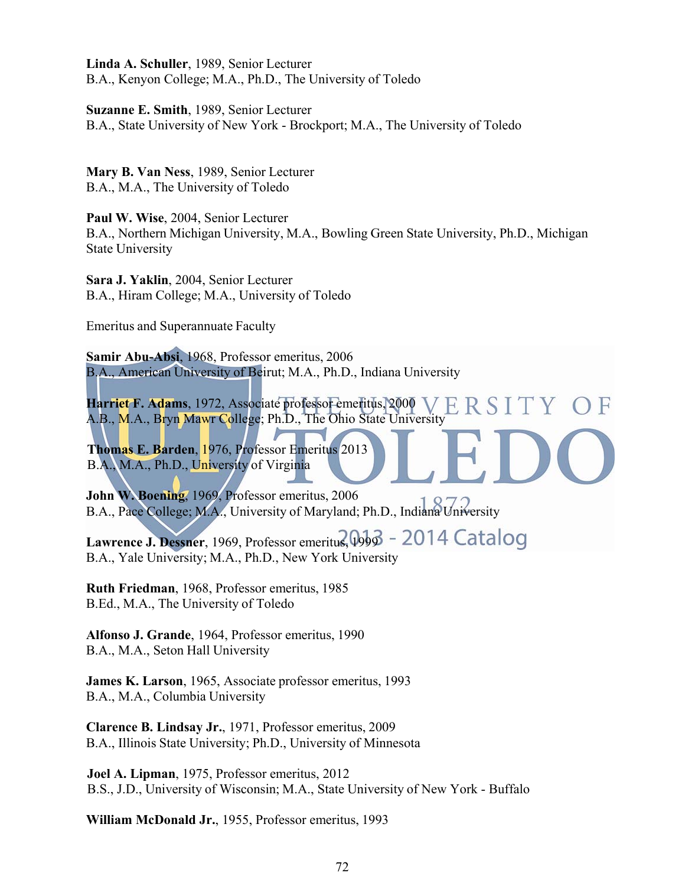**Linda A. Schuller**, 1989, Senior Lecturer
B.A., Kenyon College; M.A., Ph.D., The University of Toledo

**Suzanne E. Smith**, 1989, Senior Lecturer
B.A., State University of New York - Brockport; M.A., The University of Toledo

**Mary B. Van Ness**, 1989, Senior Lecturer
B.A., M.A., The University of Toledo

**Paul W. Wise**, 2004, Senior Lecturer
B.A., Northern Michigan University, M.A., Bowling Green State University, Ph.D., Michigan State University

**Sara J. Yaklin**, 2004, Senior Lecturer
B.A., Hiram College; M.A., University of Toledo

Emeritus and Superannuate Faculty

**Samir Abu-Absi**, 1968, Professor emeritus, 2006
B.A., American University of Beirut; M.A., Ph.D., Indiana University

**Harriet F. Adams**, 1972, Associate professor emeritus, 2000
A.B., M.A., Bryn Mawr College; Ph.D., The Ohio State University

**Thomas E. Barden**, 1976, Professor Emeritus 2013
B.A., M.A., Ph.D., University of Virginia

**John W. Boening**, 1969, Professor emeritus, 2006
B.A., Pace College; M.A., University of Maryland; Ph.D., Indiana University

**Lawrence J. Dessner**, 1969, Professor emeritus, 1999
B.A., Yale University; M.A., Ph.D., New York University

**Ruth Friedman**, 1968, Professor emeritus, 1985
B.Ed., M.A., The University of Toledo

**Alfonso J. Grande**, 1964, Professor emeritus, 1990
B.A., M.A., Seton Hall University

**James K. Larson**, 1965, Associate professor emeritus, 1993
B.A., M.A., Columbia University

**Clarence B. Lindsay Jr.**, 1971, Professor emeritus, 2009
B.A., Illinois State University; Ph.D., University of Minnesota

**Joel A. Lipman**, 1975, Professor emeritus, 2012
B.S., J.D., University of Wisconsin; M.A., State University of New York - Buffalo

**William McDonald Jr.**, 1955, Professor emeritus, 1993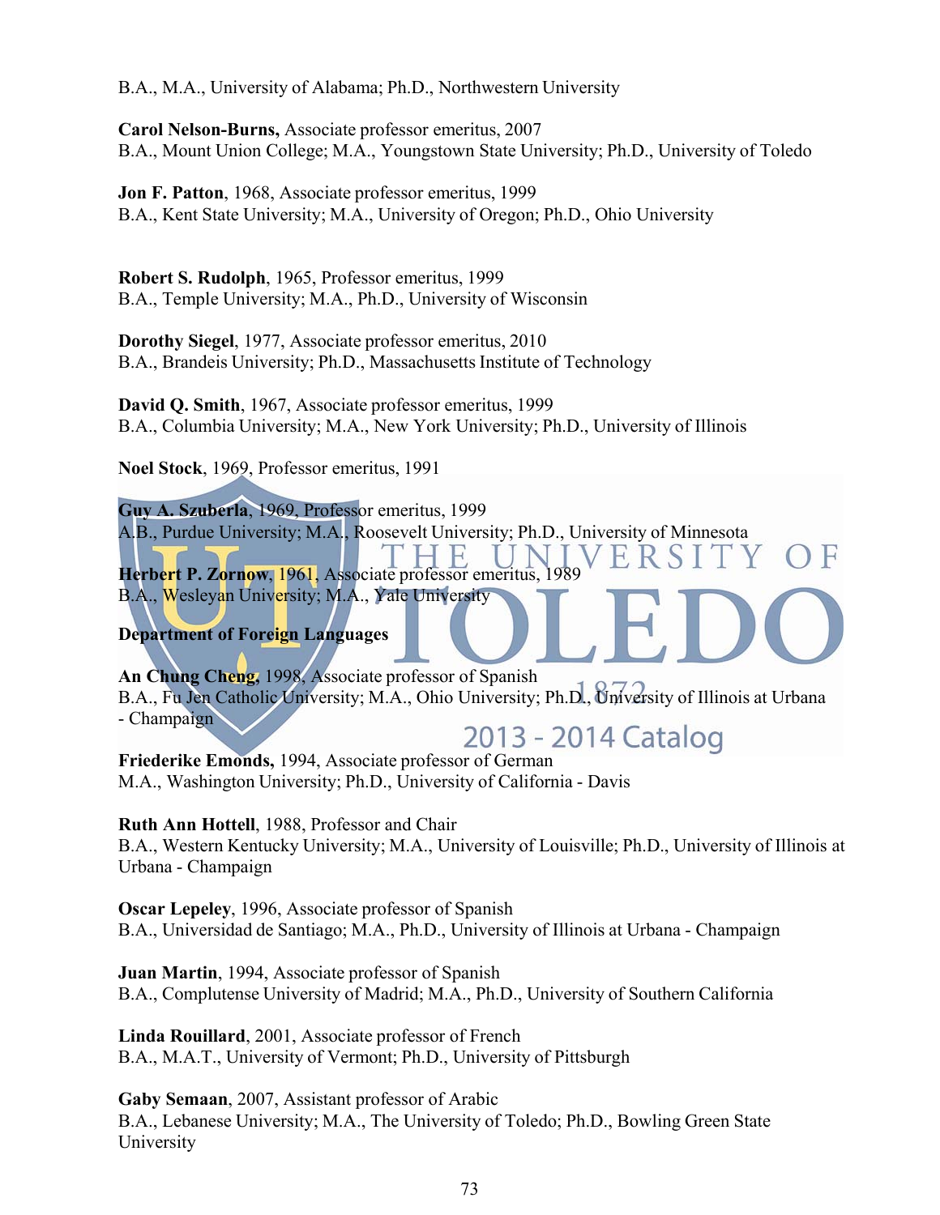B.A., M.A., University of Alabama; Ph.D., Northwestern University

**Carol Nelson-Burns,** Associate professor emeritus, 2007
B.A., Mount Union College; M.A., Youngstown State University; Ph.D., University of Toledo

**Jon F. Patton**, 1968, Associate professor emeritus, 1999
B.A., Kent State University; M.A., University of Oregon; Ph.D., Ohio University

**Robert S. Rudolph**, 1965, Professor emeritus, 1999
B.A., Temple University; M.A., Ph.D., University of Wisconsin

**Dorothy Siegel**, 1977, Associate professor emeritus, 2010
B.A., Brandeis University; Ph.D., Massachusetts Institute of Technology

**David Q. Smith**, 1967, Associate professor emeritus, 1999
B.A., Columbia University; M.A., New York University; Ph.D., University of Illinois

**Noel Stock**, 1969, Professor emeritus, 1991

**Guy A. Szuberla**, 1969, Professor emeritus, 1999
A.B., Purdue University; M.A., Roosevelt University; Ph.D., University of Minnesota

**Herbert P. Zornow**, 1961, Associate professor emeritus, 1989
B.A., Wesleyan University; M.A., Yale University

**Department of Foreign Languages**

**An Chung Cheng,** 1998, Associate professor of Spanish
B.A., Fu Jen Catholic University; M.A., Ohio University; Ph.D., University of Illinois at Urbana - Champaign

**Friederike Emonds,** 1994, Associate professor of German
M.A., Washington University; Ph.D., University of California - Davis

**Ruth Ann Hottell**, 1988, Professor and Chair
B.A., Western Kentucky University; M.A., University of Louisville; Ph.D., University of Illinois at Urbana - Champaign

**Oscar Lepeley**, 1996, Associate professor of Spanish
B.A., Universidad de Santiago; M.A., Ph.D., University of Illinois at Urbana - Champaign

**Juan Martin**, 1994, Associate professor of Spanish
B.A., Complutense University of Madrid; M.A., Ph.D., University of Southern California

**Linda Rouillard**, 2001, Associate professor of French
B.A., M.A.T., University of Vermont; Ph.D., University of Pittsburgh

**Gaby Semaan**, 2007, Assistant professor of Arabic
B.A., Lebanese University; M.A., The University of Toledo; Ph.D., Bowling Green State University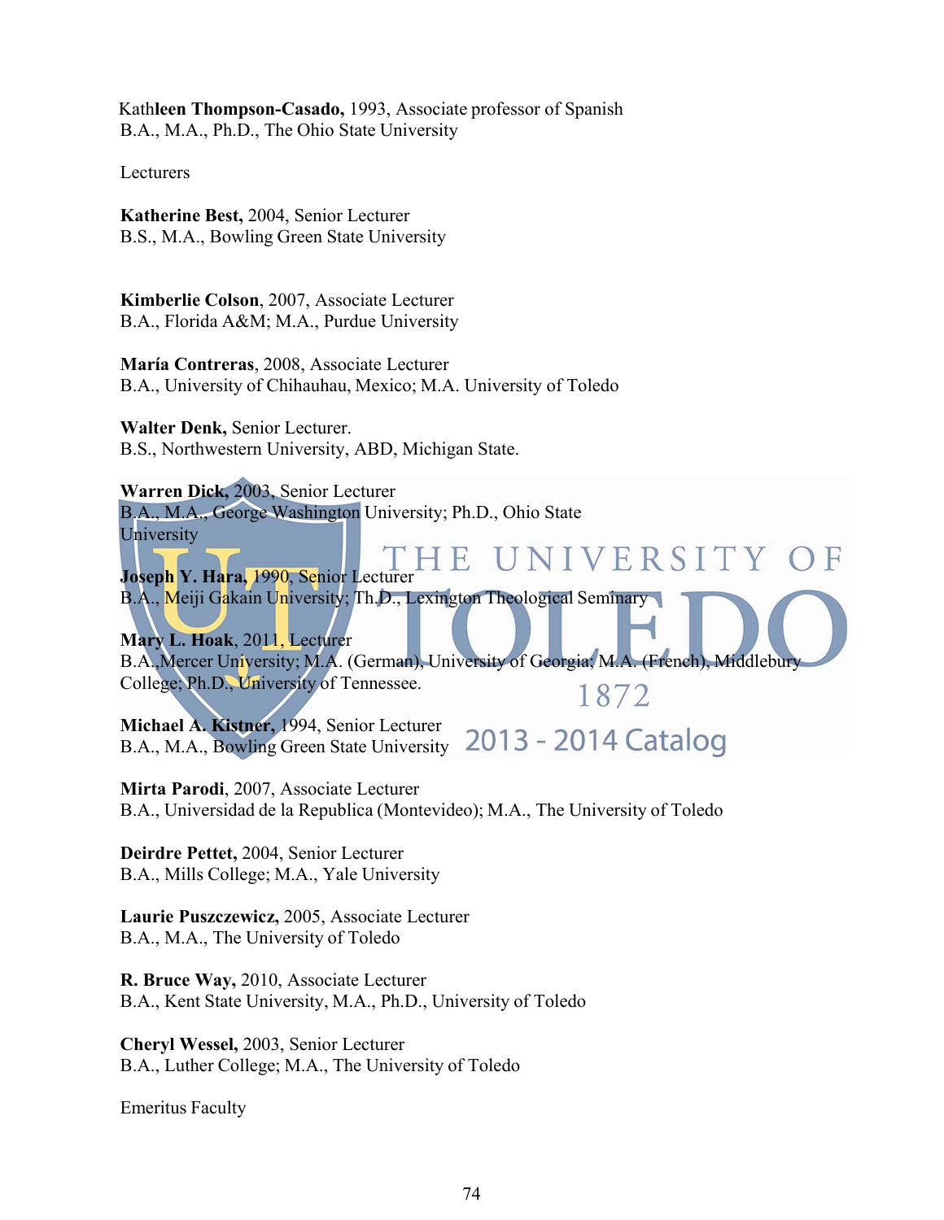**Kathleen Thompson-Casado,** 1993, Associate professor of Spanish
B.A., M.A., Ph.D., The Ohio State University

Lecturers

**Katherine Best,** 2004, Senior Lecturer
B.S., M.A., Bowling Green State University

**Kimberlie Colson**, 2007, Associate Lecturer
B.A., Florida A&M; M.A., Purdue University

**María Contreras**, 2008, Associate Lecturer
B.A., University of Chihauhau, Mexico; M.A. University of Toledo

**Walter Denk,** Senior Lecturer.
B.S., Northwestern University, ABD, Michigan State.

**Warren Dick,** 2003, Senior Lecturer
B.A., M.A., George Washington University; Ph.D., Ohio State University

**Joseph Y. Hara**, 1990, Senior Lecturer
B.A., Meiji Gakain University; Th.D., Lexington Theological Seminary

**Mary L. Hoak**, 2011, Lecturer
B.A.,Mercer University; M.A. (German), University of Georgia; M.A. (French), Middlebury College; Ph.D., University of Tennessee.

**Michael A. Kistner,** 1994, Senior Lecturer
B.A., M.A., Bowling Green State University

**Mirta Parodi**, 2007, Associate Lecturer
B.A., Universidad de la Republica (Montevideo); M.A., The University of Toledo

**Deirdre Pettet,** 2004, Senior Lecturer
B.A., Mills College; M.A., Yale University

**Laurie Puszczewicz,** 2005, Associate Lecturer
B.A., M.A., The University of Toledo

**R. Bruce Way,** 2010, Associate Lecturer
B.A., Kent State University, M.A., Ph.D., University of Toledo

**Cheryl Wessel,** 2003, Senior Lecturer
B.A., Luther College; M.A., The University of Toledo

Emeritus Faculty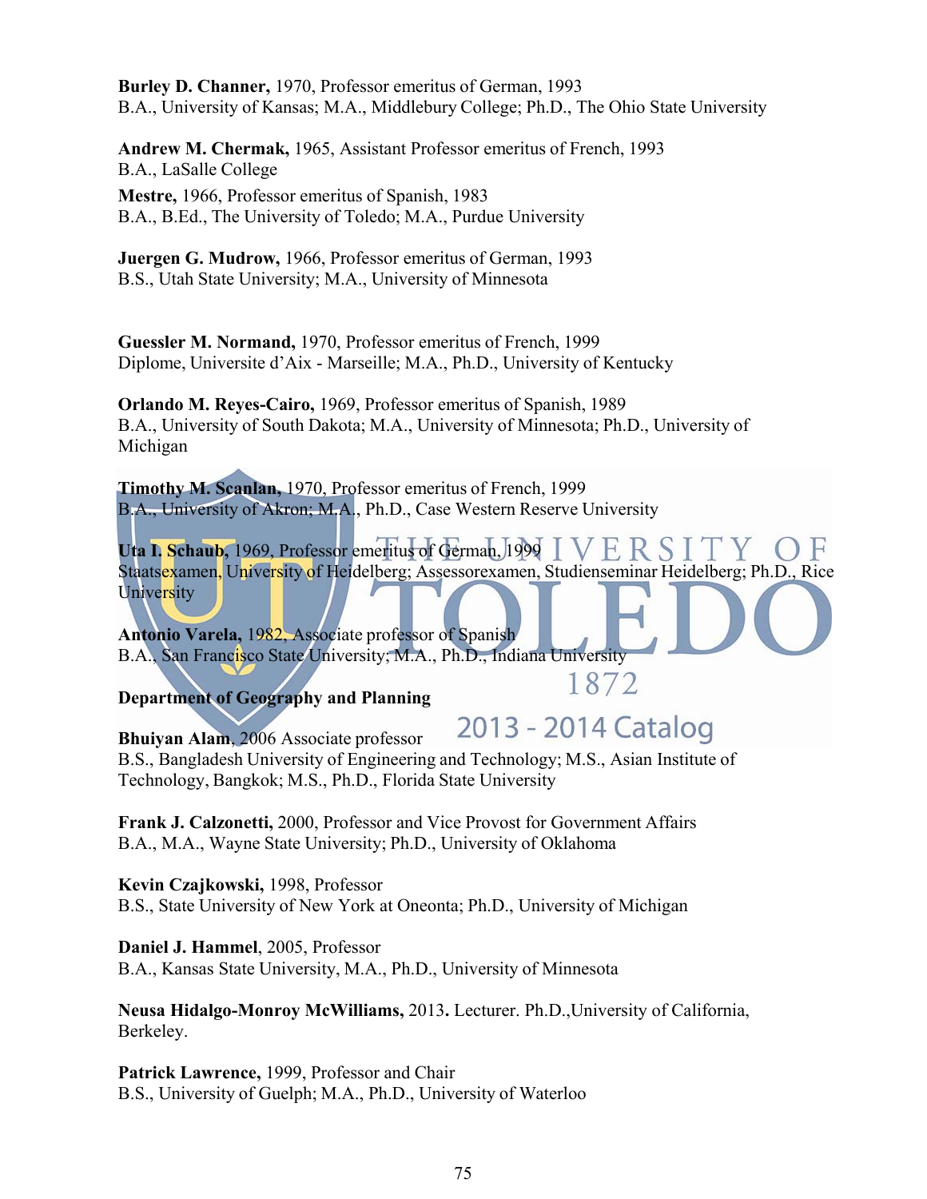**Burley D. Channer,** 1970, Professor emeritus of German, 1993
B.A., University of Kansas; M.A., Middlebury College; Ph.D., The Ohio State University

**Andrew M. Chermak,** 1965, Assistant Professor emeritus of French, 1993
B.A., LaSalle College

**Mestre,** 1966, Professor emeritus of Spanish, 1983
B.A., B.Ed., The University of Toledo; M.A., Purdue University

**Juergen G. Mudrow,** 1966, Professor emeritus of German, 1993
B.S., Utah State University; M.A., University of Minnesota

**Guessler M. Normand,** 1970, Professor emeritus of French, 1999
Diplome, Universite d'Aix - Marseille; M.A., Ph.D., University of Kentucky

**Orlando M. Reyes-Cairo,** 1969, Professor emeritus of Spanish, 1989
B.A., University of South Dakota; M.A., University of Minnesota; Ph.D., University of Michigan

**Timothy M. Scanlan,** 1970, Professor emeritus of French, 1999
B.A., University of Akron; M.A., Ph.D., Case Western Reserve University

**Uta I. Schaub,** 1969, Professor emeritus of German, 1999
Staatsexamen, University of Heidelberg; Assessorexamen, Studienseminar Heidelberg; Ph.D., Rice University

**Antonio Varela,** 1982, Associate professor of Spanish
B.A., San Francisco State University; M.A., Ph.D., Indiana University

**Department of Geography and Planning**

**Bhuiyan Alam**, 2006 Associate professor
B.S., Bangladesh University of Engineering and Technology; M.S., Asian Institute of Technology, Bangkok; M.S., Ph.D., Florida State University

**Frank J. Calzonetti,** 2000, Professor and Vice Provost for Government Affairs
B.A., M.A., Wayne State University; Ph.D., University of Oklahoma

**Kevin Czajkowski,** 1998, Professor
B.S., State University of New York at Oneonta; Ph.D., University of Michigan

**Daniel J. Hammel**, 2005, Professor
B.A., Kansas State University, M.A., Ph.D., University of Minnesota

**Neusa Hidalgo-Monroy McWilliams,** 2013**.** Lecturer. Ph.D.,University of California, Berkeley.

**Patrick Lawrence,** 1999, Professor and Chair
B.S., University of Guelph; M.A., Ph.D., University of Waterloo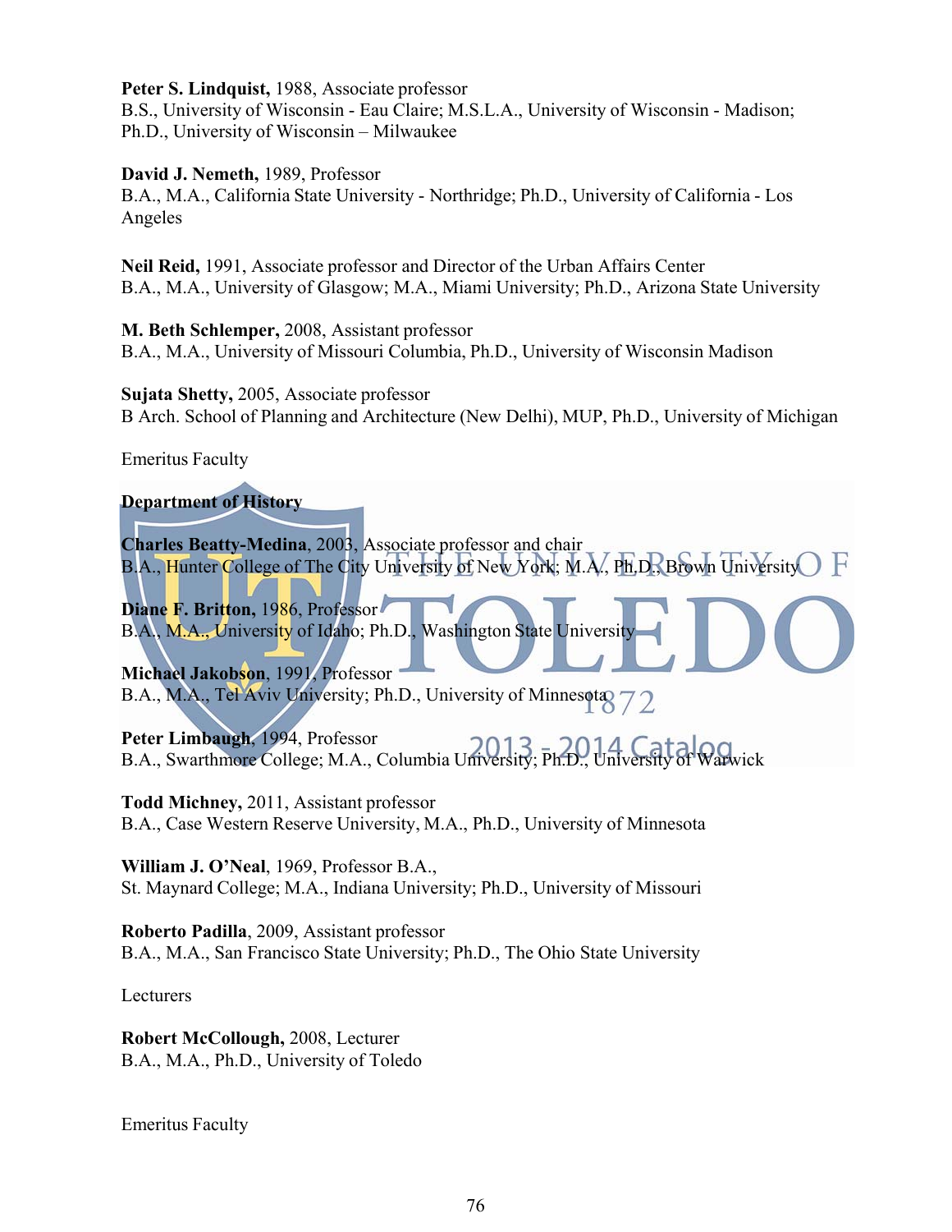**Peter S. Lindquist,** 1988, Associate professor
B.S., University of Wisconsin - Eau Claire; M.S.L.A., University of Wisconsin - Madison; Ph.D., University of Wisconsin – Milwaukee

**David J. Nemeth,** 1989, Professor
B.A., M.A., California State University - Northridge; Ph.D., University of California - Los Angeles

**Neil Reid,** 1991, Associate professor and Director of the Urban Affairs Center
B.A., M.A., University of Glasgow; M.A., Miami University; Ph.D., Arizona State University

**M. Beth Schlemper,** 2008, Assistant professor
B.A., M.A., University of Missouri Columbia, Ph.D., University of Wisconsin Madison

**Sujata Shetty,** 2005, Associate professor
B Arch. School of Planning and Architecture (New Delhi), MUP, Ph.D., University of Michigan

Emeritus Faculty

**Department of History**

**Charles Beatty-Medina**, 2003, Associate professor and chair
B.A., Hunter College of The City University of New York; M.A., Ph.D., Brown University

**Diane F. Britton,** 1986, Professor
B.A., M.A., University of Idaho; Ph.D., Washington State University

**Michael Jakobson**, 1991, Professor
B.A., M.A., Tel Aviv University; Ph.D., University of Minnesota

**Peter Limbaugh**, 1994, Professor
B.A., Swarthmore College; M.A., Columbia University; Ph.D., University of Warwick

**Todd Michney,** 2011, Assistant professor
B.A., Case Western Reserve University, M.A., Ph.D., University of Minnesota

**William J. O'Neal**, 1969, Professor B.A.,
St. Maynard College; M.A., Indiana University; Ph.D., University of Missouri

**Roberto Padilla**, 2009, Assistant professor
B.A., M.A., San Francisco State University; Ph.D., The Ohio State University

Lecturers

**Robert McCollough,** 2008, Lecturer
B.A., M.A., Ph.D., University of Toledo

Emeritus Faculty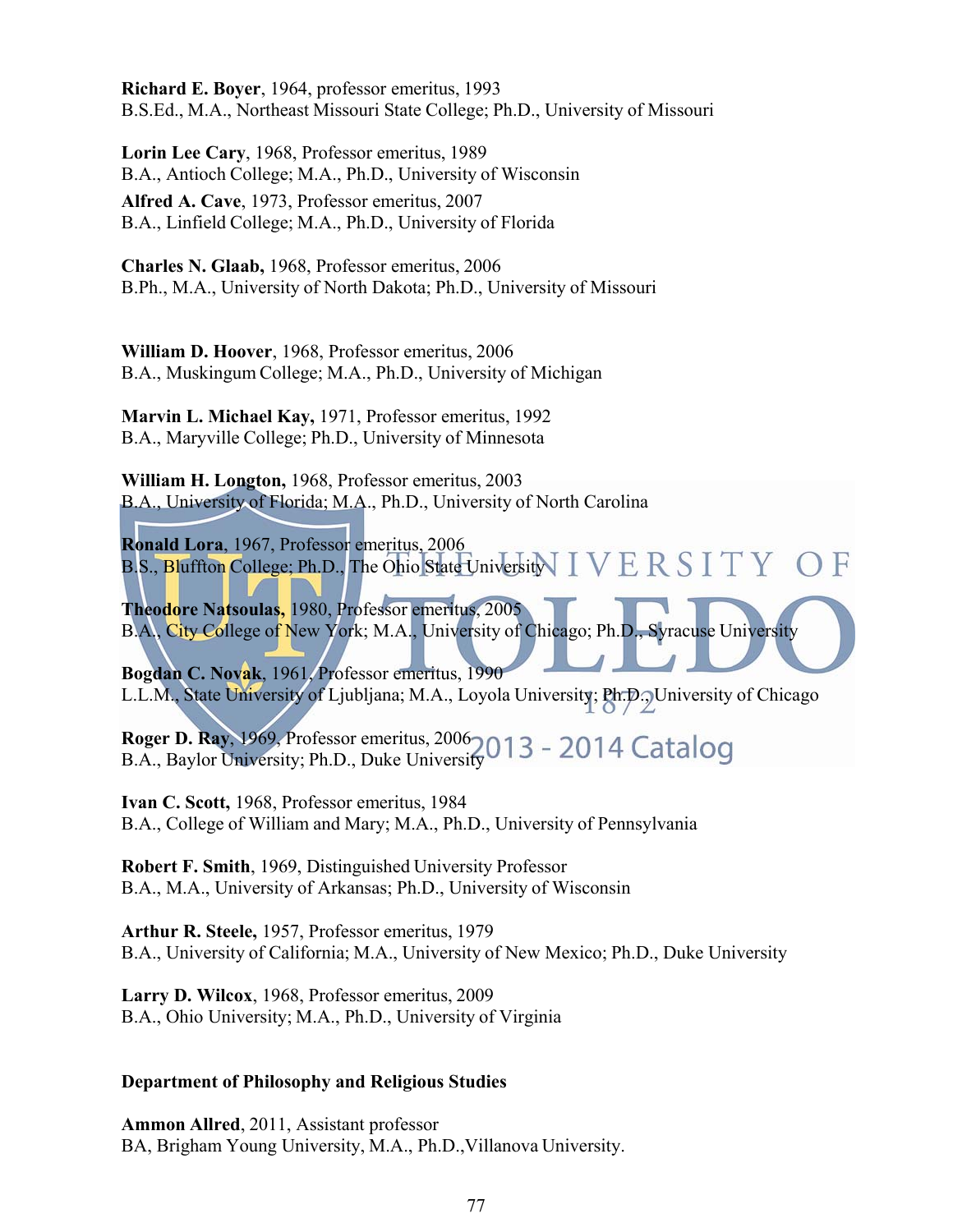**Richard E. Boyer**, 1964, professor emeritus, 1993
B.S.Ed., M.A., Northeast Missouri State College; Ph.D., University of Missouri

**Lorin Lee Cary**, 1968, Professor emeritus, 1989
B.A., Antioch College; M.A., Ph.D., University of Wisconsin

**Alfred A. Cave**, 1973, Professor emeritus, 2007
B.A., Linfield College; M.A., Ph.D., University of Florida

**Charles N. Glaab,** 1968, Professor emeritus, 2006
B.Ph., M.A., University of North Dakota; Ph.D., University of Missouri

**William D. Hoover**, 1968, Professor emeritus, 2006
B.A., Muskingum College; M.A., Ph.D., University of Michigan

**Marvin L. Michael Kay,** 1971, Professor emeritus, 1992
B.A., Maryville College; Ph.D., University of Minnesota

**William H. Longton,** 1968, Professor emeritus, 2003
B.A., University of Florida; M.A., Ph.D., University of North Carolina

**Ronald Lora**, 1967, Professor emeritus, 2006
B.S., Bluffton College; Ph.D., The Ohio State University

**Theodore Natsoulas,** 1980, Professor emeritus, 2005
B.A., City College of New York; M.A., University of Chicago; Ph.D., Syracuse University

**Bogdan C. Novak**, 1961, Professor emeritus, 1990
L.L.M., State University of Ljubljana; M.A., Loyola University; Ph.D., University of Chicago

**Roger D. Ray**, 1969, Professor emeritus, 2006
B.A., Baylor University; Ph.D., Duke University

**Ivan C. Scott,** 1968, Professor emeritus, 1984
B.A., College of William and Mary; M.A., Ph.D., University of Pennsylvania

**Robert F. Smith**, 1969, Distinguished University Professor
B.A., M.A., University of Arkansas; Ph.D., University of Wisconsin

**Arthur R. Steele,** 1957, Professor emeritus, 1979
B.A., University of California; M.A., University of New Mexico; Ph.D., Duke University

**Larry D. Wilcox**, 1968, Professor emeritus, 2009
B.A., Ohio University; M.A., Ph.D., University of Virginia

**Department of Philosophy and Religious Studies**

**Ammon Allred**, 2011, Assistant professor
BA, Brigham Young University, M.A., Ph.D.,Villanova University.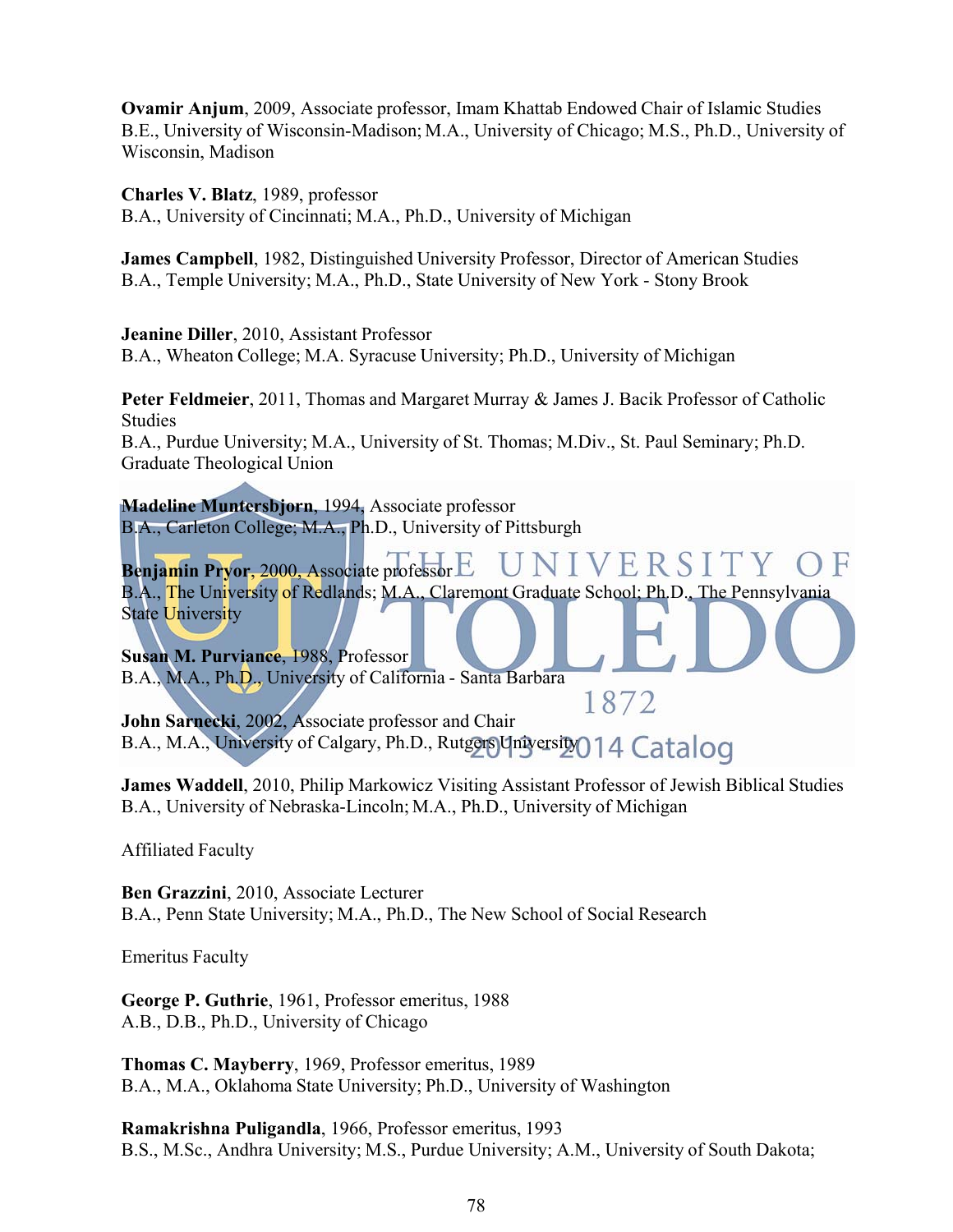**Ovamir Anjum**, 2009, Associate professor, Imam Khattab Endowed Chair of Islamic Studies
B.E., University of Wisconsin-Madison; M.A., University of Chicago; M.S., Ph.D., University of Wisconsin, Madison

**Charles V. Blatz**, 1989, professor
B.A., University of Cincinnati; M.A., Ph.D., University of Michigan

**James Campbell**, 1982, Distinguished University Professor, Director of American Studies
B.A., Temple University; M.A., Ph.D., State University of New York - Stony Brook

**Jeanine Diller**, 2010, Assistant Professor
B.A., Wheaton College; M.A. Syracuse University; Ph.D., University of Michigan

**Peter Feldmeier**, 2011, Thomas and Margaret Murray & James J. Bacik Professor of Catholic Studies
B.A., Purdue University; M.A., University of St. Thomas; M.Div., St. Paul Seminary; Ph.D. Graduate Theological Union

**Madeline Muntersbjorn**, 1994, Associate professor
B.A., Carleton College; M.A., Ph.D., University of Pittsburgh

**Benjamin Pryor**, 2000, Associate professor
B.A., The University of Redlands; M.A., Claremont Graduate School; Ph.D., The Pennsylvania State University

**Susan M. Purviance**, 1988, Professor
B.A., M.A., Ph.D., University of California - Santa Barbara

**John Sarnecki**, 2002, Associate professor and Chair
B.A., M.A., University of Calgary, Ph.D., Rutgers University

**James Waddell**, 2010, Philip Markowicz Visiting Assistant Professor of Jewish Biblical Studies
B.A., University of Nebraska-Lincoln; M.A., Ph.D., University of Michigan

Affiliated Faculty

**Ben Grazzini**, 2010, Associate Lecturer
B.A., Penn State University; M.A., Ph.D., The New School of Social Research

Emeritus Faculty

**George P. Guthrie**, 1961, Professor emeritus, 1988
A.B., D.B., Ph.D., University of Chicago

**Thomas C. Mayberry**, 1969, Professor emeritus, 1989
B.A., M.A., Oklahoma State University; Ph.D., University of Washington

**Ramakrishna Puligandla**, 1966, Professor emeritus, 1993
B.S., M.Sc., Andhra University; M.S., Purdue University; A.M., University of South Dakota;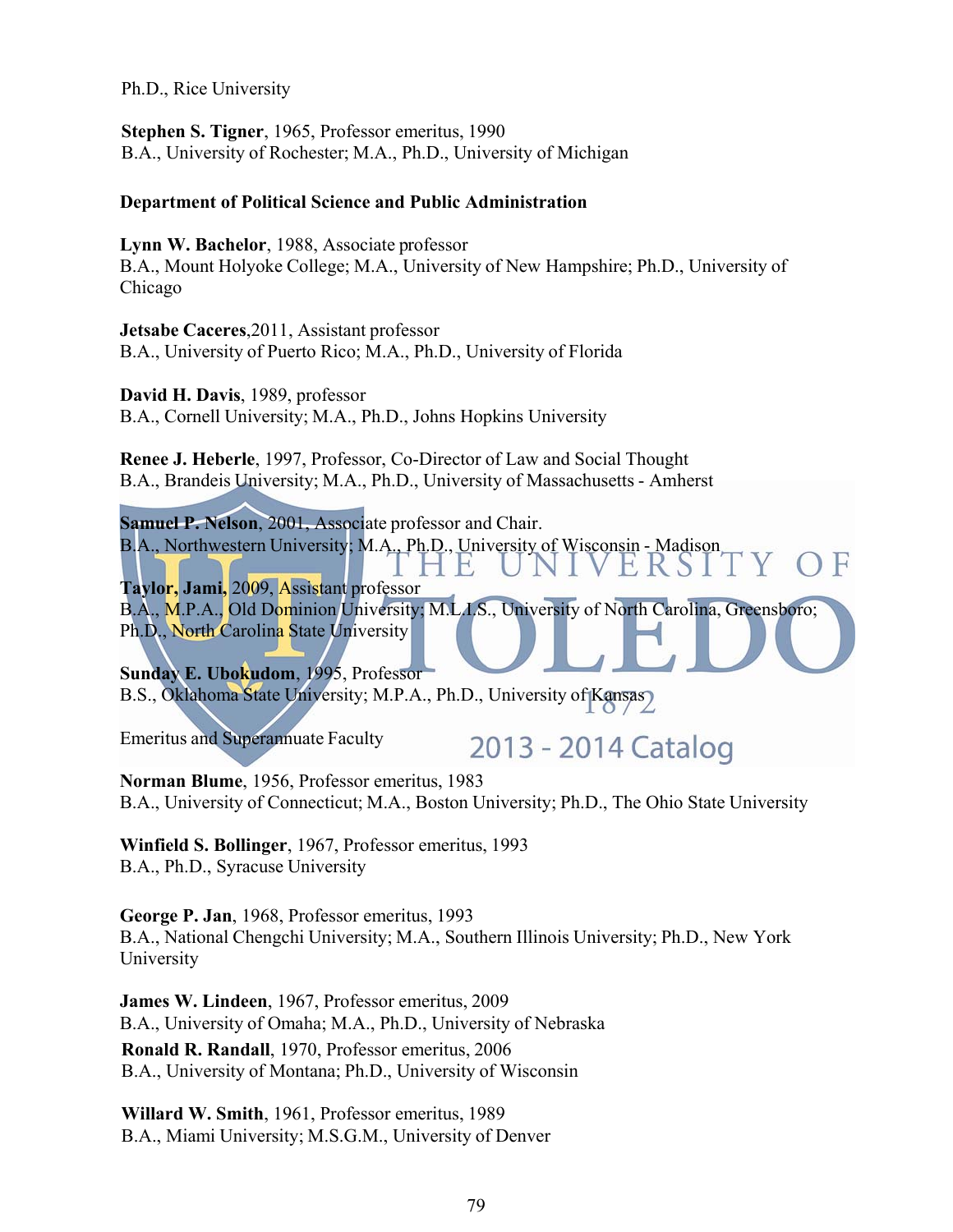Ph.D., Rice University

**Stephen S. Tigner**, 1965, Professor emeritus, 1990
B.A., University of Rochester; M.A., Ph.D., University of Michigan

**Department of Political Science and Public Administration**

**Lynn W. Bachelor**, 1988, Associate professor
B.A., Mount Holyoke College; M.A., University of New Hampshire; Ph.D., University of Chicago

**Jetsabe Caceres**,2011, Assistant professor
B.A., University of Puerto Rico; M.A., Ph.D., University of Florida

**David H. Davis**, 1989, professor
B.A., Cornell University; M.A., Ph.D., Johns Hopkins University

**Renee J. Heberle**, 1997, Professor, Co-Director of Law and Social Thought
B.A., Brandeis University; M.A., Ph.D., University of Massachusetts - Amherst

**Samuel P. Nelson**, 2001, Associate professor and Chair.
B.A., Northwestern University; M.A., Ph.D., University of Wisconsin - Madison

**Taylor, Jami,** 2009, Assistant professor
B.A., M.P.A., Old Dominion University; M.L.I.S., University of North Carolina, Greensboro; Ph.D., North Carolina State University

**Sunday E. Ubokudom**, 1995, Professor
B.S., Oklahoma State University; M.P.A., Ph.D., University of Kansas

Emeritus and Superannuate Faculty

**Norman Blume**, 1956, Professor emeritus, 1983
B.A., University of Connecticut; M.A., Boston University; Ph.D., The Ohio State University

**Winfield S. Bollinger**, 1967, Professor emeritus, 1993
B.A., Ph.D., Syracuse University

**George P. Jan**, 1968, Professor emeritus, 1993
B.A., National Chengchi University; M.A., Southern Illinois University; Ph.D., New York University

**James W. Lindeen**, 1967, Professor emeritus, 2009
B.A., University of Omaha; M.A., Ph.D., University of Nebraska

**Ronald R. Randall**, 1970, Professor emeritus, 2006
B.A., University of Montana; Ph.D., University of Wisconsin

**Willard W. Smith**, 1961, Professor emeritus, 1989
B.A., Miami University; M.S.G.M., University of Denver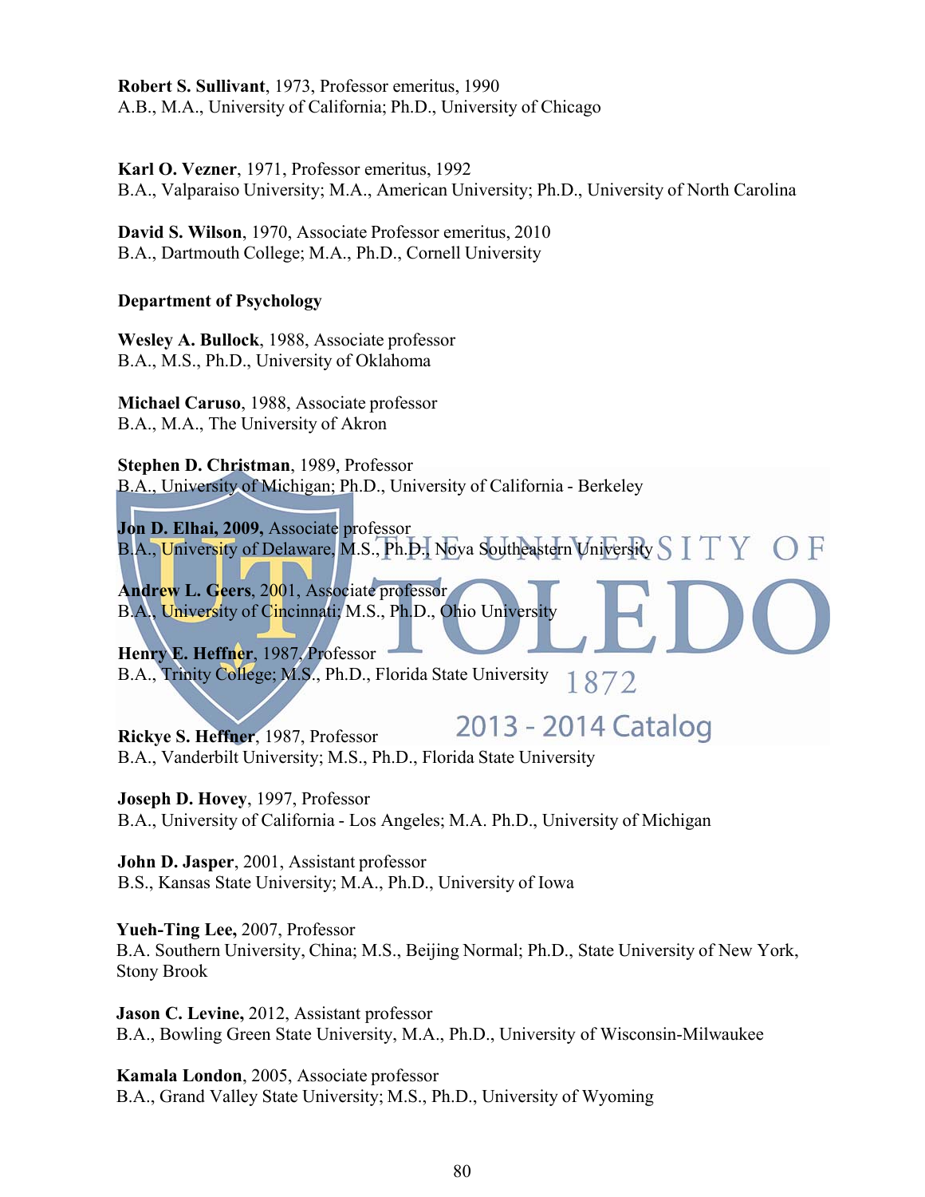**Robert S. Sullivant**, 1973, Professor emeritus, 1990
A.B., M.A., University of California; Ph.D., University of Chicago

**Karl O. Vezner**, 1971, Professor emeritus, 1992
B.A., Valparaiso University; M.A., American University; Ph.D., University of North Carolina

**David S. Wilson**, 1970, Associate Professor emeritus, 2010
B.A., Dartmouth College; M.A., Ph.D., Cornell University

**Department of Psychology**

**Wesley A. Bullock**, 1988, Associate professor
B.A., M.S., Ph.D., University of Oklahoma

**Michael Caruso**, 1988, Associate professor
B.A., M.A., The University of Akron

**Stephen D. Christman**, 1989, Professor
B.A., University of Michigan; Ph.D., University of California - Berkeley

**Jon D. Elhai, 2009,** Associate professor
B.A., University of Delaware, M.S., Ph.D., Nova Southeastern University

**Andrew L. Geers**, 2001, Associate professor
B.A., University of Cincinnati; M.S., Ph.D., Ohio University

**Henry E. Heffner**, 1987, Professor
B.A., Trinity College; M.S., Ph.D., Florida State University

**Rickye S. Heffner**, 1987, Professor
B.A., Vanderbilt University; M.S., Ph.D., Florida State University

**Joseph D. Hovey**, 1997, Professor
B.A., University of California - Los Angeles; M.A. Ph.D., University of Michigan

**John D. Jasper**, 2001, Assistant professor
B.S., Kansas State University; M.A., Ph.D., University of Iowa

**Yueh-Ting Lee,** 2007, Professor
B.A. Southern University, China; M.S., Beijing Normal; Ph.D., State University of New York, Stony Brook

**Jason C. Levine,** 2012, Assistant professor
B.A., Bowling Green State University, M.A., Ph.D., University of Wisconsin-Milwaukee

**Kamala London**, 2005, Associate professor
B.A., Grand Valley State University; M.S., Ph.D., University of Wyoming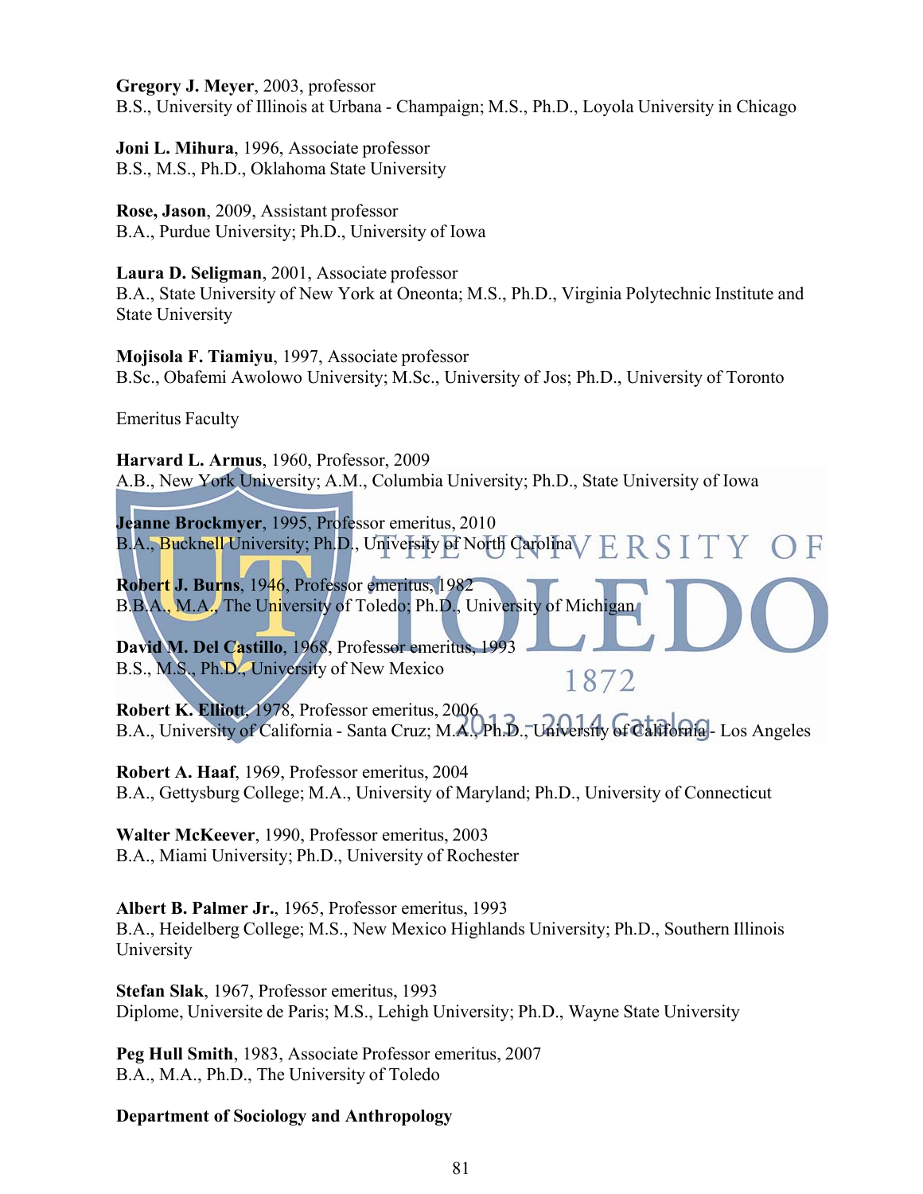**Gregory J. Meyer**, 2003, professor
B.S., University of Illinois at Urbana - Champaign; M.S., Ph.D., Loyola University in Chicago

**Joni L. Mihura**, 1996, Associate professor
B.S., M.S., Ph.D., Oklahoma State University

**Rose, Jason**, 2009, Assistant professor
B.A., Purdue University; Ph.D., University of Iowa

**Laura D. Seligman**, 2001, Associate professor
B.A., State University of New York at Oneonta; M.S., Ph.D., Virginia Polytechnic Institute and State University

**Mojisola F. Tiamiyu**, 1997, Associate professor
B.Sc., Obafemi Awolowo University; M.Sc., University of Jos; Ph.D., University of Toronto

Emeritus Faculty

**Harvard L. Armus**, 1960, Professor, 2009
A.B., New York University; A.M., Columbia University; Ph.D., State University of Iowa

**Jeanne Brockmyer**, 1995, Professor emeritus, 2010
B.A., Bucknell University; Ph.D., University of North Carolina

**Robert J. Burns**, 1946, Professor emeritus, 1982
B.B.A., M.A., The University of Toledo; Ph.D., University of Michigan

**David M. Del Castillo**, 1968, Professor emeritus, 1993
B.S., M.S., Ph.D., University of New Mexico

**Robert K. Elliott**, 1978, Professor emeritus, 2006
B.A., University of California - Santa Cruz; M.A., Ph.D., University of California - Los Angeles

**Robert A. Haaf**, 1969, Professor emeritus, 2004
B.A., Gettysburg College; M.A., University of Maryland; Ph.D., University of Connecticut

**Walter McKeever**, 1990, Professor emeritus, 2003
B.A., Miami University; Ph.D., University of Rochester

**Albert B. Palmer Jr.**, 1965, Professor emeritus, 1993
B.A., Heidelberg College; M.S., New Mexico Highlands University; Ph.D., Southern Illinois University

**Stefan Slak**, 1967, Professor emeritus, 1993
Diplome, Universite de Paris; M.S., Lehigh University; Ph.D., Wayne State University

**Peg Hull Smith**, 1983, Associate Professor emeritus, 2007
B.A., M.A., Ph.D., The University of Toledo

**Department of Sociology and Anthropology**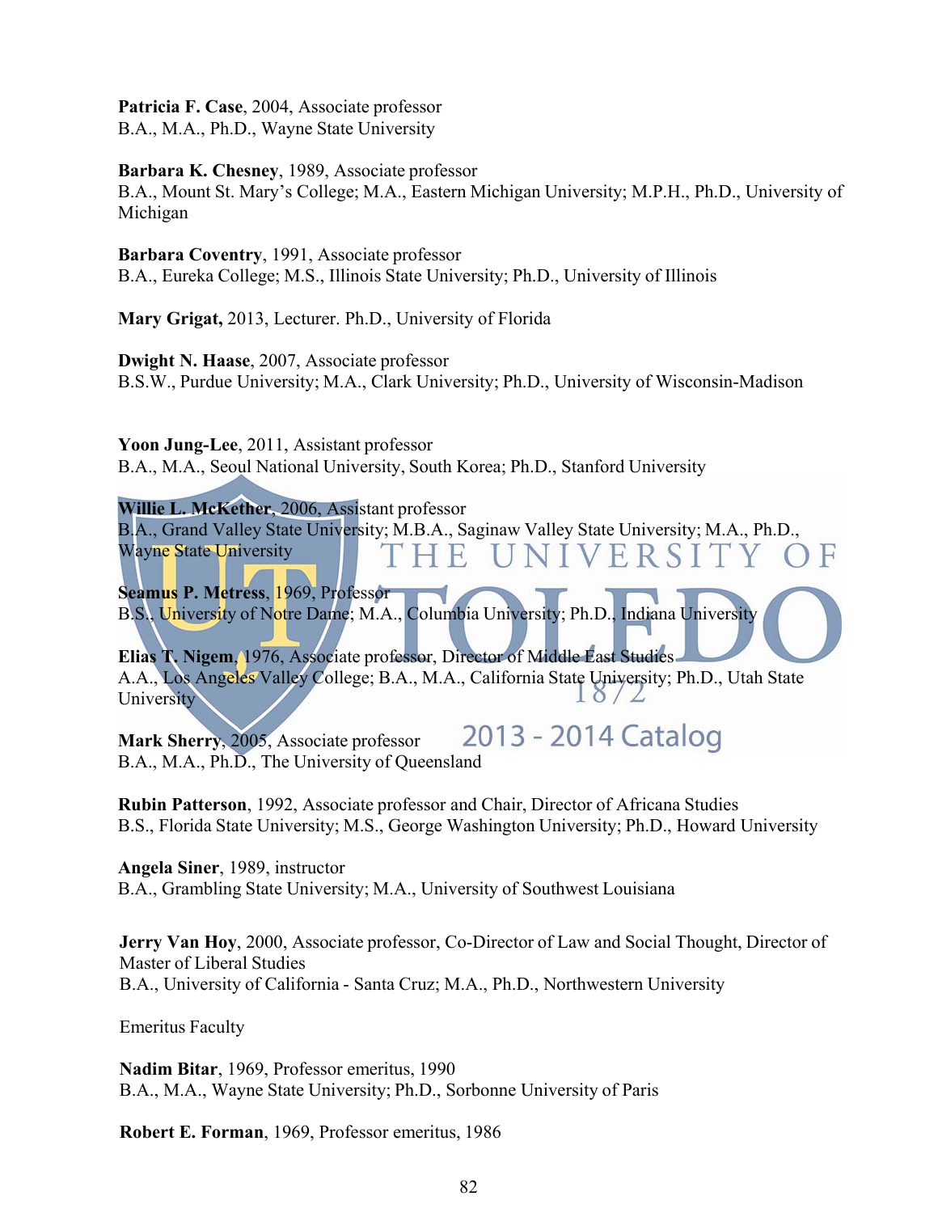**Patricia F. Case**, 2004, Associate professor
B.A., M.A., Ph.D., Wayne State University

**Barbara K. Chesney**, 1989, Associate professor
B.A., Mount St. Mary's College; M.A., Eastern Michigan University; M.P.H., Ph.D., University of Michigan

**Barbara Coventry**, 1991, Associate professor
B.A., Eureka College; M.S., Illinois State University; Ph.D., University of Illinois

**Mary Grigat,** 2013, Lecturer. Ph.D., University of Florida

**Dwight N. Haase**, 2007, Associate professor
B.S.W., Purdue University; M.A., Clark University; Ph.D., University of Wisconsin-Madison

**Yoon Jung-Lee**, 2011, Assistant professor
B.A., M.A., Seoul National University, South Korea; Ph.D., Stanford University

**Willie L. McKether**, 2006, Assistant professor
B.A., Grand Valley State University; M.B.A., Saginaw Valley State University; M.A., Ph.D., Wayne State University

**Seamus P. Metress**, 1969, Professor
B.S., University of Notre Dame; M.A., Columbia University; Ph.D., Indiana University

**Elias T. Nigem**, 1976, Associate professor, Director of Middle East Studies
A.A., Los Angeles Valley College; B.A., M.A., California State University; Ph.D., Utah State University

**Mark Sherry**, 2005, Associate professor
B.A., M.A., Ph.D., The University of Queensland

**Rubin Patterson**, 1992, Associate professor and Chair, Director of Africana Studies
B.S., Florida State University; M.S., George Washington University; Ph.D., Howard University

**Angela Siner**, 1989, instructor
B.A., Grambling State University; M.A., University of Southwest Louisiana

**Jerry Van Hoy**, 2000, Associate professor, Co-Director of Law and Social Thought, Director of Master of Liberal Studies
B.A., University of California - Santa Cruz; M.A., Ph.D., Northwestern University

Emeritus Faculty

**Nadim Bitar**, 1969, Professor emeritus, 1990
B.A., M.A., Wayne State University; Ph.D., Sorbonne University of Paris

**Robert E. Forman**, 1969, Professor emeritus, 1986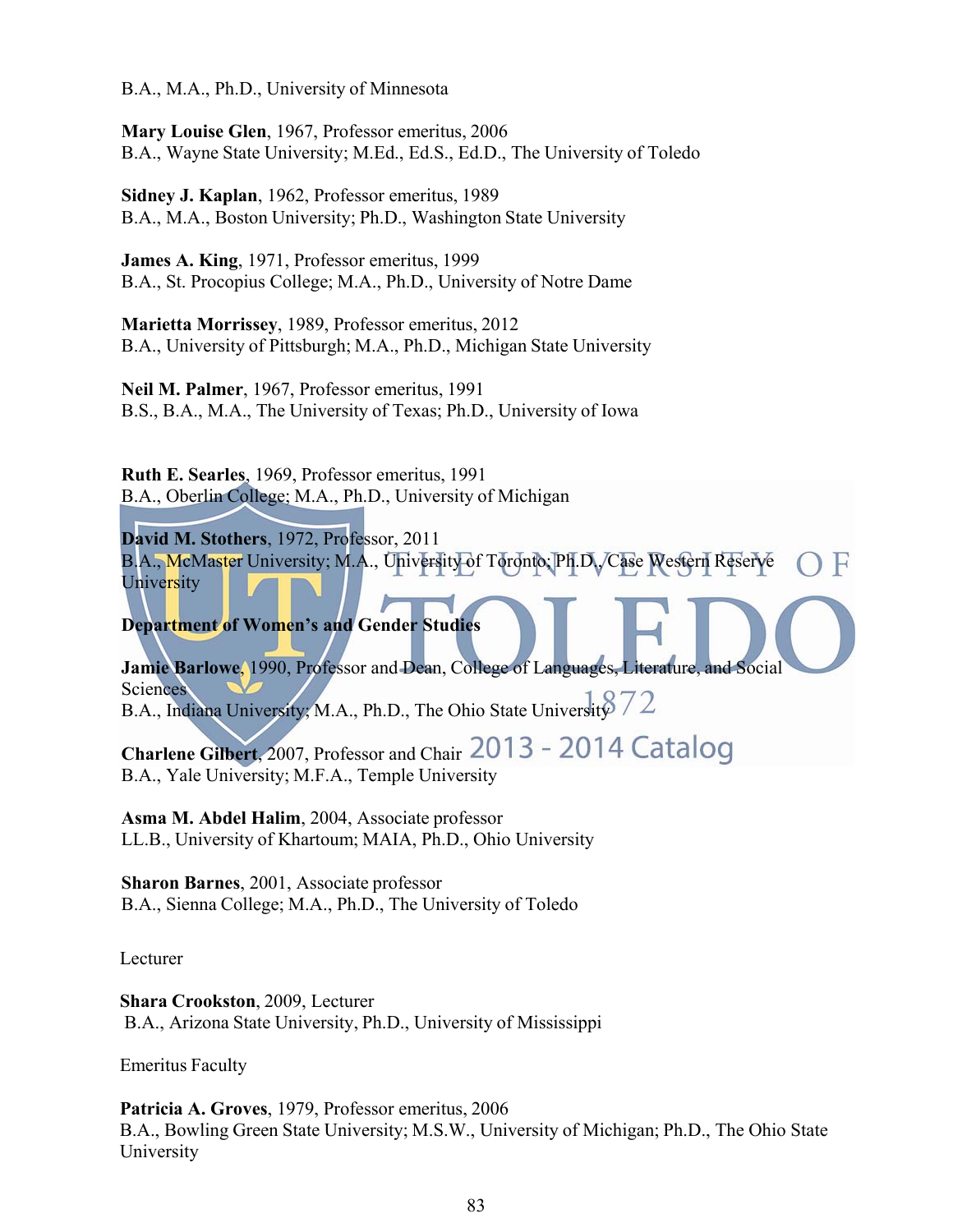B.A., M.A., Ph.D., University of Minnesota

**Mary Louise Glen**, 1967, Professor emeritus, 2006
B.A., Wayne State University; M.Ed., Ed.S., Ed.D., The University of Toledo

**Sidney J. Kaplan**, 1962, Professor emeritus, 1989
B.A., M.A., Boston University; Ph.D., Washington State University

**James A. King**, 1971, Professor emeritus, 1999
B.A., St. Procopius College; M.A., Ph.D., University of Notre Dame

**Marietta Morrissey**, 1989, Professor emeritus, 2012
B.A., University of Pittsburgh; M.A., Ph.D., Michigan State University

**Neil M. Palmer**, 1967, Professor emeritus, 1991
B.S., B.A., M.A., The University of Texas; Ph.D., University of Iowa

**Ruth E. Searles**, 1969, Professor emeritus, 1991
B.A., Oberlin College; M.A., Ph.D., University of Michigan

**David M. Stothers**, 1972, Professor, 2011
B.A., McMaster University; M.A., University of Toronto; Ph.D., Case Western Reserve University

**Department of Women's and Gender Studies**

**Jamie Barlowe**, 1990, Professor and Dean, College of Languages, Literature, and Social Sciences
B.A., Indiana University; M.A., Ph.D., The Ohio State University

**Charlene Gilbert**, 2007, Professor and Chair
B.A., Yale University; M.F.A., Temple University

**Asma M. Abdel Halim**, 2004, Associate professor
LL.B., University of Khartoum; MAIA, Ph.D., Ohio University

**Sharon Barnes**, 2001, Associate professor
B.A., Sienna College; M.A., Ph.D., The University of Toledo

Lecturer

**Shara Crookston**, 2009, Lecturer
B.A., Arizona State University, Ph.D., University of Mississippi

Emeritus Faculty

**Patricia A. Groves**, 1979, Professor emeritus, 2006
B.A., Bowling Green State University; M.S.W., University of Michigan; Ph.D., The Ohio State University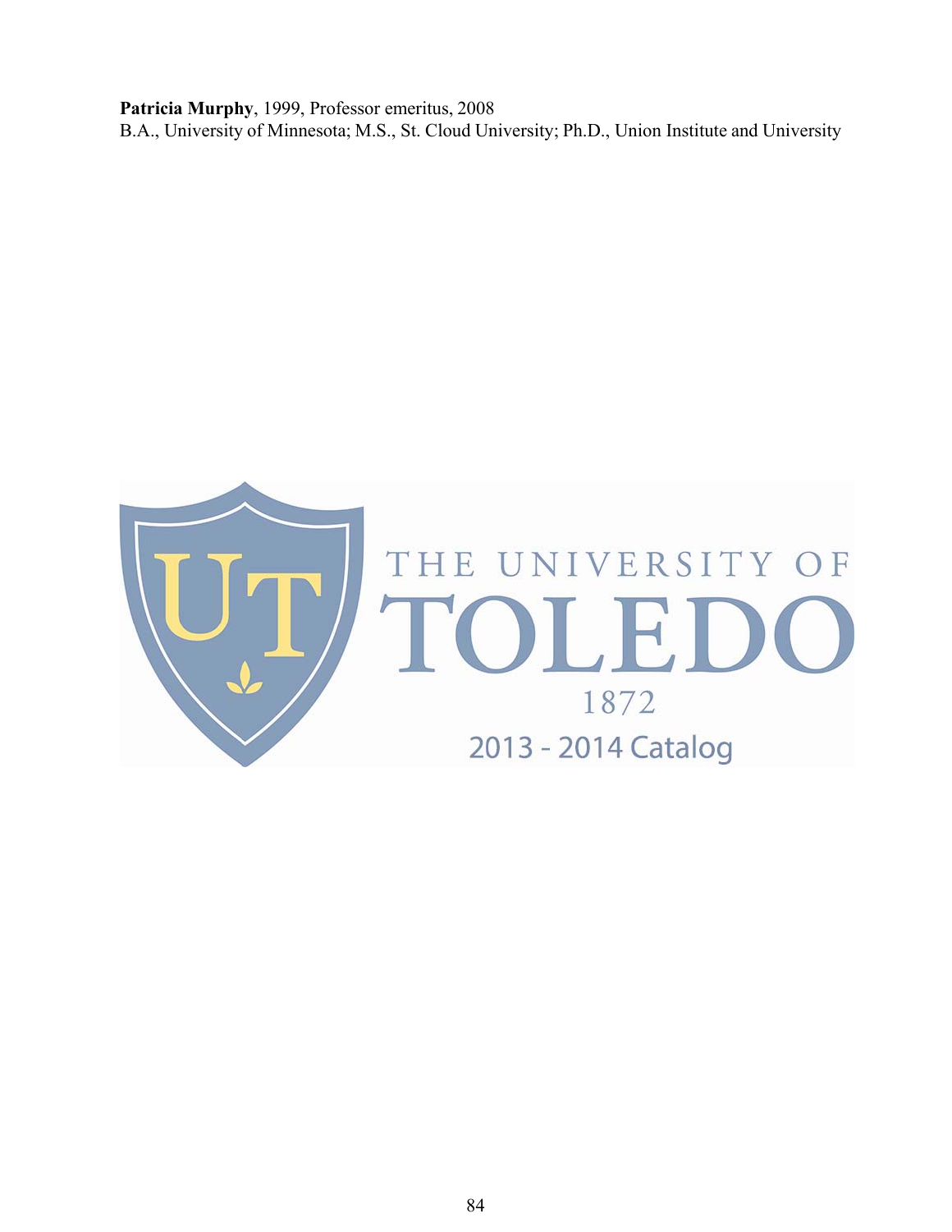**Patricia Murphy**, 1999, Professor emeritus, 2008
B.A., University of Minnesota; M.S., St. Cloud University; Ph.D., Union Institute and University